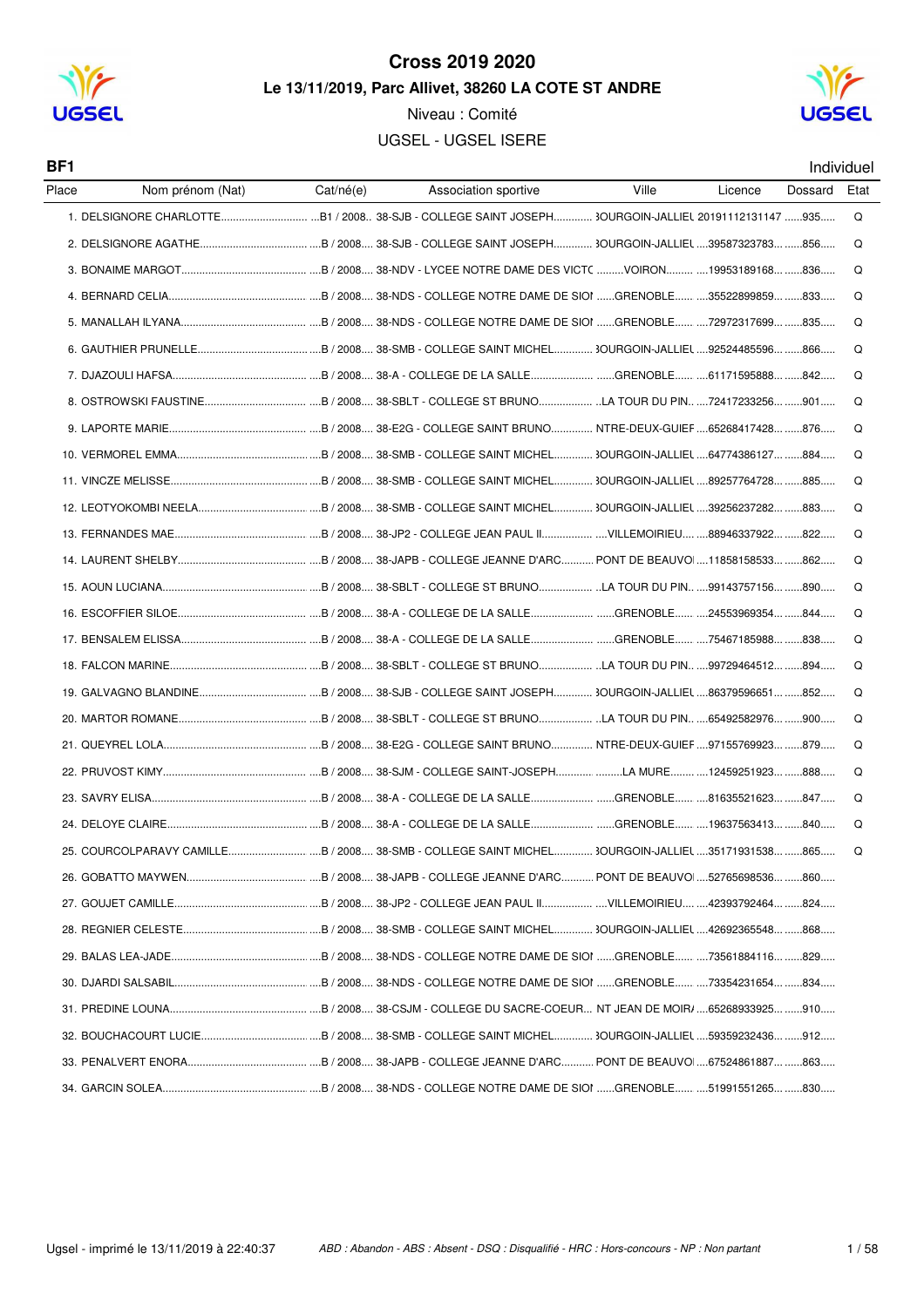# Cross 2019 2020

## Le 13/11/2019, Parc Allivet, 38260 LA COTE ST ANDRE

Niveau : Comité

UGSEL - UGSEL ISERE

**BF1** Individuel

| Place | Nom prénom (Nat) | Cat/né(e) | Association sportive | Ville | Licence | Dossard | Etat |
|---|---|---|---|---|---|---|---|
| 1. | DELSIGNORE CHARLOTTE | B1 / 2008 | 38-SJB - COLLEGE SAINT JOSEPH | BOURGOIN-JALLIEU | 20191112131147 | 935 | Q |
| 2. | DELSIGNORE AGATHE | B / 2008 | 38-SJB - COLLEGE SAINT JOSEPH | BOURGOIN-JALLIEU | 39587323783 | 856 | Q |
| 3. | BONAIME MARGOT | B / 2008 | 38-NDV - LYCEE NOTRE DAME DES VICTC | VOIRON | 19953189168 | 836 | Q |
| 4. | BERNARD CELIA | B / 2008 | 38-NDS - COLLEGE NOTRE DAME DE SION | GRENOBLE | 35522899859 | 833 | Q |
| 5. | MANALLAH ILYANA | B / 2008 | 38-NDS - COLLEGE NOTRE DAME DE SION | GRENOBLE | 72972317699 | 835 | Q |
| 6. | GAUTHIER PRUNELLE | B / 2008 | 38-SMB - COLLEGE SAINT MICHEL | BOURGOIN-JALLIEU | 92524485596 | 866 | Q |
| 7. | DJAZOULI HAFSA | B / 2008 | 38-A - COLLEGE DE LA SALLE | GRENOBLE | 61171595888 | 842 | Q |
| 8. | OSTROWSKI FAUSTINE | B / 2008 | 38-SBLT - COLLEGE ST BRUNO | LA TOUR DU PIN | 72417233256 | 901 | Q |
| 9. | LAPORTE MARIE | B / 2008 | 38-E2G - COLLEGE SAINT BRUNO | ENTRE-DEUX-GUIER | 65268417428 | 876 | Q |
| 10. | VERMOREL EMMA | B / 2008 | 38-SMB - COLLEGE SAINT MICHEL | BOURGOIN-JALLIEU | 64774386127 | 884 | Q |
| 11. | VINCZE MELISSE | B / 2008 | 38-SMB - COLLEGE SAINT MICHEL | BOURGOIN-JALLIEU | 89257764728 | 885 | Q |
| 12. | LEOTYOKOMBI NEELA | B / 2008 | 38-SMB - COLLEGE SAINT MICHEL | BOURGOIN-JALLIEU | 39256237282 | 883 | Q |
| 13. | FERNANDES MAE | B / 2008 | 38-JP2 - COLLEGE JEAN PAUL II | VILLEMOIRIEU | 88946337922 | 822 | Q |
| 14. | LAURENT SHELBY | B / 2008 | 38-JAPB - COLLEGE JEANNE D'ARC | PONT DE BEAUVOI | 11858158533 | 862 | Q |
| 15. | AOUN LUCIANA | B / 2008 | 38-SBLT - COLLEGE ST BRUNO | LA TOUR DU PIN | 99143757156 | 890 | Q |
| 16. | ESCOFFIER SILOE | B / 2008 | 38-A - COLLEGE DE LA SALLE | GRENOBLE | 24553969354 | 844 | Q |
| 17. | BENSALEM ELISSA | B / 2008 | 38-A - COLLEGE DE LA SALLE | GRENOBLE | 75467185988 | 838 | Q |
| 18. | FALCON MARINE | B / 2008 | 38-SBLT - COLLEGE ST BRUNO | LA TOUR DU PIN | 99729464512 | 894 | Q |
| 19. | GALVAGNO BLANDINE | B / 2008 | 38-SJB - COLLEGE SAINT JOSEPH | BOURGOIN-JALLIEU | 86379596651 | 852 | Q |
| 20. | MARTOR ROMANE | B / 2008 | 38-SBLT - COLLEGE ST BRUNO | LA TOUR DU PIN | 65492582976 | 900 | Q |
| 21. | QUEYREL LOLA | B / 2008 | 38-E2G - COLLEGE SAINT BRUNO | ENTRE-DEUX-GUIER | 97155769923 | 879 | Q |
| 22. | PRUVOST KIMY | B / 2008 | 38-SJM - COLLEGE SAINT-JOSEPH | LA MURE | 12459251923 | 888 | Q |
| 23. | SAVRY ELISA | B / 2008 | 38-A - COLLEGE DE LA SALLE | GRENOBLE | 81635521623 | 847 | Q |
| 24. | DELOYE CLAIRE | B / 2008 | 38-A - COLLEGE DE LA SALLE | GRENOBLE | 19637563413 | 840 | Q |
| 25. | COURCOLPARAVY CAMILLE | B / 2008 | 38-SMB - COLLEGE SAINT MICHEL | BOURGOIN-JALLIEU | 35171931538 | 865 | Q |
| 26. | GOBATTO MAYWEN | B / 2008 | 38-JAPB - COLLEGE JEANNE D'ARC | PONT DE BEAUVOI | 52765698536 | 860 | |
| 27. | GOUJET CAMILLE | B / 2008 | 38-JP2 - COLLEGE JEAN PAUL II | VILLEMOIRIEU | 42393792464 | 824 | |
| 28. | REGNIER CELESTE | B / 2008 | 38-SMB - COLLEGE SAINT MICHEL | BOURGOIN-JALLIEU | 42692365548 | 868 | |
| 29. | BALAS LEA-JADE | B / 2008 | 38-NDS - COLLEGE NOTRE DAME DE SION | GRENOBLE | 73561884116 | 829 | |
| 30. | DJARDI SALSABIL | B / 2008 | 38-NDS - COLLEGE NOTRE DAME DE SION | GRENOBLE | 73354231654 | 834 | |
| 31. | PREDINE LOUNA | B / 2008 | 38-CSJM - COLLEGE DU SACRE-COEUR | SAINT JEAN DE MOIRA | 65268933925 | 910 | |
| 32. | BOUCHACOURT LUCIE | B / 2008 | 38-SMB - COLLEGE SAINT MICHEL | BOURGOIN-JALLIEU | 59359232436 | 912 | |
| 33. | PENALVERT ENORA | B / 2008 | 38-JAPB - COLLEGE JEANNE D'ARC | PONT DE BEAUVOI | 67524861887 | 863 | |
| 34. | GARCIN SOLEA | B / 2008 | 38-NDS - COLLEGE NOTRE DAME DE SION | GRENOBLE | 51991551265 | 830 | |

Ugsel - imprimé le 13/11/2019 à 22:40:37

*ABD : Abandon - ABS : Absent - DSQ : Disqualifié - HRC : Hors-concours - NP : Non partant*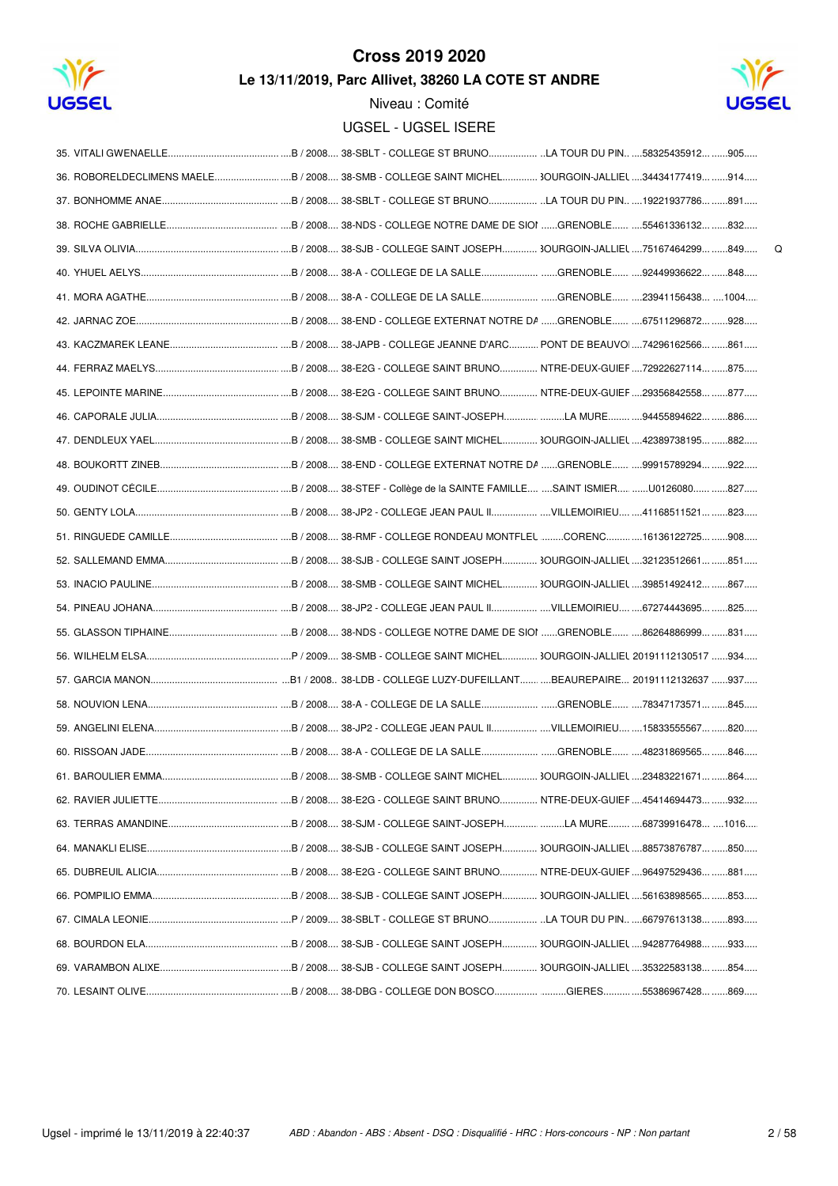# Cross 2019 2020

## Le 13/11/2019, Parc Allivet, 38260 LA COTE ST ANDRE

Niveau : Comité

UGSEL - UGSEL ISERE

| Rang | Nom | Cat. / Année | Établissement | Ville | Licence | Dossard | |
|---|---|---|---|---|---|---|---|
| 35. | VITALI GWENAELLE | B / 2008 | 38-SBLT - COLLEGE ST BRUNO | LA TOUR DU PIN | 58325435912 | 905 | |
| 36. | ROBORELDECLIMENS MAELE | B / 2008 | 38-SMB - COLLEGE SAINT MICHEL | BOURGOIN-JALLIEU | 34434177419 | 914 | |
| 37. | BONHOMME ANAE | B / 2008 | 38-SBLT - COLLEGE ST BRUNO | LA TOUR DU PIN | 19221937786 | 891 | |
| 38. | ROCHE GABRIELLE | B / 2008 | 38-NDS - COLLEGE NOTRE DAME DE SION | GRENOBLE | 55461336132 | 832 | |
| 39. | SILVA OLIVIA | B / 2008 | 38-SJB - COLLEGE SAINT JOSEPH | BOURGOIN-JALLIEU | 75167464299 | 849 | Q |
| 40. | YHUEL AELYS | B / 2008 | 38-A - COLLEGE DE LA SALLE | GRENOBLE | 92449936622 | 848 | |
| 41. | MORA AGATHE | B / 2008 | 38-A - COLLEGE DE LA SALLE | GRENOBLE | 23941156438 | 1004 | |
| 42. | JARNAC ZOE | B / 2008 | 38-END - COLLEGE EXTERNAT NOTRE DA | GRENOBLE | 67511296872 | 928 | |
| 43. | KACZMAREK LEANE | B / 2008 | 38-JAPB - COLLEGE JEANNE D'ARC | PONT DE BEAUVOI | 74296162566 | 861 | |
| 44. | FERRAZ MAELYS | B / 2008 | 38-E2G - COLLEGE SAINT BRUNO | NTRE-DEUX-GUIEF | 72922627114 | 875 | |
| 45. | LEPOINTE MARINE | B / 2008 | 38-E2G - COLLEGE SAINT BRUNO | NTRE-DEUX-GUIEF | 29356842558 | 877 | |
| 46. | CAPORALE JULIA | B / 2008 | 38-SJM - COLLEGE SAINT-JOSEPH | LA MURE | 94455894622 | 886 | |
| 47. | DENDLEUX YAEL | B / 2008 | 38-SMB - COLLEGE SAINT MICHEL | BOURGOIN-JALLIEU | 42389738195 | 882 | |
| 48. | BOUKORTT ZINEB | B / 2008 | 38-END - COLLEGE EXTERNAT NOTRE DA | GRENOBLE | 99915789294 | 922 | |
| 49. | OUDINOT CÉCILE | B / 2008 | 38-STEF - Collège de la SAINTE FAMILLE | SAINT ISMIER | U0126080 | 827 | |
| 50. | GENTY LOLA | B / 2008 | 38-JP2 - COLLEGE JEAN PAUL II | VILLEMOIRIEU | 41168511521 | 823 | |
| 51. | RINGUEDE CAMILLE | B / 2008 | 38-RMF - COLLEGE RONDEAU MONTFLEU | CORENC | 16136122725 | 908 | |
| 52. | SALLEMAND EMMA | B / 2008 | 38-SJB - COLLEGE SAINT JOSEPH | BOURGOIN-JALLIEU | 32123512661 | 851 | |
| 53. | INACIO PAULINE | B / 2008 | 38-SMB - COLLEGE SAINT MICHEL | BOURGOIN-JALLIEU | 39851492412 | 867 | |
| 54. | PINEAU JOHANA | B / 2008 | 38-JP2 - COLLEGE JEAN PAUL II | VILLEMOIRIEU | 67274443695 | 825 | |
| 55. | GLASSON TIPHAINE | B / 2008 | 38-NDS - COLLEGE NOTRE DAME DE SION | GRENOBLE | 86264886999 | 831 | |
| 56. | WILHELM ELSA | P / 2009 | 38-SMB - COLLEGE SAINT MICHEL | BOURGOIN-JALLIEU | 20191112130517 | 934 | |
| 57. | GARCIA MANON | B1 / 2008 | 38-LDB - COLLEGE LUZY-DUFEILLANT | BEAUREPAIRE | 20191112132637 | 937 | |
| 58. | NOUVION LENA | B / 2008 | 38-A - COLLEGE DE LA SALLE | GRENOBLE | 78347173571 | 845 | |
| 59. | ANGELINI ELENA | B / 2008 | 38-JP2 - COLLEGE JEAN PAUL II | VILLEMOIRIEU | 15833555567 | 820 | |
| 60. | RISSOAN JADE | B / 2008 | 38-A - COLLEGE DE LA SALLE | GRENOBLE | 48231869565 | 846 | |
| 61. | BAROULIER EMMA | B / 2008 | 38-SMB - COLLEGE SAINT MICHEL | BOURGOIN-JALLIEU | 23483221671 | 864 | |
| 62. | RAVIER JULIETTE | B / 2008 | 38-E2G - COLLEGE SAINT BRUNO | NTRE-DEUX-GUIEF | 45414694473 | 932 | |
| 63. | TERRAS AMANDINE | B / 2008 | 38-SJM - COLLEGE SAINT-JOSEPH | LA MURE | 68739916478 | 1016 | |
| 64. | MANAKLI ELISE | B / 2008 | 38-SJB - COLLEGE SAINT JOSEPH | BOURGOIN-JALLIEU | 88573876787 | 850 | |
| 65. | DUBREUIL ALICIA | B / 2008 | 38-E2G - COLLEGE SAINT BRUNO | NTRE-DEUX-GUIEF | 96497529436 | 881 | |
| 66. | POMPILIO EMMA | B / 2008 | 38-SJB - COLLEGE SAINT JOSEPH | BOURGOIN-JALLIEU | 56163898565 | 853 | |
| 67. | CIMALA LEONIE | P / 2009 | 38-SBLT - COLLEGE ST BRUNO | LA TOUR DU PIN | 66797613138 | 893 | |
| 68. | BOURDON ELA | B / 2008 | 38-SJB - COLLEGE SAINT JOSEPH | BOURGOIN-JALLIEU | 94287764988 | 933 | |
| 69. | VARAMBON ALIXE | B / 2008 | 38-SJB - COLLEGE SAINT JOSEPH | BOURGOIN-JALLIEU | 35322583138 | 854 | |
| 70. | LESAINT OLIVE | B / 2008 | 38-DBG - COLLEGE DON BOSCO | GIERES | 55386967428 | 869 | |

Ugsel - imprimé le 13/11/2019 à 22:40:37

*ABD : Abandon - ABS : Absent - DSQ : Disqualifié - HRC : Hors-concours - NP : Non partant*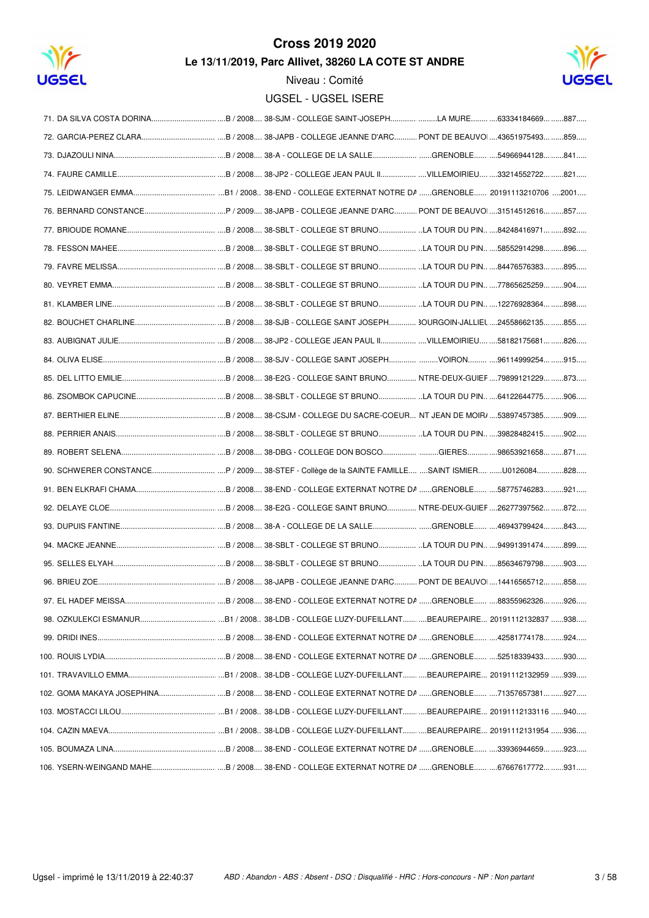# Cross 2019 2020

## Le 13/11/2019, Parc Allivet, 38260 LA COTE ST ANDRE

Niveau : Comité

UGSEL - UGSEL ISERE

| Rang | Nom | Cat. | Établissement | Ville | Licence | Dossard |
|---|---|---|---|---|---|---|
| 71. | DA SILVA COSTA DORINA | B / 2008 | 38-SJM - COLLEGE SAINT-JOSEPH | LA MURE | 63334184669 | 887 |
| 72. | GARCIA-PEREZ CLARA | B / 2008 | 38-JAPB - COLLEGE JEANNE D'ARC | PONT DE BEAUVOI | 43651975493 | 859 |
| 73. | DJAZOULI NINA | B / 2008 | 38-A - COLLEGE DE LA SALLE | GRENOBLE | 54966944128 | 841 |
| 74. | FAURE CAMILLE | B / 2008 | 38-JP2 - COLLEGE JEAN PAUL II | VILLEMOIRIEU | 33214552722 | 821 |
| 75. | LEIDWANGER EMMA | B1 / 2008 | 38-END - COLLEGE EXTERNAT NOTRE DA | GRENOBLE | 20191113210706 | 2001 |
| 76. | BERNARD CONSTANCE | P / 2009 | 38-JAPB - COLLEGE JEANNE D'ARC | PONT DE BEAUVOI | 31514512616 | 857 |
| 77. | BRIOUDE ROMANE | B / 2008 | 38-SBLT - COLLEGE ST BRUNO | LA TOUR DU PIN | 84248416971 | 892 |
| 78. | FESSON MAHEE | B / 2008 | 38-SBLT - COLLEGE ST BRUNO | LA TOUR DU PIN | 58552914298 | 896 |
| 79. | FAVRE MELISSA | B / 2008 | 38-SBLT - COLLEGE ST BRUNO | LA TOUR DU PIN | 84476576383 | 895 |
| 80. | VEYRET EMMA | B / 2008 | 38-SBLT - COLLEGE ST BRUNO | LA TOUR DU PIN | 77865625259 | 904 |
| 81. | KLAMBER LINE | B / 2008 | 38-SBLT - COLLEGE ST BRUNO | LA TOUR DU PIN | 12276928364 | 898 |
| 82. | BOUCHET CHARLINE | B / 2008 | 38-SJB - COLLEGE SAINT JOSEPH | BOURGOIN-JALLIEU | 24558662135 | 855 |
| 83. | AUBIGNAT JULIE | B / 2008 | 38-JP2 - COLLEGE JEAN PAUL II | VILLEMOIRIEU | 58182175681 | 826 |
| 84. | OLIVA ELISE | B / 2008 | 38-SJV - COLLEGE SAINT JOSEPH | VOIRON | 96114999254 | 915 |
| 85. | DEL LITTO EMILIE | B / 2008 | 38-E2G - COLLEGE SAINT BRUNO | NTRE-DEUX-GUIEF | 79899121229 | 873 |
| 86. | ZSOMBOK CAPUCINE | B / 2008 | 38-SBLT - COLLEGE ST BRUNO | LA TOUR DU PIN | 64122644775 | 906 |
| 87. | BERTHIER ELINE | B / 2008 | 38-CSJM - COLLEGE DU SACRE-COEUR | NT JEAN DE MOIR | 53897457385 | 909 |
| 88. | PERRIER ANAIS | B / 2008 | 38-SBLT - COLLEGE ST BRUNO | LA TOUR DU PIN | 39828482415 | 902 |
| 89. | ROBERT SELENA | B / 2008 | 38-DBG - COLLEGE DON BOSCO | GIERES | 98653921658 | 871 |
| 90. | SCHWERER CONSTANCE | P / 2009 | 38-STEF - Collège de la SAINTE FAMILLE | SAINT ISMIER | U0126084 | 828 |
| 91. | BEN ELKRAFI CHAMA | B / 2008 | 38-END - COLLEGE EXTERNAT NOTRE DA | GRENOBLE | 58775746283 | 921 |
| 92. | DELAYE CLOE | B / 2008 | 38-E2G - COLLEGE SAINT BRUNO | NTRE-DEUX-GUIEF | 26277397562 | 872 |
| 93. | DUPUIS FANTINE | B / 2008 | 38-A - COLLEGE DE LA SALLE | GRENOBLE | 46943799424 | 843 |
| 94. | MACKE JEANNE | B / 2008 | 38-SBLT - COLLEGE ST BRUNO | LA TOUR DU PIN | 94991391474 | 899 |
| 95. | SELLES ELYAH | B / 2008 | 38-SBLT - COLLEGE ST BRUNO | LA TOUR DU PIN | 85634679798 | 903 |
| 96. | BRIEU ZOE | B / 2008 | 38-JAPB - COLLEGE JEANNE D'ARC | PONT DE BEAUVOI | 14416565712 | 858 |
| 97. | EL HADEF MEISSA | B / 2008 | 38-END - COLLEGE EXTERNAT NOTRE DA | GRENOBLE | 88355962326 | 926 |
| 98. | OZKULEKCI ESMANUR | B1 / 2008 | 38-LDB - COLLEGE LUZY-DUFEILLANT | BEAUREPAIRE | 20191112132837 | 938 |
| 99. | DRIDI INES | B / 2008 | 38-END - COLLEGE EXTERNAT NOTRE DA | GRENOBLE | 42581774178 | 924 |
| 100. | ROUIS LYDIA | B / 2008 | 38-END - COLLEGE EXTERNAT NOTRE DA | GRENOBLE | 52518339433 | 930 |
| 101. | TRAVAVILLO EMMA | B1 / 2008 | 38-LDB - COLLEGE LUZY-DUFEILLANT | BEAUREPAIRE | 20191112132959 | 939 |
| 102. | GOMA MAKAYA JOSEPHINA | B / 2008 | 38-END - COLLEGE EXTERNAT NOTRE DA | GRENOBLE | 71357657381 | 927 |
| 103. | MOSTACCI LILOU | B1 / 2008 | 38-LDB - COLLEGE LUZY-DUFEILLANT | BEAUREPAIRE | 20191112133116 | 940 |
| 104. | CAZIN MAEVA | B1 / 2008 | 38-LDB - COLLEGE LUZY-DUFEILLANT | BEAUREPAIRE | 20191112131954 | 936 |
| 105. | BOUMAZA LINA | B / 2008 | 38-END - COLLEGE EXTERNAT NOTRE DA | GRENOBLE | 33936944659 | 923 |
| 106. | YSERN-WEINGAND MAHE | B / 2008 | 38-END - COLLEGE EXTERNAT NOTRE DA | GRENOBLE | 67667617772 | 931 |

Ugsel - imprimé le 13/11/2019 à 22:40:37

*ABD : Abandon - ABS : Absent - DSQ : Disqualifié - HRC : Hors-concours - NP : Non partant*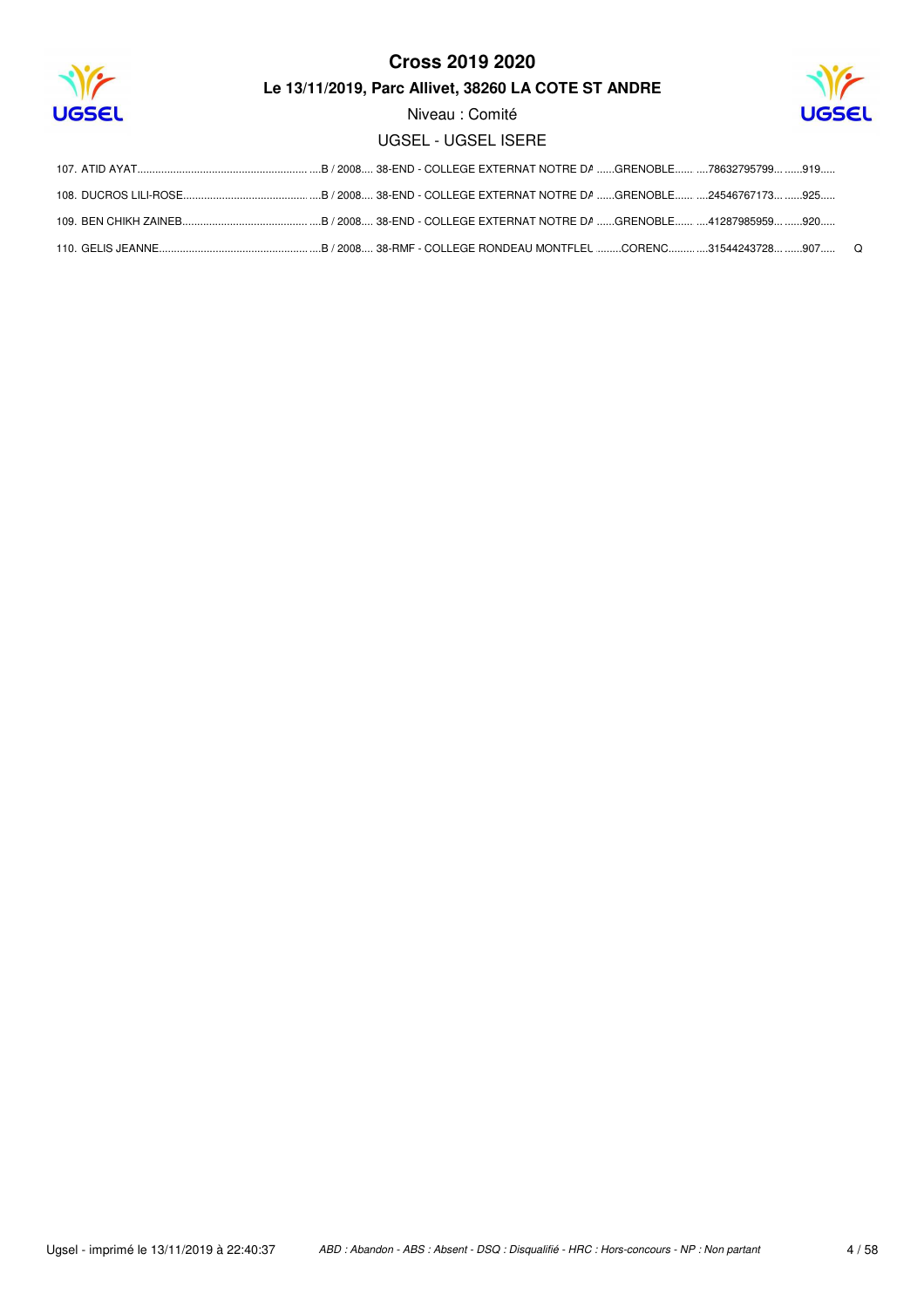# Cross 2019 2020

**Le 13/11/2019, Parc Allivet, 38260 LA COTE ST ANDRE**

Niveau : Comité

UGSEL - UGSEL ISERE

107. ATID AYAT..........................................................B / 2008.... 38-END - COLLEGE EXTERNAT NOTRE DA ......GRENOBLE...... ....78632795799... ......919.....

108. DUCROS LILI-ROSE..........................................B / 2008.... 38-END - COLLEGE EXTERNAT NOTRE DA ......GRENOBLE...... ....24546767173... ......925.....

109. BEN CHIKH ZAINEB..........................................B / 2008.... 38-END - COLLEGE EXTERNAT NOTRE DA ......GRENOBLE...... ....41287985959... ......920.....

110. GELIS JEANNE..................................................B / 2008.... 38-RMF - COLLEGE RONDEAU MONTFLEL ........CORENC......... ....31544243728... ......907..... Q

*ABD : Abandon - ABS : Absent - DSQ : Disqualifié - HRC : Hors-concours - NP : Non partant*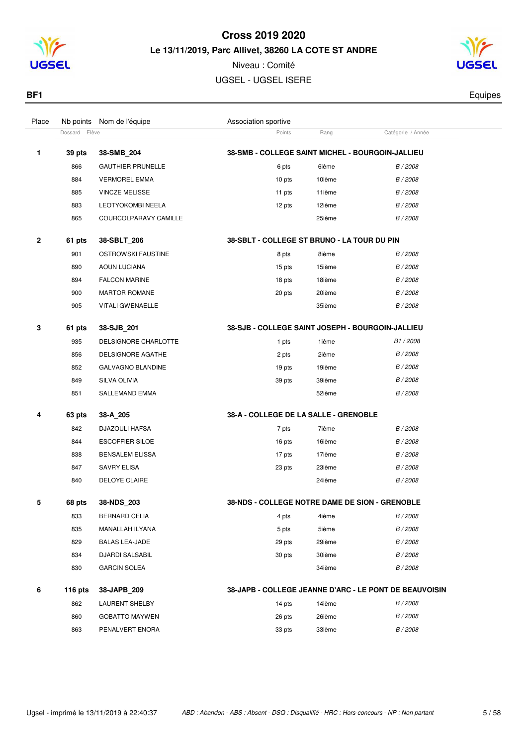# Cross 2019 2020

## Le 13/11/2019, Parc Allivet, 38260 LA COTE ST ANDRE

Niveau : Comité

UGSEL - UGSEL ISERE

**BF1** Equipes

| Place | Nb points / Dossard | Nom de l'équipe / Elève | Association sportive / Points | Rang | Catégorie / Année |
|---|---|---|---|---|---|
| **1** | **39 pts** | **38-SMB_204** | **38-SMB - COLLEGE SAINT MICHEL - BOURGOIN-JALLIEU** | | |
| | 866 | GAUTHIER PRUNELLE | 6 pts | 6ième | *B / 2008* |
| | 884 | VERMOREL EMMA | 10 pts | 10ième | *B / 2008* |
| | 885 | VINCZE MELISSE | 11 pts | 11ième | *B / 2008* |
| | 883 | LEOTYOKOMBI NEELA | 12 pts | 12ième | *B / 2008* |
| | 865 | COURCOLPARAVY CAMILLE | | 25ième | *B / 2008* |
| **2** | **61 pts** | **38-SBLT_206** | **38-SBLT - COLLEGE ST BRUNO - LA TOUR DU PIN** | | |
| | 901 | OSTROWSKI FAUSTINE | 8 pts | 8ième | *B / 2008* |
| | 890 | AOUN LUCIANA | 15 pts | 15ième | *B / 2008* |
| | 894 | FALCON MARINE | 18 pts | 18ième | *B / 2008* |
| | 900 | MARTOR ROMANE | 20 pts | 20ième | *B / 2008* |
| | 905 | VITALI GWENAELLE | | 35ième | *B / 2008* |
| **3** | **61 pts** | **38-SJB_201** | **38-SJB - COLLEGE SAINT JOSEPH - BOURGOIN-JALLIEU** | | |
| | 935 | DELSIGNORE CHARLOTTE | 1 pts | 1ième | *B1 / 2008* |
| | 856 | DELSIGNORE AGATHE | 2 pts | 2ième | *B / 2008* |
| | 852 | GALVAGNO BLANDINE | 19 pts | 19ième | *B / 2008* |
| | 849 | SILVA OLIVIA | 39 pts | 39ième | *B / 2008* |
| | 851 | SALLEMAND EMMA | | 52ième | *B / 2008* |
| **4** | **63 pts** | **38-A_205** | **38-A - COLLEGE DE LA SALLE - GRENOBLE** | | |
| | 842 | DJAZOULI HAFSA | 7 pts | 7ième | *B / 2008* |
| | 844 | ESCOFFIER SILOE | 16 pts | 16ième | *B / 2008* |
| | 838 | BENSALEM ELISSA | 17 pts | 17ième | *B / 2008* |
| | 847 | SAVRY ELISA | 23 pts | 23ième | *B / 2008* |
| | 840 | DELOYE CLAIRE | | 24ième | *B / 2008* |
| **5** | **68 pts** | **38-NDS_203** | **38-NDS - COLLEGE NOTRE DAME DE SION - GRENOBLE** | | |
| | 833 | BERNARD CELIA | 4 pts | 4ième | *B / 2008* |
| | 835 | MANALLAH ILYANA | 5 pts | 5ième | *B / 2008* |
| | 829 | BALAS LEA-JADE | 29 pts | 29ième | *B / 2008* |
| | 834 | DJARDI SALSABIL | 30 pts | 30ième | *B / 2008* |
| | 830 | GARCIN SOLEA | | 34ième | *B / 2008* |
| **6** | **116 pts** | **38-JAPB_209** | **38-JAPB - COLLEGE JEANNE D'ARC - LE PONT DE BEAUVOISIN** | | |
| | 862 | LAURENT SHELBY | 14 pts | 14ième | *B / 2008* |
| | 860 | GOBATTO MAYWEN | 26 pts | 26ième | *B / 2008* |
| | 863 | PENALVERT ENORA | 33 pts | 33ième | *B / 2008* |

Ugsel - imprimé le 13/11/2019 à 22:40:37 — *ABD : Abandon - ABS : Absent - DSQ : Disqualifié - HRC : Hors-concours - NP : Non partant*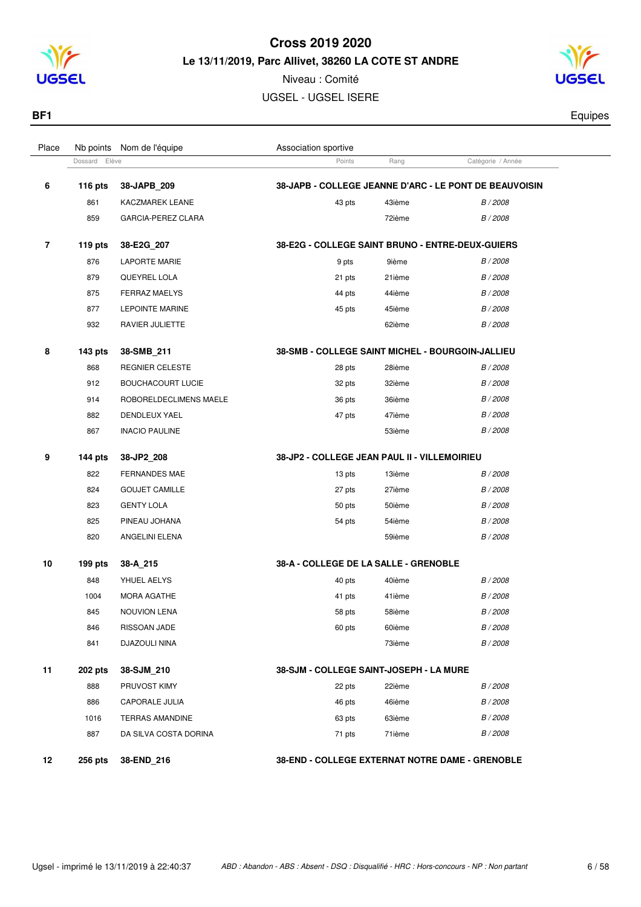# Cross 2019 2020

**Le 13/11/2019, Parc Allivet, 38260 LA COTE ST ANDRE**

Niveau : Comité

UGSEL - UGSEL ISERE

**BF1** — Equipes

| Place | Nb points / Dossard | Nom de l'équipe / Elève | Association sportive / Points | Rang | Catégorie / Année |
|---|---|---|---|---|---|
| **6** | **116 pts** | **38-JAPB_209** | **38-JAPB - COLLEGE JEANNE D'ARC - LE PONT DE BEAUVOISIN** | | |
| | 861 | KACZMAREK LEANE | 43 pts | 43ième | B / 2008 |
| | 859 | GARCIA-PEREZ CLARA | | 72ième | B / 2008 |
| **7** | **119 pts** | **38-E2G_207** | **38-E2G - COLLEGE SAINT BRUNO - ENTRE-DEUX-GUIERS** | | |
| | 876 | LAPORTE MARIE | 9 pts | 9ième | B / 2008 |
| | 879 | QUEYREL LOLA | 21 pts | 21ième | B / 2008 |
| | 875 | FERRAZ MAELYS | 44 pts | 44ième | B / 2008 |
| | 877 | LEPOINTE MARINE | 45 pts | 45ième | B / 2008 |
| | 932 | RAVIER JULIETTE | | 62ième | B / 2008 |
| **8** | **143 pts** | **38-SMB_211** | **38-SMB - COLLEGE SAINT MICHEL - BOURGOIN-JALLIEU** | | |
| | 868 | REGNIER CELESTE | 28 pts | 28ième | B / 2008 |
| | 912 | BOUCHACOURT LUCIE | 32 pts | 32ième | B / 2008 |
| | 914 | ROBORELDECLIMENS MAELE | 36 pts | 36ième | B / 2008 |
| | 882 | DENDLEUX YAEL | 47 pts | 47ième | B / 2008 |
| | 867 | INACIO PAULINE | | 53ième | B / 2008 |
| **9** | **144 pts** | **38-JP2_208** | **38-JP2 - COLLEGE JEAN PAUL II - VILLEMOIRIEU** | | |
| | 822 | FERNANDES MAE | 13 pts | 13ième | B / 2008 |
| | 824 | GOUJET CAMILLE | 27 pts | 27ième | B / 2008 |
| | 823 | GENTY LOLA | 50 pts | 50ième | B / 2008 |
| | 825 | PINEAU JOHANA | 54 pts | 54ième | B / 2008 |
| | 820 | ANGELINI ELENA | | 59ième | B / 2008 |
| **10** | **199 pts** | **38-A_215** | **38-A - COLLEGE DE LA SALLE - GRENOBLE** | | |
| | 848 | YHUEL AELYS | 40 pts | 40ième | B / 2008 |
| | 1004 | MORA AGATHE | 41 pts | 41ième | B / 2008 |
| | 845 | NOUVION LENA | 58 pts | 58ième | B / 2008 |
| | 846 | RISSOAN JADE | 60 pts | 60ième | B / 2008 |
| | 841 | DJAZOULI NINA | | 73ième | B / 2008 |
| **11** | **202 pts** | **38-SJM_210** | **38-SJM - COLLEGE SAINT-JOSEPH - LA MURE** | | |
| | 888 | PRUVOST KIMY | 22 pts | 22ième | B / 2008 |
| | 886 | CAPORALE JULIA | 46 pts | 46ième | B / 2008 |
| | 1016 | TERRAS AMANDINE | 63 pts | 63ième | B / 2008 |
| | 887 | DA SILVA COSTA DORINA | 71 pts | 71ième | B / 2008 |
| **12** | **256 pts** | **38-END_216** | **38-END - COLLEGE EXTERNAT NOTRE DAME - GRENOBLE** | | |

*ABD : Abandon - ABS : Absent - DSQ : Disqualifié - HRC : Hors-concours - NP : Non partant*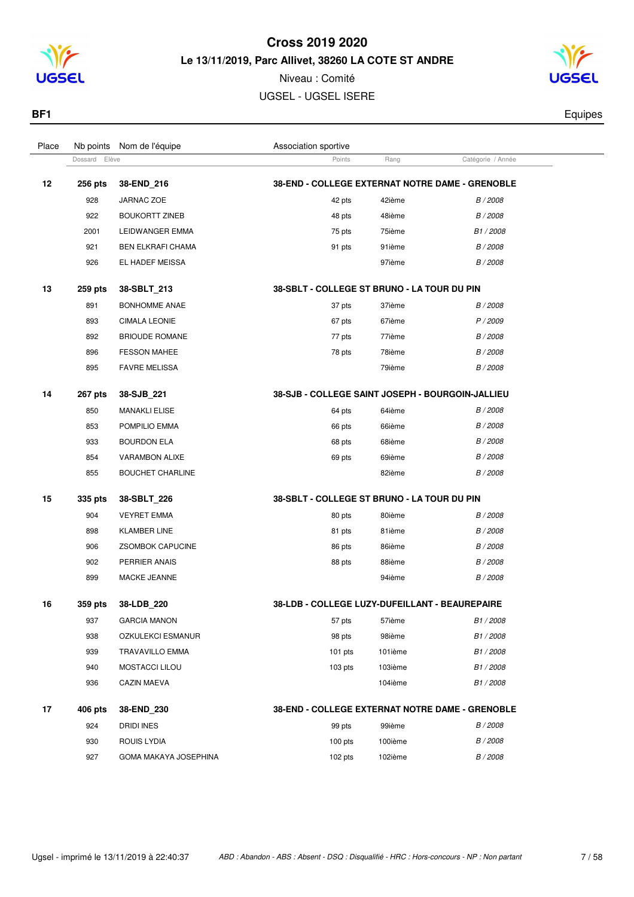# Cross 2019 2020

**Le 13/11/2019, Parc Allivet, 38260 LA COTE ST ANDRE**

Niveau : Comité

UGSEL - UGSEL ISERE

**BF1** — Equipes

| Place | Nb points / Dossard | Nom de l'équipe / Elève | Association sportive / Points | Rang | Catégorie / Année |
|---|---|---|---|---|---|
| **12** | **256 pts** | **38-END_216** | **38-END - COLLEGE EXTERNAT NOTRE DAME - GRENOBLE** | | |
| | 928 | JARNAC ZOE | 42 pts | 42ième | B / 2008 |
| | 922 | BOUKORTT ZINEB | 48 pts | 48ième | B / 2008 |
| | 2001 | LEIDWANGER EMMA | 75 pts | 75ième | B1 / 2008 |
| | 921 | BEN ELKRAFI CHAMA | 91 pts | 91ième | B / 2008 |
| | 926 | EL HADEF MEISSA | | 97ième | B / 2008 |
| **13** | **259 pts** | **38-SBLT_213** | **38-SBLT - COLLEGE ST BRUNO - LA TOUR DU PIN** | | |
| | 891 | BONHOMME ANAE | 37 pts | 37ième | B / 2008 |
| | 893 | CIMALA LEONIE | 67 pts | 67ième | P / 2009 |
| | 892 | BRIOUDE ROMANE | 77 pts | 77ième | B / 2008 |
| | 896 | FESSON MAHEE | 78 pts | 78ième | B / 2008 |
| | 895 | FAVRE MELISSA | | 79ième | B / 2008 |
| **14** | **267 pts** | **38-SJB_221** | **38-SJB - COLLEGE SAINT JOSEPH - BOURGOIN-JALLIEU** | | |
| | 850 | MANAKLI ELISE | 64 pts | 64ième | B / 2008 |
| | 853 | POMPILIO EMMA | 66 pts | 66ième | B / 2008 |
| | 933 | BOURDON ELA | 68 pts | 68ième | B / 2008 |
| | 854 | VARAMBON ALIXE | 69 pts | 69ième | B / 2008 |
| | 855 | BOUCHET CHARLINE | | 82ième | B / 2008 |
| **15** | **335 pts** | **38-SBLT_226** | **38-SBLT - COLLEGE ST BRUNO - LA TOUR DU PIN** | | |
| | 904 | VEYRET EMMA | 80 pts | 80ième | B / 2008 |
| | 898 | KLAMBER LINE | 81 pts | 81ième | B / 2008 |
| | 906 | ZSOMBOK CAPUCINE | 86 pts | 86ième | B / 2008 |
| | 902 | PERRIER ANAIS | 88 pts | 88ième | B / 2008 |
| | 899 | MACKE JEANNE | | 94ième | B / 2008 |
| **16** | **359 pts** | **38-LDB_220** | **38-LDB - COLLEGE LUZY-DUFEILLANT - BEAUREPAIRE** | | |
| | 937 | GARCIA MANON | 57 pts | 57ième | B1 / 2008 |
| | 938 | OZKULEKCI ESMANUR | 98 pts | 98ième | B1 / 2008 |
| | 939 | TRAVAVILLO EMMA | 101 pts | 101ième | B1 / 2008 |
| | 940 | MOSTACCI LILOU | 103 pts | 103ième | B1 / 2008 |
| | 936 | CAZIN MAEVA | | 104ième | B1 / 2008 |
| **17** | **406 pts** | **38-END_230** | **38-END - COLLEGE EXTERNAT NOTRE DAME - GRENOBLE** | | |
| | 924 | DRIDI INES | 99 pts | 99ième | B / 2008 |
| | 930 | ROUIS LYDIA | 100 pts | 100ième | B / 2008 |
| | 927 | GOMA MAKAYA JOSEPHINA | 102 pts | 102ième | B / 2008 |

Ugsel - imprimé le 13/11/2019 à 22:40:37

*ABD : Abandon - ABS : Absent - DSQ : Disqualifié - HRC : Hors-concours - NP : Non partant*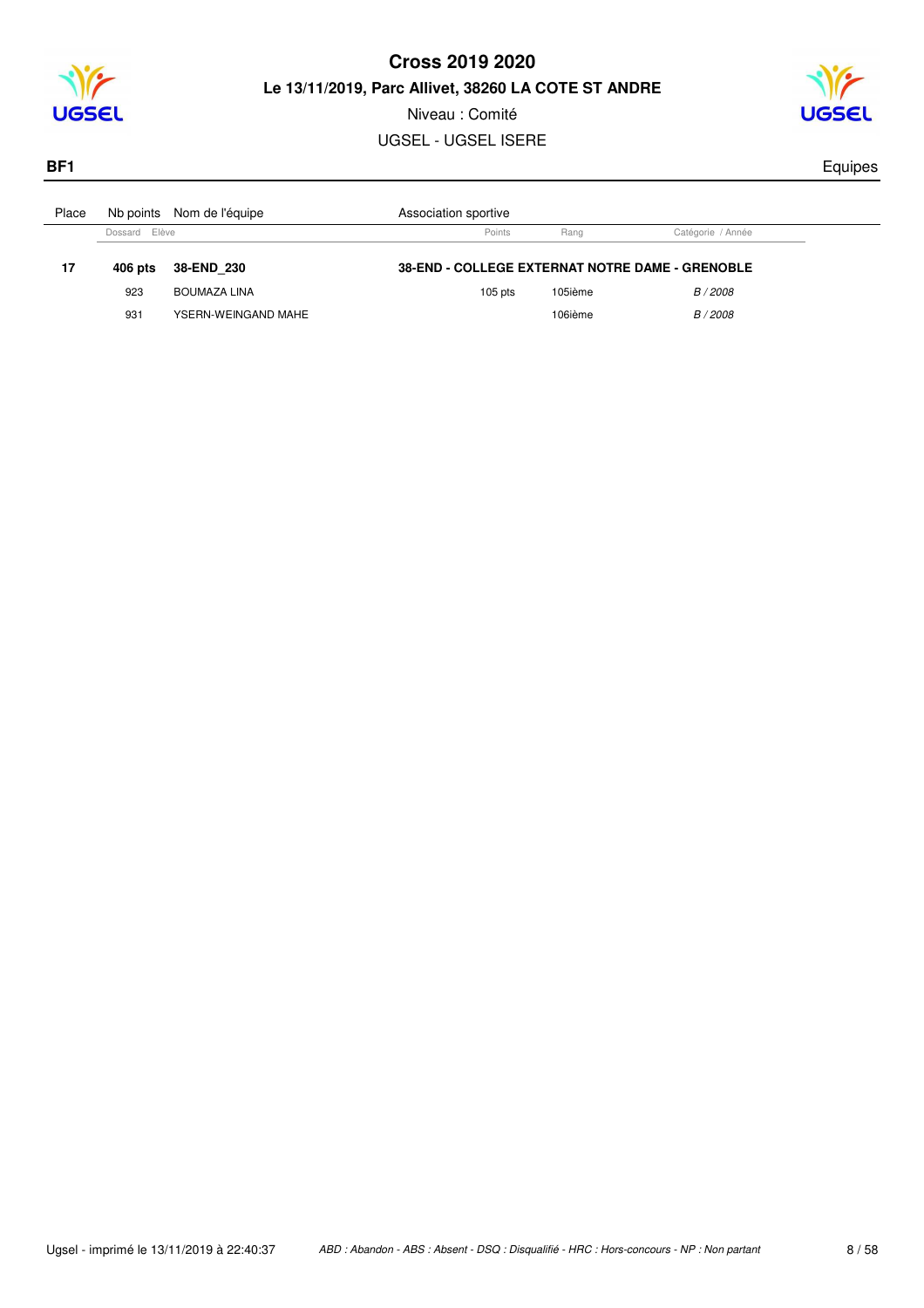# Cross 2019 2020

**Le 13/11/2019, Parc Allivet, 38260 LA COTE ST ANDRE**

Niveau : Comité

UGSEL - UGSEL ISERE

**BF1** Equipes

| Place | Nb points | Nom de l'équipe | Association sportive | | |
|---|---|---|---|---|---|
| | Dossard | Elève | Points | Rang | Catégorie / Année |
| **17** | **406 pts** | **38-END_230** | **38-END - COLLEGE EXTERNAT NOTRE DAME - GRENOBLE** | | |
| | 923 | BOUMAZA LINA | 105 pts | 105ième | *B / 2008* |
| | 931 | YSERN-WEINGAND MAHE | | 106ième | *B / 2008* |

Ugsel - imprimé le 13/11/2019 à 22:40:37

*ABD : Abandon - ABS : Absent - DSQ : Disqualifié - HRC : Hors-concours - NP : Non partant*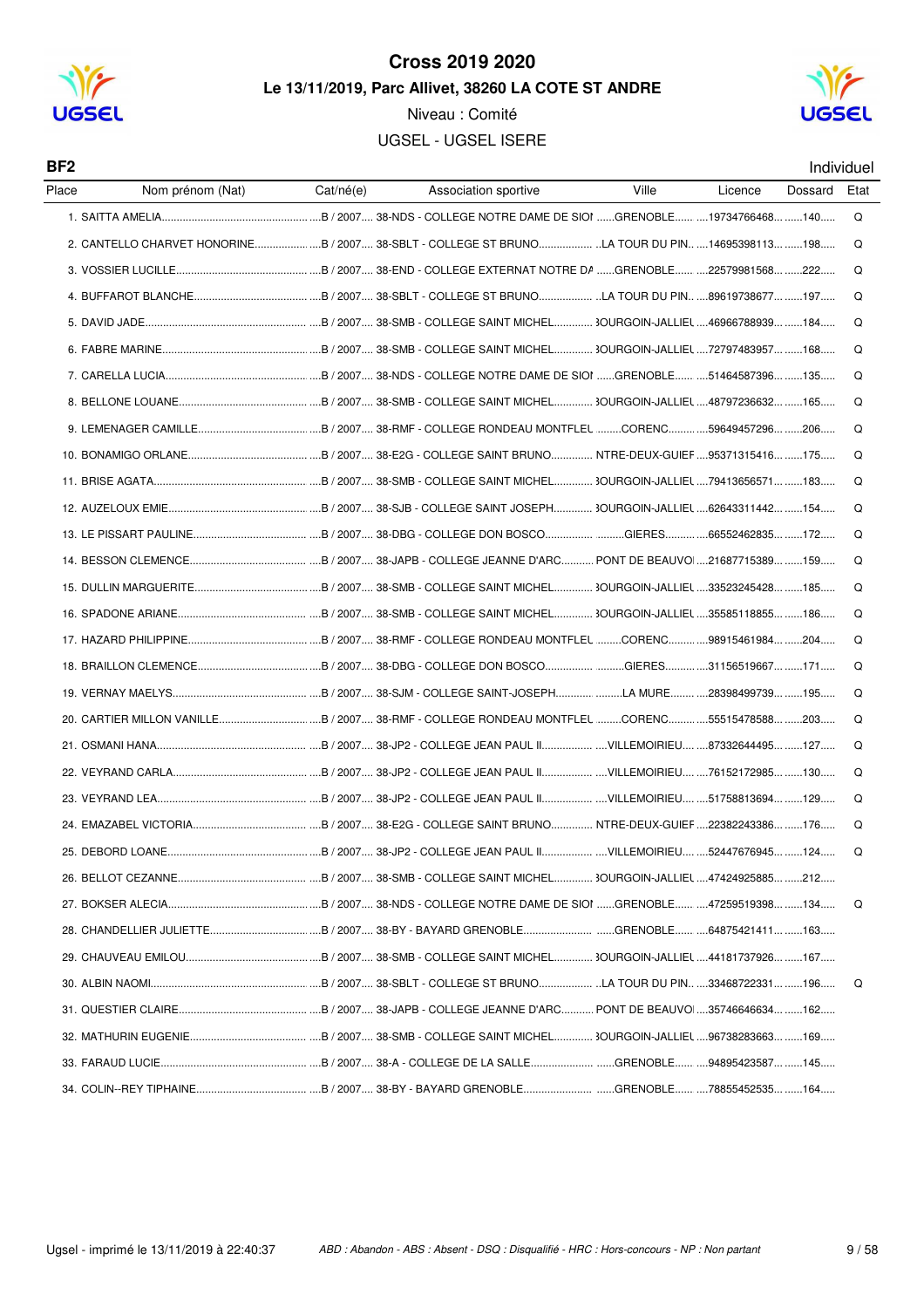# Cross 2019 2020

**Le 13/11/2019, Parc Allivet, 38260 LA COTE ST ANDRE**

Niveau : Comité

UGSEL - UGSEL ISERE

**BF2** Individuel

| Place | Nom prénom (Nat) | Cat/né(e) | Association sportive | Ville | Licence | Dossard | Etat |
|---|---|---|---|---|---|---|---|
| 1. | SAITTA AMELIA | B / 2007 | 38-NDS - COLLEGE NOTRE DAME DE SIOI | GRENOBLE | 19734766468 | 140 | Q |
| 2. | CANTELLO CHARVET HONORINE | B / 2007 | 38-SBLT - COLLEGE ST BRUNO | LA TOUR DU PIN. | 14695398113 | 198 | Q |
| 3. | VOSSIER LUCILLE | B / 2007 | 38-END - COLLEGE EXTERNAT NOTRE DA | GRENOBLE | 22579981568 | 222 | Q |
| 4. | BUFFAROT BLANCHE | B / 2007 | 38-SBLT - COLLEGE ST BRUNO | LA TOUR DU PIN. | 89619738677 | 197 | Q |
| 5. | DAVID JADE | B / 2007 | 38-SMB - COLLEGE SAINT MICHEL | 3OURGOIN-JALLIEL | 46966788939 | 184 | Q |
| 6. | FABRE MARINE | B / 2007 | 38-SMB - COLLEGE SAINT MICHEL | 3OURGOIN-JALLIEL | 72797483957 | 168 | Q |
| 7. | CARELLA LUCIA | B / 2007 | 38-NDS - COLLEGE NOTRE DAME DE SIOI | GRENOBLE | 51464587396 | 135 | Q |
| 8. | BELLONE LOUANE | B / 2007 | 38-SMB - COLLEGE SAINT MICHEL | 3OURGOIN-JALLIEL | 48797236632 | 165 | Q |
| 9. | LEMENAGER CAMILLE | B / 2007 | 38-RMF - COLLEGE RONDEAU MONTFLEL | CORENC | 59649457296 | 206 | Q |
| 10. | BONAMIGO ORLANE | B / 2007 | 38-E2G - COLLEGE SAINT BRUNO | NTRE-DEUX-GUIEF | 95371315416 | 175 | Q |
| 11. | BRISE AGATA | B / 2007 | 38-SMB - COLLEGE SAINT MICHEL | 3OURGOIN-JALLIEL | 79413656571 | 183 | Q |
| 12. | AUZELOUX EMIE | B / 2007 | 38-SJB - COLLEGE SAINT JOSEPH | 3OURGOIN-JALLIEL | 62643311442 | 154 | Q |
| 13. | LE PISSART PAULINE | B / 2007 | 38-DBG - COLLEGE DON BOSCO | GIERES | 66552462835 | 172 | Q |
| 14. | BESSON CLEMENCE | B / 2007 | 38-JAPB - COLLEGE JEANNE D'ARC | PONT DE BEAUVOI | 21687715389 | 159 | Q |
| 15. | DULLIN MARGUERITE | B / 2007 | 38-SMB - COLLEGE SAINT MICHEL | 3OURGOIN-JALLIEL | 33523245428 | 185 | Q |
| 16. | SPADONE ARIANE | B / 2007 | 38-SMB - COLLEGE SAINT MICHEL | 3OURGOIN-JALLIEL | 35585118855 | 186 | Q |
| 17. | HAZARD PHILIPPINE | B / 2007 | 38-RMF - COLLEGE RONDEAU MONTFLEL | CORENC | 98915461984 | 204 | Q |
| 18. | BRAILLON CLEMENCE | B / 2007 | 38-DBG - COLLEGE DON BOSCO | GIERES | 31156519667 | 171 | Q |
| 19. | VERNAY MAELYS | B / 2007 | 38-SJM - COLLEGE SAINT-JOSEPH | LA MURE | 28398499739 | 195 | Q |
| 20. | CARTIER MILLON VANILLE | B / 2007 | 38-RMF - COLLEGE RONDEAU MONTFLEL | CORENC | 55515478588 | 203 | Q |
| 21. | OSMANI HANA | B / 2007 | 38-JP2 - COLLEGE JEAN PAUL II | VILLEMOIRIEU | 87332644495 | 127 | Q |
| 22. | VEYRAND CARLA | B / 2007 | 38-JP2 - COLLEGE JEAN PAUL II | VILLEMOIRIEU | 76152172985 | 130 | Q |
| 23. | VEYRAND LEA | B / 2007 | 38-JP2 - COLLEGE JEAN PAUL II | VILLEMOIRIEU | 51758813694 | 129 | Q |
| 24. | EMAZABEL VICTORIA | B / 2007 | 38-E2G - COLLEGE SAINT BRUNO | NTRE-DEUX-GUIEF | 22382243386 | 176 | Q |
| 25. | DEBORD LOANE | B / 2007 | 38-JP2 - COLLEGE JEAN PAUL II | VILLEMOIRIEU | 52447676945 | 124 | Q |
| 26. | BELLOT CEZANNE | B / 2007 | 38-SMB - COLLEGE SAINT MICHEL | 3OURGOIN-JALLIEL | 47424925885 | 212 | |
| 27. | BOKSER ALECIA | B / 2007 | 38-NDS - COLLEGE NOTRE DAME DE SIOI | GRENOBLE | 47259519398 | 134 | Q |
| 28. | CHANDELLIER JULIETTE | B / 2007 | 38-BY - BAYARD GRENOBLE | GRENOBLE | 64875421411 | 163 | |
| 29. | CHAUVEAU EMILOU | B / 2007 | 38-SMB - COLLEGE SAINT MICHEL | 3OURGOIN-JALLIEL | 44181737926 | 167 | |
| 30. | ALBIN NAOMI | B / 2007 | 38-SBLT - COLLEGE ST BRUNO | LA TOUR DU PIN. | 33468722331 | 196 | Q |
| 31. | QUESTIER CLAIRE | B / 2007 | 38-JAPB - COLLEGE JEANNE D'ARC | PONT DE BEAUVOI | 35746646634 | 162 | |
| 32. | MATHURIN EUGENIE | B / 2007 | 38-SMB - COLLEGE SAINT MICHEL | 3OURGOIN-JALLIEL | 96738283663 | 169 | |
| 33. | FARAUD LUCIE | B / 2007 | 38-A - COLLEGE DE LA SALLE | GRENOBLE | 94895423587 | 145 | |
| 34. | COLIN--REY TIPHAINE | B / 2007 | 38-BY - BAYARD GRENOBLE | GRENOBLE | 78855452535 | 164 | |

Ugsel - imprimé le 13/11/2019 à 22:40:37

*ABD : Abandon - ABS : Absent - DSQ : Disqualifié - HRC : Hors-concours - NP : Non partant*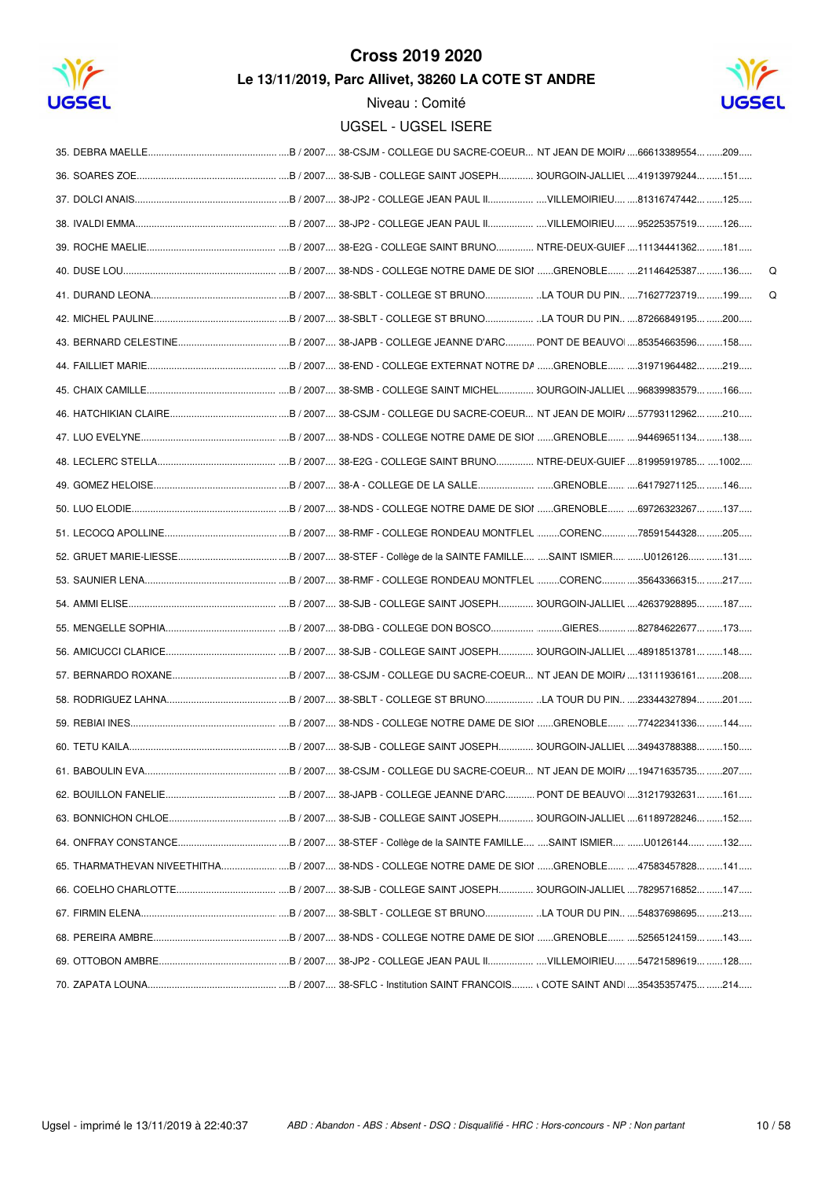# Cross 2019 2020

## Le 13/11/2019, Parc Allivet, 38260 LA COTE ST ANDRE

Niveau : Comité

UGSEL - UGSEL ISERE

| Rang | Nom | Cat. | Établissement | Ville | Licence | Dossard | |
|---|---|---|---|---|---|---|---|
| 35. | DEBRA MAELLE | B / 2007 | 38-CSJM - COLLEGE DU SACRE-COEUR | NT JEAN DE MOIR/ | 66613389554 | 209 | |
| 36. | SOARES ZOE | B / 2007 | 38-SJB - COLLEGE SAINT JOSEPH | 3OURGOIN-JALLIEL | 41913979244 | 151 | |
| 37. | DOLCI ANAIS | B / 2007 | 38-JP2 - COLLEGE JEAN PAUL II | VILLEMOIRIEU | 81316747442 | 125 | |
| 38. | IVALDI EMMA | B / 2007 | 38-JP2 - COLLEGE JEAN PAUL II | VILLEMOIRIEU | 95225357519 | 126 | |
| 39. | ROCHE MAELIE | B / 2007 | 38-E2G - COLLEGE SAINT BRUNO | NTRE-DEUX-GUIEF | 11134441362 | 181 | |
| 40. | DUSE LOU | B / 2007 | 38-NDS - COLLEGE NOTRE DAME DE SIOI | GRENOBLE | 21146425387 | 136 | Q |
| 41. | DURAND LEONA | B / 2007 | 38-SBLT - COLLEGE ST BRUNO | LA TOUR DU PIN. | 71627723719 | 199 | Q |
| 42. | MICHEL PAULINE | B / 2007 | 38-SBLT - COLLEGE ST BRUNO | LA TOUR DU PIN. | 87266849195 | 200 | |
| 43. | BERNARD CELESTINE | B / 2007 | 38-JAPB - COLLEGE JEANNE D'ARC | PONT DE BEAUVOI | 85354663596 | 158 | |
| 44. | FAILLIET MARIE | B / 2007 | 38-END - COLLEGE EXTERNAT NOTRE DA | GRENOBLE | 31971964482 | 219 | |
| 45. | CHAIX CAMILLE | B / 2007 | 38-SMB - COLLEGE SAINT MICHEL | 3OURGOIN-JALLIEL | 96839983579 | 166 | |
| 46. | HATCHIKIAN CLAIRE | B / 2007 | 38-CSJM - COLLEGE DU SACRE-COEUR | NT JEAN DE MOIR/ | 57793112962 | 210 | |
| 47. | LUO EVELYNE | B / 2007 | 38-NDS - COLLEGE NOTRE DAME DE SIOI | GRENOBLE | 94469651134 | 138 | |
| 48. | LECLERC STELLA | B / 2007 | 38-E2G - COLLEGE SAINT BRUNO | NTRE-DEUX-GUIEF | 81995919785 | 1002 | |
| 49. | GOMEZ HELOISE | B / 2007 | 38-A - COLLEGE DE LA SALLE | GRENOBLE | 64179271125 | 146 | |
| 50. | LUO ELODIE | B / 2007 | 38-NDS - COLLEGE NOTRE DAME DE SIOI | GRENOBLE | 69726323267 | 137 | |
| 51. | LECOCQ APOLLINE | B / 2007 | 38-RMF - COLLEGE RONDEAU MONTFLEL | CORENC | 78591544328 | 205 | |
| 52. | GRUET MARIE-LIESSE | B / 2007 | 38-STEF - Collège de la SAINTE FAMILLE | SAINT ISMIER | U0126126 | 131 | |
| 53. | SAUNIER LENA | B / 2007 | 38-RMF - COLLEGE RONDEAU MONTFLEL | CORENC | 35643366315 | 217 | |
| 54. | AMMI ELISE | B / 2007 | 38-SJB - COLLEGE SAINT JOSEPH | 3OURGOIN-JALLIEL | 42637928895 | 187 | |
| 55. | MENGELLE SOPHIA | B / 2007 | 38-DBG - COLLEGE DON BOSCO | GIERES | 82784622677 | 173 | |
| 56. | AMICUCCI CLARICE | B / 2007 | 38-SJB - COLLEGE SAINT JOSEPH | 3OURGOIN-JALLIEL | 48918513781 | 148 | |
| 57. | BERNARDO ROXANE | B / 2007 | 38-CSJM - COLLEGE DU SACRE-COEUR | NT JEAN DE MOIR/ | 13111936161 | 208 | |
| 58. | RODRIGUEZ LAHNA | B / 2007 | 38-SBLT - COLLEGE ST BRUNO | LA TOUR DU PIN. | 23344327894 | 201 | |
| 59. | REBIAI INES | B / 2007 | 38-NDS - COLLEGE NOTRE DAME DE SIOI | GRENOBLE | 77422341336 | 144 | |
| 60. | TETU KAILA | B / 2007 | 38-SJB - COLLEGE SAINT JOSEPH | 3OURGOIN-JALLIEL | 34943788388 | 150 | |
| 61. | BABOULIN EVA | B / 2007 | 38-CSJM - COLLEGE DU SACRE-COEUR | NT JEAN DE MOIR/ | 19471635735 | 207 | |
| 62. | BOUILLON FANELIE | B / 2007 | 38-JAPB - COLLEGE JEANNE D'ARC | PONT DE BEAUVOI | 31217932631 | 161 | |
| 63. | BONNICHON CHLOE | B / 2007 | 38-SJB - COLLEGE SAINT JOSEPH | 3OURGOIN-JALLIEL | 61189728246 | 152 | |
| 64. | ONFRAY CONSTANCE | B / 2007 | 38-STEF - Collège de la SAINTE FAMILLE | SAINT ISMIER | U0126144 | 132 | |
| 65. | THARMATHEVAN NIVEETHITHA | B / 2007 | 38-NDS - COLLEGE NOTRE DAME DE SIOI | GRENOBLE | 47583457828 | 141 | |
| 66. | COELHO CHARLOTTE | B / 2007 | 38-SJB - COLLEGE SAINT JOSEPH | 3OURGOIN-JALLIEL | 78295716852 | 147 | |
| 67. | FIRMIN ELENA | B / 2007 | 38-SBLT - COLLEGE ST BRUNO | LA TOUR DU PIN. | 54837698695 | 213 | |
| 68. | PEREIRA AMBRE | B / 2007 | 38-NDS - COLLEGE NOTRE DAME DE SIOI | GRENOBLE | 52565124159 | 143 | |
| 69. | OTTOBON AMBRE | B / 2007 | 38-JP2 - COLLEGE JEAN PAUL II | VILLEMOIRIEU | 54721589619 | 128 | |
| 70. | ZAPATA LOUNA | B / 2007 | 38-SFLC - Institution SAINT FRANCOIS | COTE SAINT ANDI | 35435357475 | 214 | |

Ugsel - imprimé le 13/11/2019 à 22:40:37

*ABD : Abandon - ABS : Absent - DSQ : Disqualifié - HRC : Hors-concours - NP : Non partant*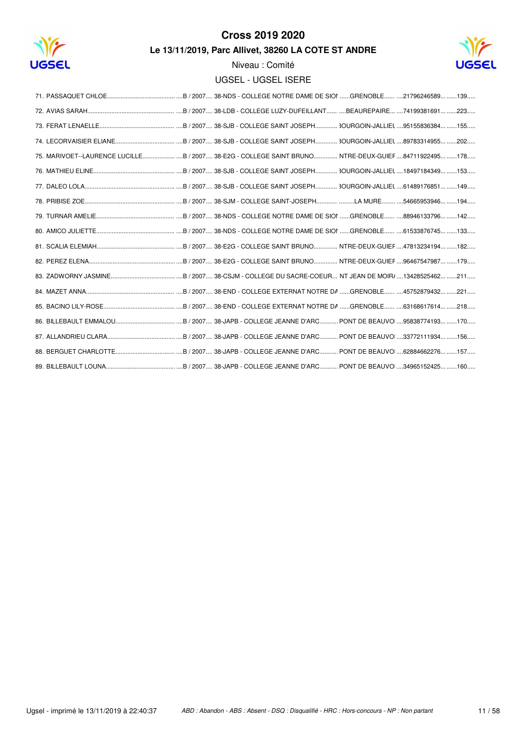# Cross 2019 2020

## Le 13/11/2019, Parc Allivet, 38260 LA COTE ST ANDRE

Niveau : Comité

UGSEL - UGSEL ISERE

71. PASSAQUET CHLOE....B / 2007.... 38-NDS - COLLEGE NOTRE DAME DE SIOI ......GRENOBLE...... ....21796246589... ......139.....
72. AVIAS SARAH....B / 2007.... 38-LDB - COLLEGE LUZY-DUFEILLANT...... ....BEAUREPAIRE... ....74199381691... ......223.....
73. FERAT LENAELLE....B / 2007.... 38-SJB - COLLEGE SAINT JOSEPH............ 3OURGOIN-JALLIEL ....95155836384... ......155.....
74. LECORVAISIER ELIANE....B / 2007.... 38-SJB - COLLEGE SAINT JOSEPH............ 3OURGOIN-JALLIEL ....89783314955... ......202.....
75. MARIVOET--LAURENCE LUCILLE....B / 2007.... 38-E2G - COLLEGE SAINT BRUNO............. NTRE-DEUX-GUIEF ....84711922495... ......178.....
76. MATHIEU ELINE....B / 2007.... 38-SJB - COLLEGE SAINT JOSEPH............ 3OURGOIN-JALLIEL ....18497184349... ......153.....
77. DALEO LOLA....B / 2007.... 38-SJB - COLLEGE SAINT JOSEPH............ 3OURGOIN-JALLIEL ....61489176851... ......149.....
78. PRIBISE ZOE....B / 2007.... 38-SJM - COLLEGE SAINT-JOSEPH........... .........LA MURE........ ....54665953946... ......194.....
79. TURNAR AMELIE....B / 2007.... 38-NDS - COLLEGE NOTRE DAME DE SIOI ......GRENOBLE...... ....88946133796... ......142.....
80. AMICO JULIETTE....B / 2007.... 38-NDS - COLLEGE NOTRE DAME DE SIOI ......GRENOBLE...... ....61533876745... ......133.....
81. SCALIA ELEMIAH....B / 2007.... 38-E2G - COLLEGE SAINT BRUNO............. NTRE-DEUX-GUIEF ....47813234194... ......182.....
82. PEREZ ELENA....B / 2007.... 38-E2G - COLLEGE SAINT BRUNO............. NTRE-DEUX-GUIEF ....96467547987... ......179.....
83. ZADWORNY JASMINE....B / 2007.... 38-CSJM - COLLEGE DU SACRE-COEUR... NT JEAN DE MOIR/ ....13428525462... ......211.....
84. MAZET ANNA....B / 2007.... 38-END - COLLEGE EXTERNAT NOTRE DA ......GRENOBLE...... ....45752879432... ......221.....
85. BACINO LILY-ROSE....B / 2007.... 38-END - COLLEGE EXTERNAT NOTRE DA ......GRENOBLE...... ....63168617614... ......218.....
86. BILLEBAULT EMMALOU....B / 2007.... 38-JAPB - COLLEGE JEANNE D'ARC........... PONT DE BEAUVOI ....95838774193... ......170.....
87. ALLANDRIEU CLARA....B / 2007.... 38-JAPB - COLLEGE JEANNE D'ARC........... PONT DE BEAUVOI ....33772111934... ......156.....
88. BERGUET CHARLOTTE....B / 2007.... 38-JAPB - COLLEGE JEANNE D'ARC........... PONT DE BEAUVOI ....62884662276... ......157.....
89. BILLEBAULT LOUNA....B / 2007.... 38-JAPB - COLLEGE JEANNE D'ARC........... PONT DE BEAUVOI ....34965152425... ......160.....

Ugsel - imprimé le 13/11/2019 à 22:40:37 — *ABD : Abandon - ABS : Absent - DSQ : Disqualifié - HRC : Hors-concours - NP : Non partant*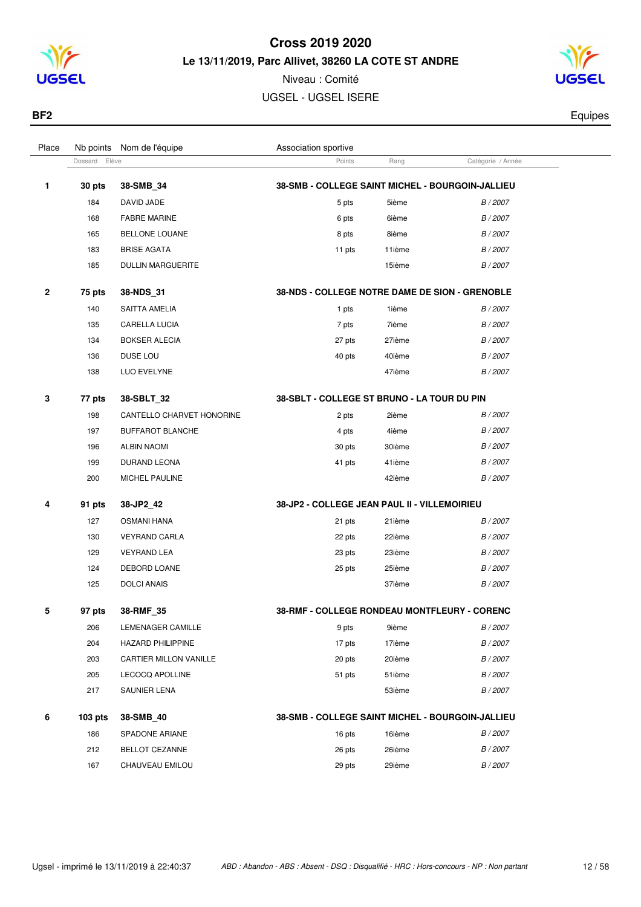# Cross 2019 2020

**Le 13/11/2019, Parc Allivet, 38260 LA COTE ST ANDRE**

Niveau : Comité

UGSEL - UGSEL ISERE

**BF2** — Equipes

| Place | Nb points | Nom de l'équipe | Association sportive | | |
|---|---|---|---|---|---|
| | Dossard | Elève | Points | Rang | Catégorie / Année |
| **1** | **30 pts** | **38-SMB_34** | **38-SMB - COLLEGE SAINT MICHEL - BOURGOIN-JALLIEU** | | |
| | 184 | DAVID JADE | 5 pts | 5ième | *B / 2007* |
| | 168 | FABRE MARINE | 6 pts | 6ième | *B / 2007* |
| | 165 | BELLONE LOUANE | 8 pts | 8ième | *B / 2007* |
| | 183 | BRISE AGATA | 11 pts | 11ième | *B / 2007* |
| | 185 | DULLIN MARGUERITE | | 15ième | *B / 2007* |
| **2** | **75 pts** | **38-NDS_31** | **38-NDS - COLLEGE NOTRE DAME DE SION - GRENOBLE** | | |
| | 140 | SAITTA AMELIA | 1 pts | 1ième | *B / 2007* |
| | 135 | CARELLA LUCIA | 7 pts | 7ième | *B / 2007* |
| | 134 | BOKSER ALECIA | 27 pts | 27ième | *B / 2007* |
| | 136 | DUSE LOU | 40 pts | 40ième | *B / 2007* |
| | 138 | LUO EVELYNE | | 47ième | *B / 2007* |
| **3** | **77 pts** | **38-SBLT_32** | **38-SBLT - COLLEGE ST BRUNO - LA TOUR DU PIN** | | |
| | 198 | CANTELLO CHARVET HONORINE | 2 pts | 2ième | *B / 2007* |
| | 197 | BUFFAROT BLANCHE | 4 pts | 4ième | *B / 2007* |
| | 196 | ALBIN NAOMI | 30 pts | 30ième | *B / 2007* |
| | 199 | DURAND LEONA | 41 pts | 41ième | *B / 2007* |
| | 200 | MICHEL PAULINE | | 42ième | *B / 2007* |
| **4** | **91 pts** | **38-JP2_42** | **38-JP2 - COLLEGE JEAN PAUL II - VILLEMOIRIEU** | | |
| | 127 | OSMANI HANA | 21 pts | 21ième | *B / 2007* |
| | 130 | VEYRAND CARLA | 22 pts | 22ième | *B / 2007* |
| | 129 | VEYRAND LEA | 23 pts | 23ième | *B / 2007* |
| | 124 | DEBORD LOANE | 25 pts | 25ième | *B / 2007* |
| | 125 | DOLCI ANAIS | | 37ième | *B / 2007* |
| **5** | **97 pts** | **38-RMF_35** | **38-RMF - COLLEGE RONDEAU MONTFLEURY - CORENC** | | |
| | 206 | LEMENAGER CAMILLE | 9 pts | 9ième | *B / 2007* |
| | 204 | HAZARD PHILIPPINE | 17 pts | 17ième | *B / 2007* |
| | 203 | CARTIER MILLON VANILLE | 20 pts | 20ième | *B / 2007* |
| | 205 | LECOCQ APOLLINE | 51 pts | 51ième | *B / 2007* |
| | 217 | SAUNIER LENA | | 53ième | *B / 2007* |
| **6** | **103 pts** | **38-SMB_40** | **38-SMB - COLLEGE SAINT MICHEL - BOURGOIN-JALLIEU** | | |
| | 186 | SPADONE ARIANE | 16 pts | 16ième | *B / 2007* |
| | 212 | BELLOT CEZANNE | 26 pts | 26ième | *B / 2007* |
| | 167 | CHAUVEAU EMILOU | 29 pts | 29ième | *B / 2007* |

Ugsel - imprimé le 13/11/2019 à 22:40:37

*ABD : Abandon - ABS : Absent - DSQ : Disqualifié - HRC : Hors-concours - NP : Non partant*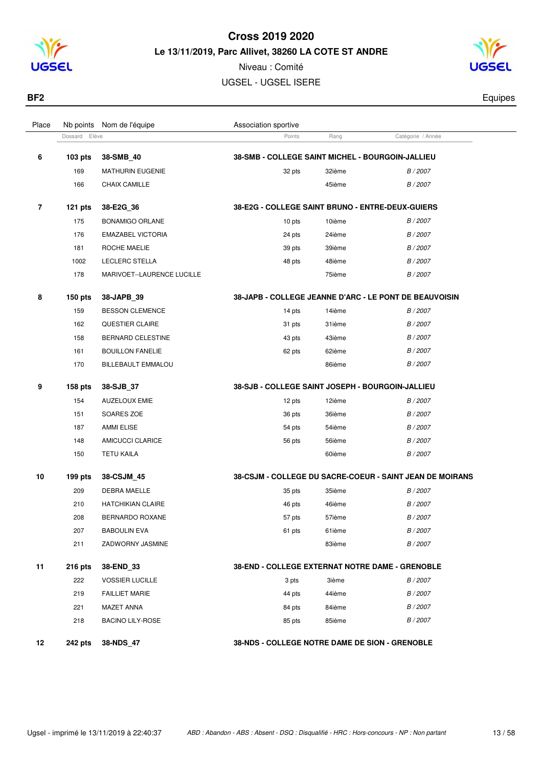# Cross 2019 2020

## Le 13/11/2019, Parc Allivet, 38260 LA COTE ST ANDRE

Niveau : Comité

UGSEL - UGSEL ISERE

**BF2** — Equipes

| Place | Nb points | Nom de l'équipe | Association sportive | | |
|---|---|---|---|---|---|
| | Dossard | Elève | Points | Rang | Catégorie / Année |
| **6** | **103 pts** | **38-SMB_40** | **38-SMB - COLLEGE SAINT MICHEL - BOURGOIN-JALLIEU** | | |
| | 169 | MATHURIN EUGENIE | 32 pts | 32ième | *B / 2007* |
| | 166 | CHAIX CAMILLE | | 45ième | *B / 2007* |
| **7** | **121 pts** | **38-E2G_36** | **38-E2G - COLLEGE SAINT BRUNO - ENTRE-DEUX-GUIERS** | | |
| | 175 | BONAMIGO ORLANE | 10 pts | 10ième | *B / 2007* |
| | 176 | EMAZABEL VICTORIA | 24 pts | 24ième | *B / 2007* |
| | 181 | ROCHE MAELIE | 39 pts | 39ième | *B / 2007* |
| | 1002 | LECLERC STELLA | 48 pts | 48ième | *B / 2007* |
| | 178 | MARIVOET--LAURENCE LUCILLE | | 75ième | *B / 2007* |
| **8** | **150 pts** | **38-JAPB_39** | **38-JAPB - COLLEGE JEANNE D'ARC - LE PONT DE BEAUVOISIN** | | |
| | 159 | BESSON CLEMENCE | 14 pts | 14ième | *B / 2007* |
| | 162 | QUESTIER CLAIRE | 31 pts | 31ième | *B / 2007* |
| | 158 | BERNARD CELESTINE | 43 pts | 43ième | *B / 2007* |
| | 161 | BOUILLON FANELIE | 62 pts | 62ième | *B / 2007* |
| | 170 | BILLEBAULT EMMALOU | | 86ième | *B / 2007* |
| **9** | **158 pts** | **38-SJB_37** | **38-SJB - COLLEGE SAINT JOSEPH - BOURGOIN-JALLIEU** | | |
| | 154 | AUZELOUX EMIE | 12 pts | 12ième | *B / 2007* |
| | 151 | SOARES ZOE | 36 pts | 36ième | *B / 2007* |
| | 187 | AMMI ELISE | 54 pts | 54ième | *B / 2007* |
| | 148 | AMICUCCI CLARICE | 56 pts | 56ième | *B / 2007* |
| | 150 | TETU KAILA | | 60ième | *B / 2007* |
| **10** | **199 pts** | **38-CSJM_45** | **38-CSJM - COLLEGE DU SACRE-COEUR - SAINT JEAN DE MOIRANS** | | |
| | 209 | DEBRA MAELLE | 35 pts | 35ième | *B / 2007* |
| | 210 | HATCHIKIAN CLAIRE | 46 pts | 46ième | *B / 2007* |
| | 208 | BERNARDO ROXANE | 57 pts | 57ième | *B / 2007* |
| | 207 | BABOULIN EVA | 61 pts | 61ième | *B / 2007* |
| | 211 | ZADWORNY JASMINE | | 83ième | *B / 2007* |
| **11** | **216 pts** | **38-END_33** | **38-END - COLLEGE EXTERNAT NOTRE DAME - GRENOBLE** | | |
| | 222 | VOSSIER LUCILLE | 3 pts | 3ième | *B / 2007* |
| | 219 | FAILLIET MARIE | 44 pts | 44ième | *B / 2007* |
| | 221 | MAZET ANNA | 84 pts | 84ième | *B / 2007* |
| | 218 | BACINO LILY-ROSE | 85 pts | 85ième | *B / 2007* |
| **12** | **242 pts** | **38-NDS_47** | **38-NDS - COLLEGE NOTRE DAME DE SION - GRENOBLE** | | |

Ugsel - imprimé le 13/11/2019 à 22:40:37 — *ABD : Abandon - ABS : Absent - DSQ : Disqualifié - HRC : Hors-concours - NP : Non partant*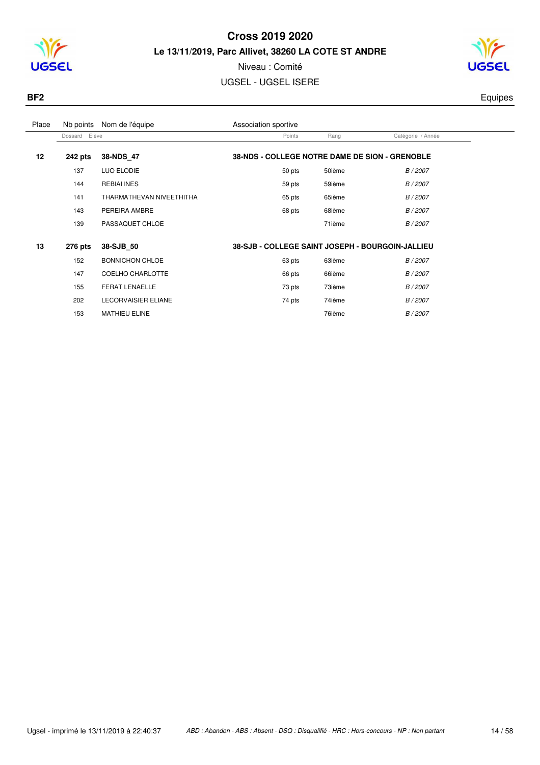# Cross 2019 2020

**Le 13/11/2019, Parc Allivet, 38260 LA COTE ST ANDRE**

Niveau : Comité

UGSEL - UGSEL ISERE

**BF2** — Equipes

| Place | Nb points | Nom de l'équipe | Association sportive | | |
|---|---|---|---|---|---|
| | Dossard | Elève | Points | Rang | Catégorie / Année |
| **12** | **242 pts** | **38-NDS_47** | **38-NDS - COLLEGE NOTRE DAME DE SION - GRENOBLE** | | |
| | 137 | LUO ELODIE | 50 pts | 50ième | *B / 2007* |
| | 144 | REBIAI INES | 59 pts | 59ième | *B / 2007* |
| | 141 | THARMATHEVAN NIVEETHITHA | 65 pts | 65ième | *B / 2007* |
| | 143 | PEREIRA AMBRE | 68 pts | 68ième | *B / 2007* |
| | 139 | PASSAQUET CHLOE | | 71ième | *B / 2007* |
| **13** | **276 pts** | **38-SJB_50** | **38-SJB - COLLEGE SAINT JOSEPH - BOURGOIN-JALLIEU** | | |
| | 152 | BONNICHON CHLOE | 63 pts | 63ième | *B / 2007* |
| | 147 | COELHO CHARLOTTE | 66 pts | 66ième | *B / 2007* |
| | 155 | FERAT LENAELLE | 73 pts | 73ième | *B / 2007* |
| | 202 | LECORVAISIER ELIANE | 74 pts | 74ième | *B / 2007* |
| | 153 | MATHIEU ELINE | | 76ième | *B / 2007* |

Ugsel - imprimé le 13/11/2019 à 22:40:37

*ABD : Abandon - ABS : Absent - DSQ : Disqualifié - HRC : Hors-concours - NP : Non partant*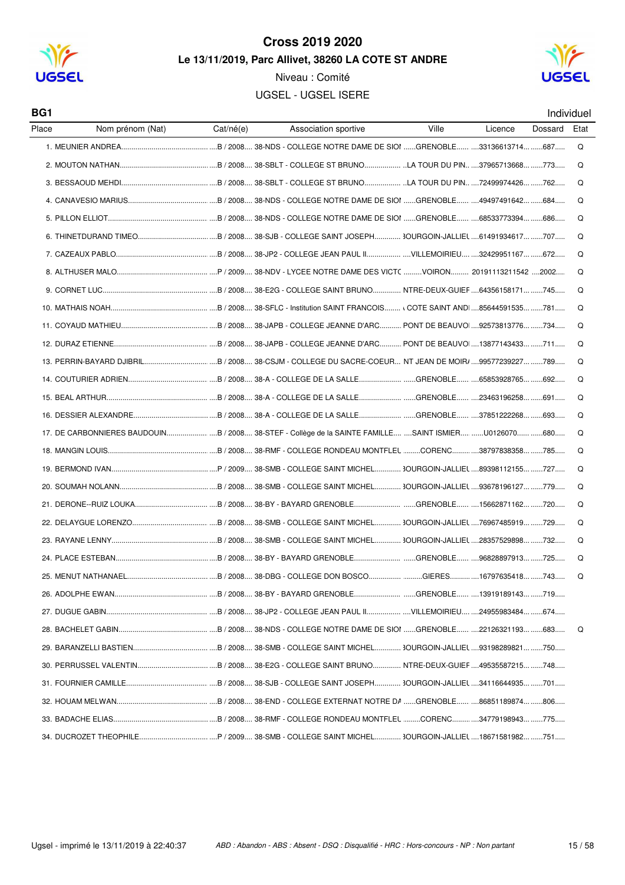# Cross 2019 2020

## Le 13/11/2019, Parc Allivet, 38260 LA COTE ST ANDRE

Niveau : Comité

UGSEL - UGSEL ISERE

**BG1** — Individuel

| Place | Nom prénom (Nat) | Cat/né(e) | Association sportive | Ville | Licence | Dossard | Etat |
|---|---|---|---|---|---|---|---|
| 1. | MEUNIER ANDREA | B / 2008 | 38-NDS - COLLEGE NOTRE DAME DE SIOI | GRENOBLE | 33136613714 | 687 | Q |
| 2. | MOUTON NATHAN | B / 2008 | 38-SBLT - COLLEGE ST BRUNO | LA TOUR DU PIN | 37965713668 | 773 | Q |
| 3. | BESSAOUD MEHDI | B / 2008 | 38-SBLT - COLLEGE ST BRUNO | LA TOUR DU PIN | 72499974426 | 762 | Q |
| 4. | CANAVESIO MARIUS | B / 2008 | 38-NDS - COLLEGE NOTRE DAME DE SIOI | GRENOBLE | 49497491642 | 684 | Q |
| 5. | PILLON ELLIOT | B / 2008 | 38-NDS - COLLEGE NOTRE DAME DE SIOI | GRENOBLE | 68533773394 | 686 | Q |
| 6. | THINETDURAND TIMEO | B / 2008 | 38-SJB - COLLEGE SAINT JOSEPH | BOURGOIN-JALLIEU | 61491934617 | 707 | Q |
| 7. | CAZEAUX PABLO | B / 2008 | 38-JP2 - COLLEGE JEAN PAUL II | VILLEMOIRIEU | 32429951167 | 672 | Q |
| 8. | ALTHUSER MALO | P / 2009 | 38-NDV - LYCEE NOTRE DAME DES VICTC | VOIRON | 20191113211542 | 2002 | Q |
| 9. | CORNET LUC | B / 2008 | 38-E2G - COLLEGE SAINT BRUNO | NTRE-DEUX-GUIEF | 64356158171 | 745 | Q |
| 10. | MATHAIS NOAH | B / 2008 | 38-SFLC - Institution SAINT FRANCOIS | COTE SAINT ANDI | 85644591535 | 781 | Q |
| 11. | COYAUD MATHIEU | B / 2008 | 38-JAPB - COLLEGE JEANNE D'ARC | PONT DE BEAUVOI | 92573813776 | 734 | Q |
| 12. | DURAZ ETIENNE | B / 2008 | 38-JAPB - COLLEGE JEANNE D'ARC | PONT DE BEAUVOI | 13877143433 | 711 | Q |
| 13. | PERRIN-BAYARD DJIBRIL | B / 2008 | 38-CSJM - COLLEGE DU SACRE-COEUR | NT JEAN DE MOIR/ | 99577239227 | 789 | Q |
| 14. | COUTURIER ADRIEN | B / 2008 | 38-A - COLLEGE DE LA SALLE | GRENOBLE | 65853928765 | 692 | Q |
| 15. | BEAL ARTHUR | B / 2008 | 38-A - COLLEGE DE LA SALLE | GRENOBLE | 23463196258 | 691 | Q |
| 16. | DESSIER ALEXANDRE | B / 2008 | 38-A - COLLEGE DE LA SALLE | GRENOBLE | 37851222268 | 693 | Q |
| 17. | DE CARBONNIERES BAUDOUIN | B / 2008 | 38-STEF - Collège de la SAINTE FAMILLE | SAINT ISMIER | U0126070 | 680 | Q |
| 18. | MANGIN LOUIS | B / 2008 | 38-RMF - COLLEGE RONDEAU MONTFLEL | CORENC | 38797838358 | 785 | Q |
| 19. | BERMOND IVAN | P / 2009 | 38-SMB - COLLEGE SAINT MICHEL | BOURGOIN-JALLIEU | 89398112155 | 727 | Q |
| 20. | SOUMAH NOLANN | B / 2008 | 38-SMB - COLLEGE SAINT MICHEL | BOURGOIN-JALLIEU | 93678196127 | 779 | Q |
| 21. | DERONE--RUIZ LOUKA | B / 2008 | 38-BY - BAYARD GRENOBLE | GRENOBLE | 15662871162 | 720 | Q |
| 22. | DELAYGUE LORENZO | B / 2008 | 38-SMB - COLLEGE SAINT MICHEL | BOURGOIN-JALLIEU | 76967485919 | 729 | Q |
| 23. | RAYANE LENNY | B / 2008 | 38-SMB - COLLEGE SAINT MICHEL | BOURGOIN-JALLIEU | 28357529898 | 732 | Q |
| 24. | PLACE ESTEBAN | B / 2008 | 38-BY - BAYARD GRENOBLE | GRENOBLE | 96828897913 | 725 | Q |
| 25. | MENUT NATHANAEL | B / 2008 | 38-DBG - COLLEGE DON BOSCO | GIERES | 16797635418 | 743 | Q |
| 26. | ADOLPHE EWAN | B / 2008 | 38-BY - BAYARD GRENOBLE | GRENOBLE | 13919189143 | 719 | |
| 27. | DUGUE GABIN | B / 2008 | 38-JP2 - COLLEGE JEAN PAUL II | VILLEMOIRIEU | 24955983484 | 674 | |
| 28. | BACHELET GABIN | B / 2008 | 38-NDS - COLLEGE NOTRE DAME DE SIOI | GRENOBLE | 22126321193 | 683 | Q |
| 29. | BARANZELLI BASTIEN | B / 2008 | 38-SMB - COLLEGE SAINT MICHEL | BOURGOIN-JALLIEU | 93198289821 | 750 | |
| 30. | PERRUSSEL VALENTIN | B / 2008 | 38-E2G - COLLEGE SAINT BRUNO | NTRE-DEUX-GUIEF | 49535587215 | 748 | |
| 31. | FOURNIER CAMILLE | B / 2008 | 38-SJB - COLLEGE SAINT JOSEPH | BOURGOIN-JALLIEU | 34116644935 | 701 | |
| 32. | HOUAM MELWAN | B / 2008 | 38-END - COLLEGE EXTERNAT NOTRE DA | GRENOBLE | 86851189874 | 806 | |
| 33. | BADACHE ELIAS | B / 2008 | 38-RMF - COLLEGE RONDEAU MONTFLEL | CORENC | 34779198943 | 775 | |
| 34. | DUCROZET THEOPHILE | P / 2009 | 38-SMB - COLLEGE SAINT MICHEL | BOURGOIN-JALLIEU | 18671581982 | 751 | |

Ugsel - imprimé le 13/11/2019 à 22:40:37

*ABD : Abandon - ABS : Absent - DSQ : Disqualifié - HRC : Hors-concours - NP : Non partant*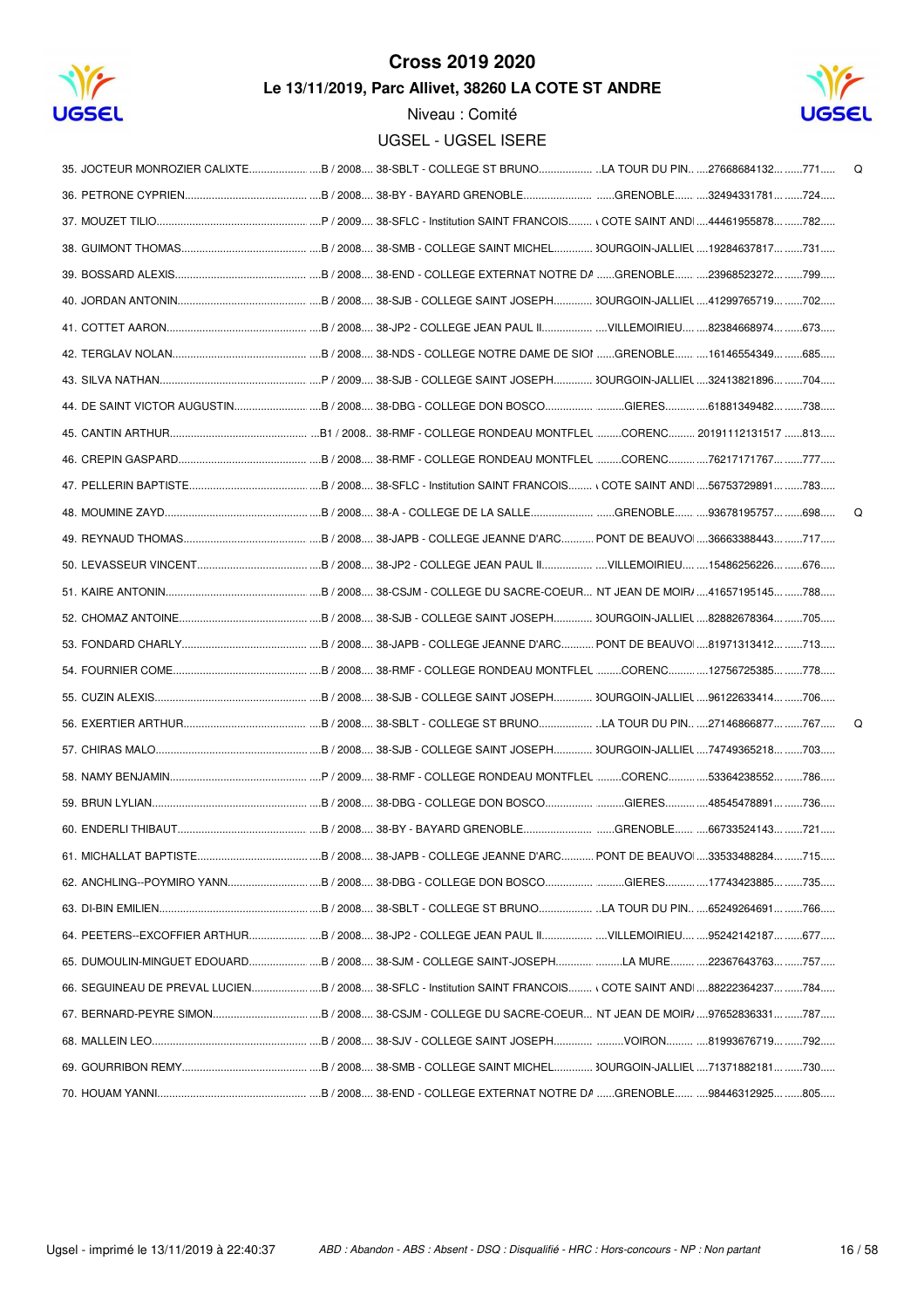# Cross 2019 2020

## Le 13/11/2019, Parc Allivet, 38260 LA COTE ST ANDRE

Niveau : Comité

UGSEL - UGSEL ISERE

| Rang | Nom | Cat. / Année | Établissement | Ville | N° | Dossard | |
|---|---|---|---|---|---|---|---|
| 35. | JOCTEUR MONROZIER CALIXTE | B / 2008 | 38-SBLT - COLLEGE ST BRUNO | LA TOUR DU PIN | 27668684132 | 771 | Q |
| 36. | PETRONE CYPRIEN | B / 2008 | 38-BY - BAYARD GRENOBLE | GRENOBLE | 32494331781 | 724 | |
| 37. | MOUZET TILIO | P / 2009 | 38-SFLC - Institution SAINT FRANCOIS | COTE SAINT ANDI | 44461955878 | 782 | |
| 38. | GUIMONT THOMAS | B / 2008 | 38-SMB - COLLEGE SAINT MICHEL | BOURGOIN-JALLIEU | 19284637817 | 731 | |
| 39. | BOSSARD ALEXIS | B / 2008 | 38-END - COLLEGE EXTERNAT NOTRE DA | GRENOBLE | 23968523272 | 799 | |
| 40. | JORDAN ANTONIN | B / 2008 | 38-SJB - COLLEGE SAINT JOSEPH | BOURGOIN-JALLIEU | 41299765719 | 702 | |
| 41. | COTTET AARON | B / 2008 | 38-JP2 - COLLEGE JEAN PAUL II | VILLEMOIRIEU | 82384668974 | 673 | |
| 42. | TERGLAV NOLAN | B / 2008 | 38-NDS - COLLEGE NOTRE DAME DE SION | GRENOBLE | 16146554349 | 685 | |
| 43. | SILVA NATHAN | P / 2009 | 38-SJB - COLLEGE SAINT JOSEPH | BOURGOIN-JALLIEU | 32413821896 | 704 | |
| 44. | DE SAINT VICTOR AUGUSTIN | B / 2008 | 38-DBG - COLLEGE DON BOSCO | GIERES | 61881349482 | 738 | |
| 45. | CANTIN ARTHUR | B1 / 2008 | 38-RMF - COLLEGE RONDEAU MONTFLEU | CORENC | 20191112131517 | 813 | |
| 46. | CREPIN GASPARD | B / 2008 | 38-RMF - COLLEGE RONDEAU MONTFLEU | CORENC | 76217171767 | 777 | |
| 47. | PELLERIN BAPTISTE | B / 2008 | 38-SFLC - Institution SAINT FRANCOIS | COTE SAINT ANDI | 56753729891 | 783 | |
| 48. | MOUMINE ZAYD | B / 2008 | 38-A - COLLEGE DE LA SALLE | GRENOBLE | 93678195757 | 698 | Q |
| 49. | REYNAUD THOMAS | B / 2008 | 38-JAPB - COLLEGE JEANNE D'ARC | PONT DE BEAUVOI | 36663388443 | 717 | |
| 50. | LEVASSEUR VINCENT | B / 2008 | 38-JP2 - COLLEGE JEAN PAUL II | VILLEMOIRIEU | 15486256226 | 676 | |
| 51. | KAIRE ANTONIN | B / 2008 | 38-CSJM - COLLEGE DU SACRE-COEUR | NT JEAN DE MOIRA | 41657195145 | 788 | |
| 52. | CHOMAZ ANTOINE | B / 2008 | 38-SJB - COLLEGE SAINT JOSEPH | BOURGOIN-JALLIEU | 82882678364 | 705 | |
| 53. | FONDARD CHARLY | B / 2008 | 38-JAPB - COLLEGE JEANNE D'ARC | PONT DE BEAUVOI | 81971313412 | 713 | |
| 54. | FOURNIER COME | B / 2008 | 38-RMF - COLLEGE RONDEAU MONTFLEU | CORENC | 12756725385 | 778 | |
| 55. | CUZIN ALEXIS | B / 2008 | 38-SJB - COLLEGE SAINT JOSEPH | BOURGOIN-JALLIEU | 96122633414 | 706 | |
| 56. | EXERTIER ARTHUR | B / 2008 | 38-SBLT - COLLEGE ST BRUNO | LA TOUR DU PIN | 27146866877 | 767 | Q |
| 57. | CHIRAS MALO | B / 2008 | 38-SJB - COLLEGE SAINT JOSEPH | BOURGOIN-JALLIEU | 74749365218 | 703 | |
| 58. | NAMY BENJAMIN | P / 2009 | 38-RMF - COLLEGE RONDEAU MONTFLEU | CORENC | 53364238552 | 786 | |
| 59. | BRUN LYLIAN | B / 2008 | 38-DBG - COLLEGE DON BOSCO | GIERES | 48545478891 | 736 | |
| 60. | ENDERLI THIBAUT | B / 2008 | 38-BY - BAYARD GRENOBLE | GRENOBLE | 66733524143 | 721 | |
| 61. | MICHALLAT BAPTISTE | B / 2008 | 38-JAPB - COLLEGE JEANNE D'ARC | PONT DE BEAUVOI | 33533488284 | 715 | |
| 62. | ANCHLING--POYMIRO YANN | B / 2008 | 38-DBG - COLLEGE DON BOSCO | GIERES | 17743423885 | 735 | |
| 63. | DI-BIN EMILIEN | B / 2008 | 38-SBLT - COLLEGE ST BRUNO | LA TOUR DU PIN | 65249264691 | 766 | |
| 64. | PEETERS--EXCOFFIER ARTHUR | B / 2008 | 38-JP2 - COLLEGE JEAN PAUL II | VILLEMOIRIEU | 95242142187 | 677 | |
| 65. | DUMOULIN-MINGUET EDOUARD | B / 2008 | 38-SJM - COLLEGE SAINT-JOSEPH | LA MURE | 22367643763 | 757 | |
| 66. | SEGUINEAU DE PREVAL LUCIEN | B / 2008 | 38-SFLC - Institution SAINT FRANCOIS | COTE SAINT ANDI | 88222364237 | 784 | |
| 67. | BERNARD-PEYRE SIMON | B / 2008 | 38-CSJM - COLLEGE DU SACRE-COEUR | NT JEAN DE MOIRA | 97652836331 | 787 | |
| 68. | MALLEIN LEO | B / 2008 | 38-SJV - COLLEGE SAINT JOSEPH | VOIRON | 81993676719 | 792 | |
| 69. | GOURRIBON REMY | B / 2008 | 38-SMB - COLLEGE SAINT MICHEL | BOURGOIN-JALLIEU | 71371882181 | 730 | |
| 70. | HOUAM YANNI | B / 2008 | 38-END - COLLEGE EXTERNAT NOTRE DA | GRENOBLE | 98446312925 | 805 | |

Ugsel - imprimé le 13/11/2019 à 22:40:37 — *ABD : Abandon - ABS : Absent - DSQ : Disqualifié - HRC : Hors-concours - NP : Non partant*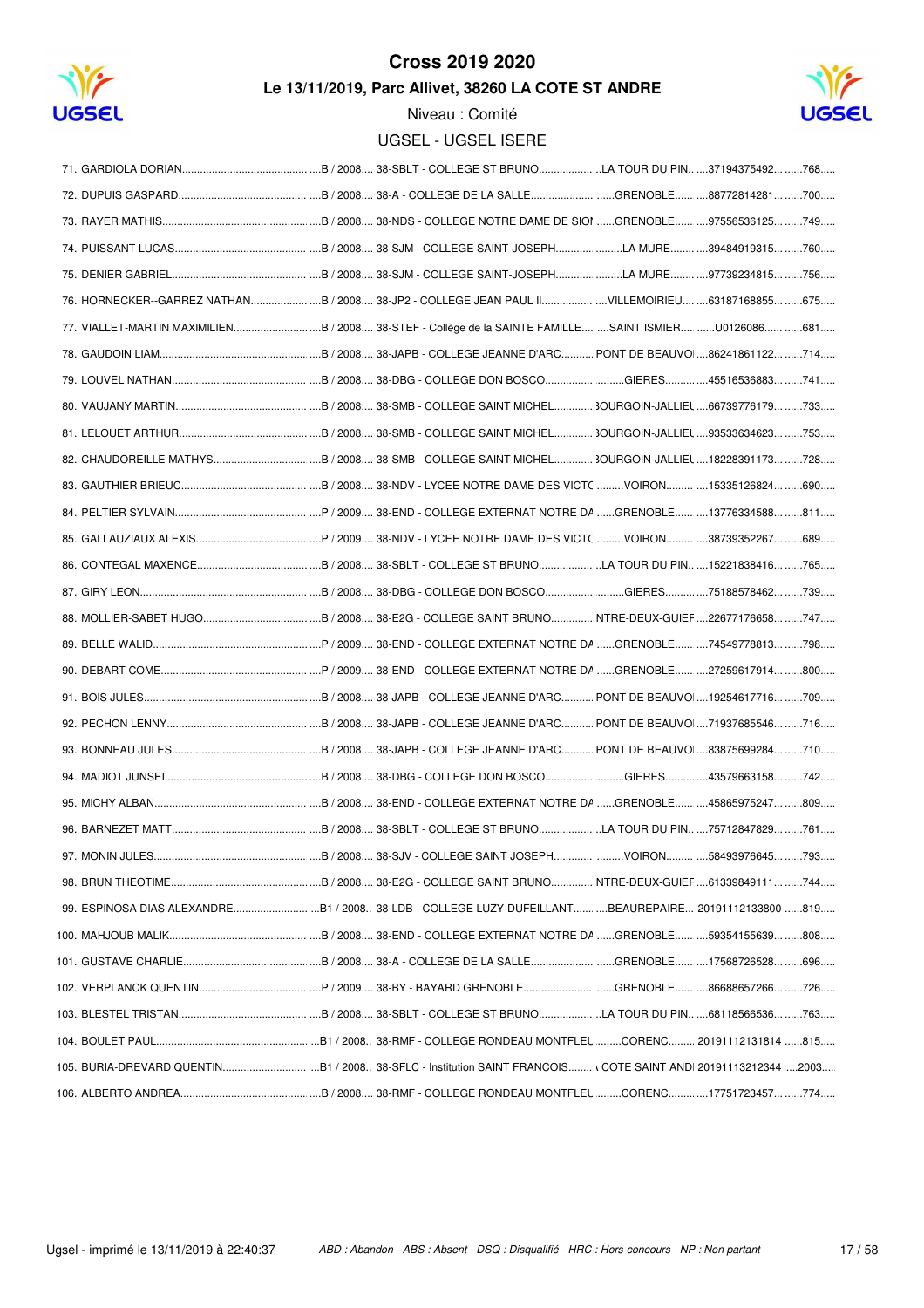# Cross 2019 2020

## Le 13/11/2019, Parc Allivet, 38260 LA COTE ST ANDRE

Niveau : Comité

UGSEL - UGSEL ISERE

| Rang | Nom | Cat. / Année | Établissement | Ville | Licence | Dossard |
|---|---|---|---|---|---|---|
| 71. | GARDIOLA DORIAN | B / 2008 | 38-SBLT - COLLEGE ST BRUNO | LA TOUR DU PIN | 37194375492 | 768 |
| 72. | DUPUIS GASPARD | B / 2008 | 38-A - COLLEGE DE LA SALLE | GRENOBLE | 88772814281 | 700 |
| 73. | RAYER MATHIS | B / 2008 | 38-NDS - COLLEGE NOTRE DAME DE SIOI | GRENOBLE | 97556536125 | 749 |
| 74. | PUISSANT LUCAS | B / 2008 | 38-SJM - COLLEGE SAINT-JOSEPH | LA MURE | 39484919315 | 760 |
| 75. | DENIER GABRIEL | B / 2008 | 38-SJM - COLLEGE SAINT-JOSEPH | LA MURE | 97739234815 | 756 |
| 76. | HORNECKER--GARREZ NATHAN | B / 2008 | 38-JP2 - COLLEGE JEAN PAUL II | VILLEMOIRIEU | 63187168855 | 675 |
| 77. | VIALLET-MARTIN MAXIMILIEN | B / 2008 | 38-STEF - Collège de la SAINTE FAMILLE | SAINT ISMIER | U0126086 | 681 |
| 78. | GAUDOIN LIAM | B / 2008 | 38-JAPB - COLLEGE JEANNE D'ARC | PONT DE BEAUVOI | 86241861122 | 714 |
| 79. | LOUVEL NATHAN | B / 2008 | 38-DBG - COLLEGE DON BOSCO | GIERES | 45516536883 | 741 |
| 80. | VAUJANY MARTIN | B / 2008 | 38-SMB - COLLEGE SAINT MICHEL | 3OURGOIN-JALLIEL | 66739776179 | 733 |
| 81. | LELOUET ARTHUR | B / 2008 | 38-SMB - COLLEGE SAINT MICHEL | 3OURGOIN-JALLIEL | 93533634623 | 753 |
| 82. | CHAUDOREILLE MATHYS | B / 2008 | 38-SMB - COLLEGE SAINT MICHEL | 3OURGOIN-JALLIEL | 18228391173 | 728 |
| 83. | GAUTHIER BRIEUC | B / 2008 | 38-NDV - LYCEE NOTRE DAME DES VICTC | VOIRON | 15335126824 | 690 |
| 84. | PELTIER SYLVAIN | P / 2009 | 38-END - COLLEGE EXTERNAT NOTRE DA | GRENOBLE | 13776334588 | 811 |
| 85. | GALLAUZIAUX ALEXIS | P / 2009 | 38-NDV - LYCEE NOTRE DAME DES VICTC | VOIRON | 38739352267 | 689 |
| 86. | CONTEGAL MAXENCE | B / 2008 | 38-SBLT - COLLEGE ST BRUNO | LA TOUR DU PIN | 15221838416 | 765 |
| 87. | GIRY LEON | B / 2008 | 38-DBG - COLLEGE DON BOSCO | GIERES | 75188578462 | 739 |
| 88. | MOLLIER-SABET HUGO | B / 2008 | 38-E2G - COLLEGE SAINT BRUNO | NTRE-DEUX-GUIEF | 22677176658 | 747 |
| 89. | BELLE WALID | P / 2009 | 38-END - COLLEGE EXTERNAT NOTRE DA | GRENOBLE | 74549778813 | 798 |
| 90. | DEBART COME | P / 2009 | 38-END - COLLEGE EXTERNAT NOTRE DA | GRENOBLE | 27259617914 | 800 |
| 91. | BOIS JULES | B / 2008 | 38-JAPB - COLLEGE JEANNE D'ARC | PONT DE BEAUVOI | 19254617716 | 709 |
| 92. | PECHON LENNY | B / 2008 | 38-JAPB - COLLEGE JEANNE D'ARC | PONT DE BEAUVOI | 71937685546 | 716 |
| 93. | BONNEAU JULES | B / 2008 | 38-JAPB - COLLEGE JEANNE D'ARC | PONT DE BEAUVOI | 83875699284 | 710 |
| 94. | MADIOT JUNSEI | B / 2008 | 38-DBG - COLLEGE DON BOSCO | GIERES | 43579663158 | 742 |
| 95. | MICHY ALBAN | B / 2008 | 38-END - COLLEGE EXTERNAT NOTRE DA | GRENOBLE | 45865975247 | 809 |
| 96. | BARNEZET MATT | B / 2008 | 38-SBLT - COLLEGE ST BRUNO | LA TOUR DU PIN | 75712847829 | 761 |
| 97. | MONIN JULES | B / 2008 | 38-SJV - COLLEGE SAINT JOSEPH | VOIRON | 58493976645 | 793 |
| 98. | BRUN THEOTIME | B / 2008 | 38-E2G - COLLEGE SAINT BRUNO | NTRE-DEUX-GUIEF | 61339849111 | 744 |
| 99. | ESPINOSA DIAS ALEXANDRE | B1 / 2008 | 38-LDB - COLLEGE LUZY-DUFEILLANT | BEAUREPAIRE | 20191112133800 | 819 |
| 100. | MAHJOUB MALIK | B / 2008 | 38-END - COLLEGE EXTERNAT NOTRE DA | GRENOBLE | 59354155639 | 808 |
| 101. | GUSTAVE CHARLIE | B / 2008 | 38-A - COLLEGE DE LA SALLE | GRENOBLE | 17568726528 | 696 |
| 102. | VERPLANCK QUENTIN | P / 2009 | 38-BY - BAYARD GRENOBLE | GRENOBLE | 86688657266 | 726 |
| 103. | BLESTEL TRISTAN | B / 2008 | 38-SBLT - COLLEGE ST BRUNO | LA TOUR DU PIN | 68118566536 | 763 |
| 104. | BOULET PAUL | B1 / 2008 | 38-RMF - COLLEGE RONDEAU MONTFLEL | CORENC | 20191112131814 | 815 |
| 105. | BURIA-DREVARD QUENTIN | B1 / 2008 | 38-SFLC - Institution SAINT FRANCOIS | COTE SAINT ANDI | 20191113212344 | 2003 |
| 106. | ALBERTO ANDREA | B / 2008 | 38-RMF - COLLEGE RONDEAU MONTFLEL | CORENC | 17751723457 | 774 |

Ugsel - imprimé le 13/11/2019 à 22:40:37

*ABD : Abandon - ABS : Absent - DSQ : Disqualifié - HRC : Hors-concours - NP : Non partant*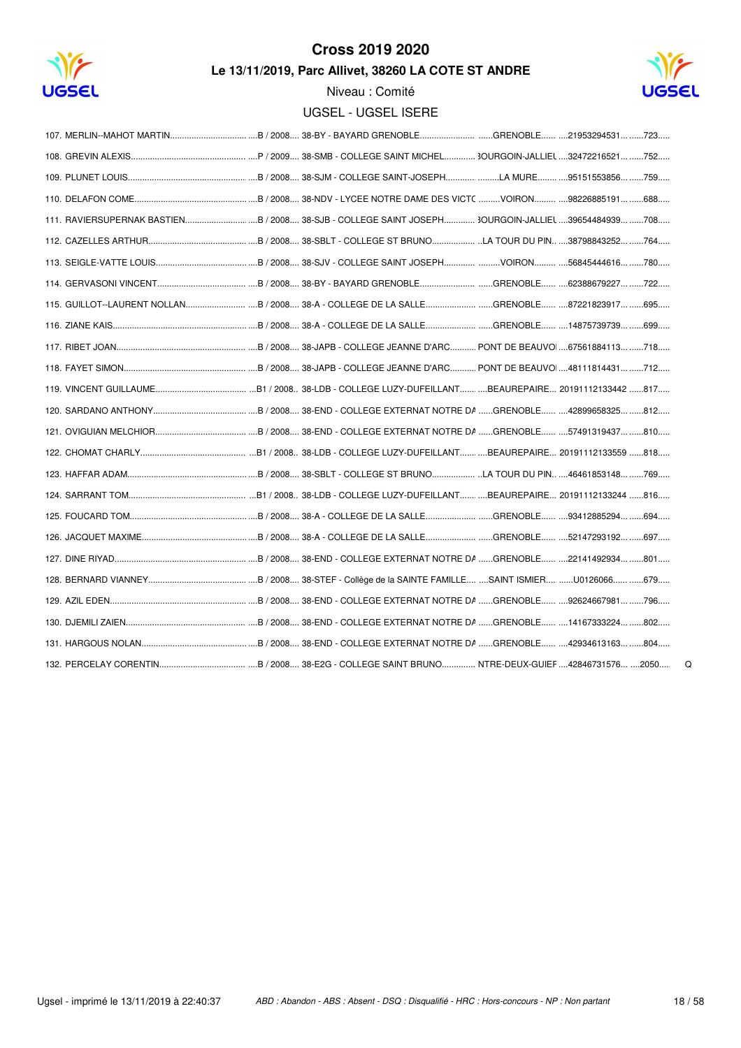# Cross 2019 2020

**Le 13/11/2019, Parc Allivet, 38260 LA COTE ST ANDRE**

Niveau : Comité

UGSEL - UGSEL ISERE

| Rang | Nom | Cat. / Année | Établissement | Ville | Licence | Dossard | |
|---|---|---|---|---|---|---|---|
| 107. | MERLIN--MAHOT MARTIN | B / 2008 | 38-BY - BAYARD GRENOBLE | GRENOBLE | 21953294531 | 723 | |
| 108. | GREVIN ALEXIS | P / 2009 | 38-SMB - COLLEGE SAINT MICHEL | 3OURGOIN-JALLIEU | 32472216521 | 752 | |
| 109. | PLUNET LOUIS | B / 2008 | 38-SJM - COLLEGE SAINT-JOSEPH | LA MURE | 95151553856 | 759 | |
| 110. | DELAFON COME | B / 2008 | 38-NDV - LYCEE NOTRE DAME DES VICTC | VOIRON | 98226885191 | 688 | |
| 111. | RAVIERSUPERNAK BASTIEN | B / 2008 | 38-SJB - COLLEGE SAINT JOSEPH | 3OURGOIN-JALLIEU | 39654484939 | 708 | |
| 112. | CAZELLES ARTHUR | B / 2008 | 38-SBLT - COLLEGE ST BRUNO | LA TOUR DU PIN | 38798843252 | 764 | |
| 113. | SEIGLE-VATTE LOUIS | B / 2008 | 38-SJV - COLLEGE SAINT JOSEPH | VOIRON | 56845444616 | 780 | |
| 114. | GERVASONI VINCENT | B / 2008 | 38-BY - BAYARD GRENOBLE | GRENOBLE | 62388679227 | 722 | |
| 115. | GUILLOT--LAURENT NOLLAN | B / 2008 | 38-A - COLLEGE DE LA SALLE | GRENOBLE | 87221823917 | 695 | |
| 116. | ZIANE KAIS | B / 2008 | 38-A - COLLEGE DE LA SALLE | GRENOBLE | 14875739739 | 699 | |
| 117. | RIBET JOAN | B / 2008 | 38-JAPB - COLLEGE JEANNE D'ARC | PONT DE BEAUVOI | 67561884113 | 718 | |
| 118. | FAYET SIMON | B / 2008 | 38-JAPB - COLLEGE JEANNE D'ARC | PONT DE BEAUVOI | 48111814431 | 712 | |
| 119. | VINCENT GUILLAUME | B1 / 2008 | 38-LDB - COLLEGE LUZY-DUFEILLANT | BEAUREPAIRE | 20191112133442 | 817 | |
| 120. | SARDANO ANTHONY | B / 2008 | 38-END - COLLEGE EXTERNAT NOTRE DA | GRENOBLE | 42899658325 | 812 | |
| 121. | OVIGUIAN MELCHIOR | B / 2008 | 38-END - COLLEGE EXTERNAT NOTRE DA | GRENOBLE | 57491319437 | 810 | |
| 122. | CHOMAT CHARLY | B1 / 2008 | 38-LDB - COLLEGE LUZY-DUFEILLANT | BEAUREPAIRE | 20191112133559 | 818 | |
| 123. | HAFFAR ADAM | B / 2008 | 38-SBLT - COLLEGE ST BRUNO | LA TOUR DU PIN | 46461853148 | 769 | |
| 124. | SARRANT TOM | B1 / 2008 | 38-LDB - COLLEGE LUZY-DUFEILLANT | BEAUREPAIRE | 20191112133244 | 816 | |
| 125. | FOUCARD TOM | B / 2008 | 38-A - COLLEGE DE LA SALLE | GRENOBLE | 93412885294 | 694 | |
| 126. | JACQUET MAXIME | B / 2008 | 38-A - COLLEGE DE LA SALLE | GRENOBLE | 52147293192 | 697 | |
| 127. | DINE RIYAD | B / 2008 | 38-END - COLLEGE EXTERNAT NOTRE DA | GRENOBLE | 22141492934 | 801 | |
| 128. | BERNARD VIANNEY | B / 2008 | 38-STEF - Collège de la SAINTE FAMILLE | SAINT ISMIER | U0126066 | 679 | |
| 129. | AZIL EDEN | B / 2008 | 38-END - COLLEGE EXTERNAT NOTRE DA | GRENOBLE | 92624667981 | 796 | |
| 130. | DJEMILI ZAIEN | B / 2008 | 38-END - COLLEGE EXTERNAT NOTRE DA | GRENOBLE | 14167333224 | 802 | |
| 131. | HARGOUS NOLAN | B / 2008 | 38-END - COLLEGE EXTERNAT NOTRE DA | GRENOBLE | 42934613163 | 804 | |
| 132. | PERCELAY CORENTIN | B / 2008 | 38-E2G - COLLEGE SAINT BRUNO | NTRE-DEUX-GUIEF | 42846731576 | 2050 | Q |

Ugsel - imprimé le 13/11/2019 à 22:40:37

*ABD : Abandon - ABS : Absent - DSQ : Disqualifié - HRC : Hors-concours - NP : Non partant*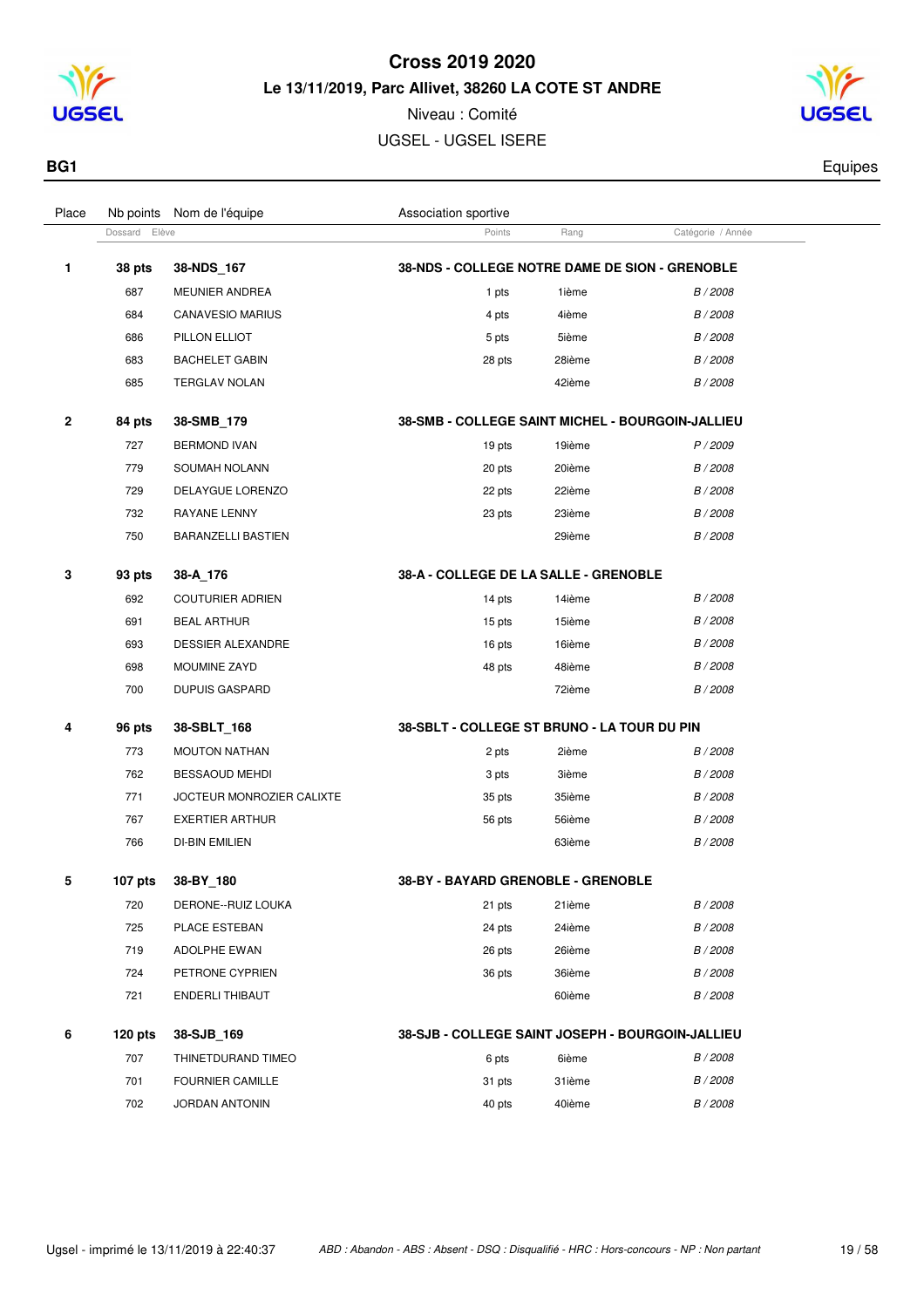# Cross 2019 2020

**Le 13/11/2019, Parc Allivet, 38260 LA COTE ST ANDRE**

Niveau : Comité

UGSEL - UGSEL ISERE

**BG1** Equipes

| Place | Nb points | Nom de l'équipe | Association sportive | | |
|---|---|---|---|---|---|
| | Dossard | Elève | Points | Rang | Catégorie / Année |
| **1** | **38 pts** | **38-NDS_167** | **38-NDS - COLLEGE NOTRE DAME DE SION - GRENOBLE** | | |
| | 687 | MEUNIER ANDREA | 1 pts | 1ième | *B / 2008* |
| | 684 | CANAVESIO MARIUS | 4 pts | 4ième | *B / 2008* |
| | 686 | PILLON ELLIOT | 5 pts | 5ième | *B / 2008* |
| | 683 | BACHELET GABIN | 28 pts | 28ième | *B / 2008* |
| | 685 | TERGLAV NOLAN | | 42ième | *B / 2008* |
| **2** | **84 pts** | **38-SMB_179** | **38-SMB - COLLEGE SAINT MICHEL - BOURGOIN-JALLIEU** | | |
| | 727 | BERMOND IVAN | 19 pts | 19ième | *P / 2009* |
| | 779 | SOUMAH NOLANN | 20 pts | 20ième | *B / 2008* |
| | 729 | DELAYGUE LORENZO | 22 pts | 22ième | *B / 2008* |
| | 732 | RAYANE LENNY | 23 pts | 23ième | *B / 2008* |
| | 750 | BARANZELLI BASTIEN | | 29ième | *B / 2008* |
| **3** | **93 pts** | **38-A_176** | **38-A - COLLEGE DE LA SALLE - GRENOBLE** | | |
| | 692 | COUTURIER ADRIEN | 14 pts | 14ième | *B / 2008* |
| | 691 | BEAL ARTHUR | 15 pts | 15ième | *B / 2008* |
| | 693 | DESSIER ALEXANDRE | 16 pts | 16ième | *B / 2008* |
| | 698 | MOUMINE ZAYD | 48 pts | 48ième | *B / 2008* |
| | 700 | DUPUIS GASPARD | | 72ième | *B / 2008* |
| **4** | **96 pts** | **38-SBLT_168** | **38-SBLT - COLLEGE ST BRUNO - LA TOUR DU PIN** | | |
| | 773 | MOUTON NATHAN | 2 pts | 2ième | *B / 2008* |
| | 762 | BESSAOUD MEHDI | 3 pts | 3ième | *B / 2008* |
| | 771 | JOCTEUR MONROZIER CALIXTE | 35 pts | 35ième | *B / 2008* |
| | 767 | EXERTIER ARTHUR | 56 pts | 56ième | *B / 2008* |
| | 766 | DI-BIN EMILIEN | | 63ième | *B / 2008* |
| **5** | **107 pts** | **38-BY_180** | **38-BY - BAYARD GRENOBLE - GRENOBLE** | | |
| | 720 | DERONE--RUIZ LOUKA | 21 pts | 21ième | *B / 2008* |
| | 725 | PLACE ESTEBAN | 24 pts | 24ième | *B / 2008* |
| | 719 | ADOLPHE EWAN | 26 pts | 26ième | *B / 2008* |
| | 724 | PETRONE CYPRIEN | 36 pts | 36ième | *B / 2008* |
| | 721 | ENDERLI THIBAUT | | 60ième | *B / 2008* |
| **6** | **120 pts** | **38-SJB_169** | **38-SJB - COLLEGE SAINT JOSEPH - BOURGOIN-JALLIEU** | | |
| | 707 | THINETDURAND TIMEO | 6 pts | 6ième | *B / 2008* |
| | 701 | FOURNIER CAMILLE | 31 pts | 31ième | *B / 2008* |
| | 702 | JORDAN ANTONIN | 40 pts | 40ième | *B / 2008* |

Ugsel - imprimé le 13/11/2019 à 22:40:37 — *ABD : Abandon - ABS : Absent - DSQ : Disqualifié - HRC : Hors-concours - NP : Non partant*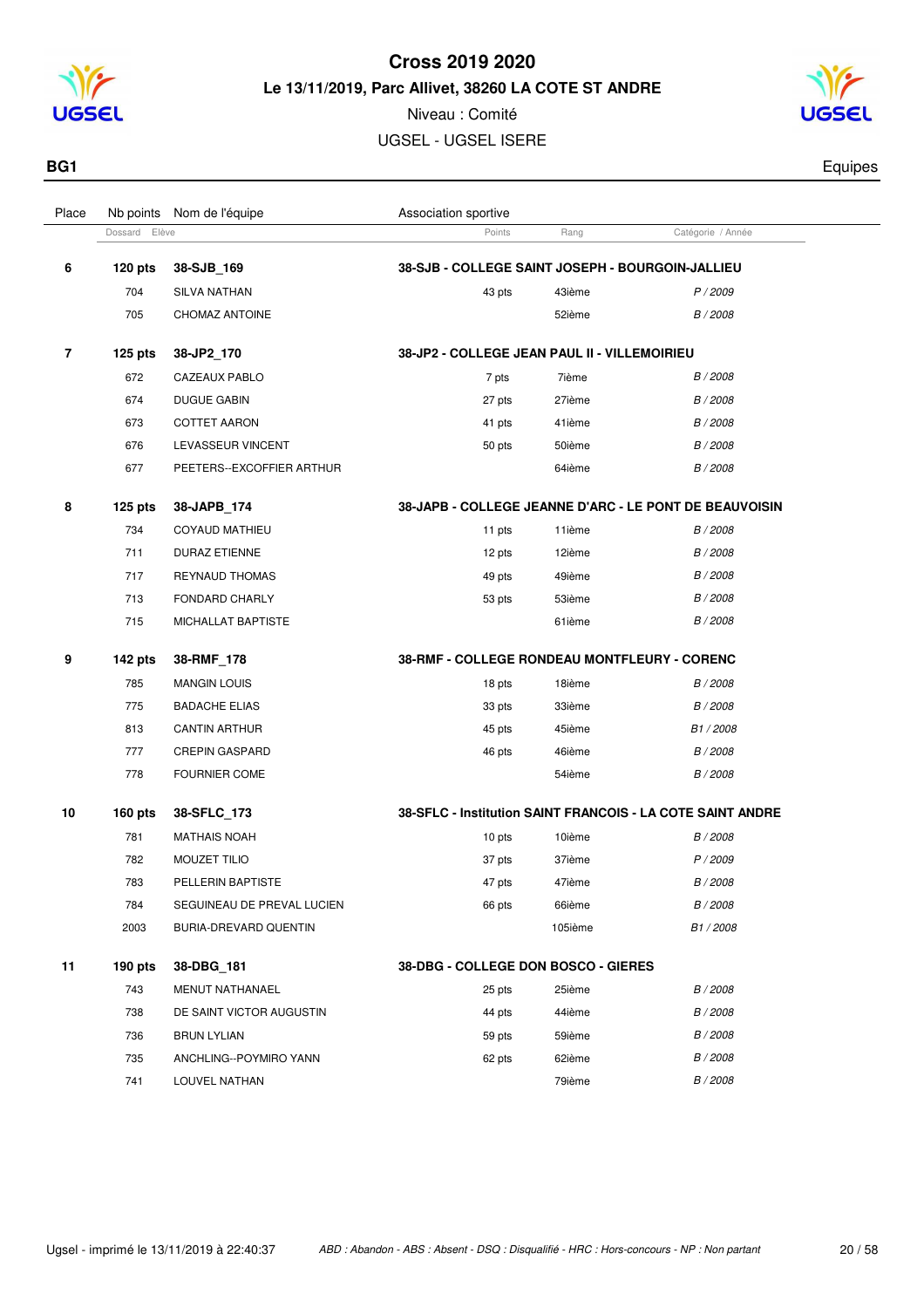# Cross 2019 2020

## Le 13/11/2019, Parc Allivet, 38260 LA COTE ST ANDRE

Niveau : Comité

UGSEL - UGSEL ISERE

**BG1** — Equipes

| Place | Nb points / Dossard | Nom de l'équipe / Elève | Association sportive / Points | Rang | Catégorie / Année |
|---|---|---|---|---|---|
| **6** | **120 pts** | **38-SJB_169** | **38-SJB - COLLEGE SAINT JOSEPH - BOURGOIN-JALLIEU** | | |
| | 704 | SILVA NATHAN | 43 pts | 43ième | *P / 2009* |
| | 705 | CHOMAZ ANTOINE | | 52ième | *B / 2008* |
| **7** | **125 pts** | **38-JP2_170** | **38-JP2 - COLLEGE JEAN PAUL II - VILLEMOIRIEU** | | |
| | 672 | CAZEAUX PABLO | 7 pts | 7ième | *B / 2008* |
| | 674 | DUGUE GABIN | 27 pts | 27ième | *B / 2008* |
| | 673 | COTTET AARON | 41 pts | 41ième | *B / 2008* |
| | 676 | LEVASSEUR VINCENT | 50 pts | 50ième | *B / 2008* |
| | 677 | PEETERS--EXCOFFIER ARTHUR | | 64ième | *B / 2008* |
| **8** | **125 pts** | **38-JAPB_174** | **38-JAPB - COLLEGE JEANNE D'ARC - LE PONT DE BEAUVOISIN** | | |
| | 734 | COYAUD MATHIEU | 11 pts | 11ième | *B / 2008* |
| | 711 | DURAZ ETIENNE | 12 pts | 12ième | *B / 2008* |
| | 717 | REYNAUD THOMAS | 49 pts | 49ième | *B / 2008* |
| | 713 | FONDARD CHARLY | 53 pts | 53ième | *B / 2008* |
| | 715 | MICHALLAT BAPTISTE | | 61ième | *B / 2008* |
| **9** | **142 pts** | **38-RMF_178** | **38-RMF - COLLEGE RONDEAU MONTFLEURY - CORENC** | | |
| | 785 | MANGIN LOUIS | 18 pts | 18ième | *B / 2008* |
| | 775 | BADACHE ELIAS | 33 pts | 33ième | *B / 2008* |
| | 813 | CANTIN ARTHUR | 45 pts | 45ième | *B1 / 2008* |
| | 777 | CREPIN GASPARD | 46 pts | 46ième | *B / 2008* |
| | 778 | FOURNIER COME | | 54ième | *B / 2008* |
| **10** | **160 pts** | **38-SFLC_173** | **38-SFLC - Institution SAINT FRANCOIS - LA COTE SAINT ANDRE** | | |
| | 781 | MATHAIS NOAH | 10 pts | 10ième | *B / 2008* |
| | 782 | MOUZET TILIO | 37 pts | 37ième | *P / 2009* |
| | 783 | PELLERIN BAPTISTE | 47 pts | 47ième | *B / 2008* |
| | 784 | SEGUINEAU DE PREVAL LUCIEN | 66 pts | 66ième | *B / 2008* |
| | 2003 | BURIA-DREVARD QUENTIN | | 105ième | *B1 / 2008* |
| **11** | **190 pts** | **38-DBG_181** | **38-DBG - COLLEGE DON BOSCO - GIERES** | | |
| | 743 | MENUT NATHANAEL | 25 pts | 25ième | *B / 2008* |
| | 738 | DE SAINT VICTOR AUGUSTIN | 44 pts | 44ième | *B / 2008* |
| | 736 | BRUN LYLIAN | 59 pts | 59ième | *B / 2008* |
| | 735 | ANCHLING--POYMIRO YANN | 62 pts | 62ième | *B / 2008* |
| | 741 | LOUVEL NATHAN | | 79ième | *B / 2008* |

Ugsel - imprimé le 13/11/2019 à 22:40:37 — *ABD : Abandon - ABS : Absent - DSQ : Disqualifié - HRC : Hors-concours - NP : Non partant*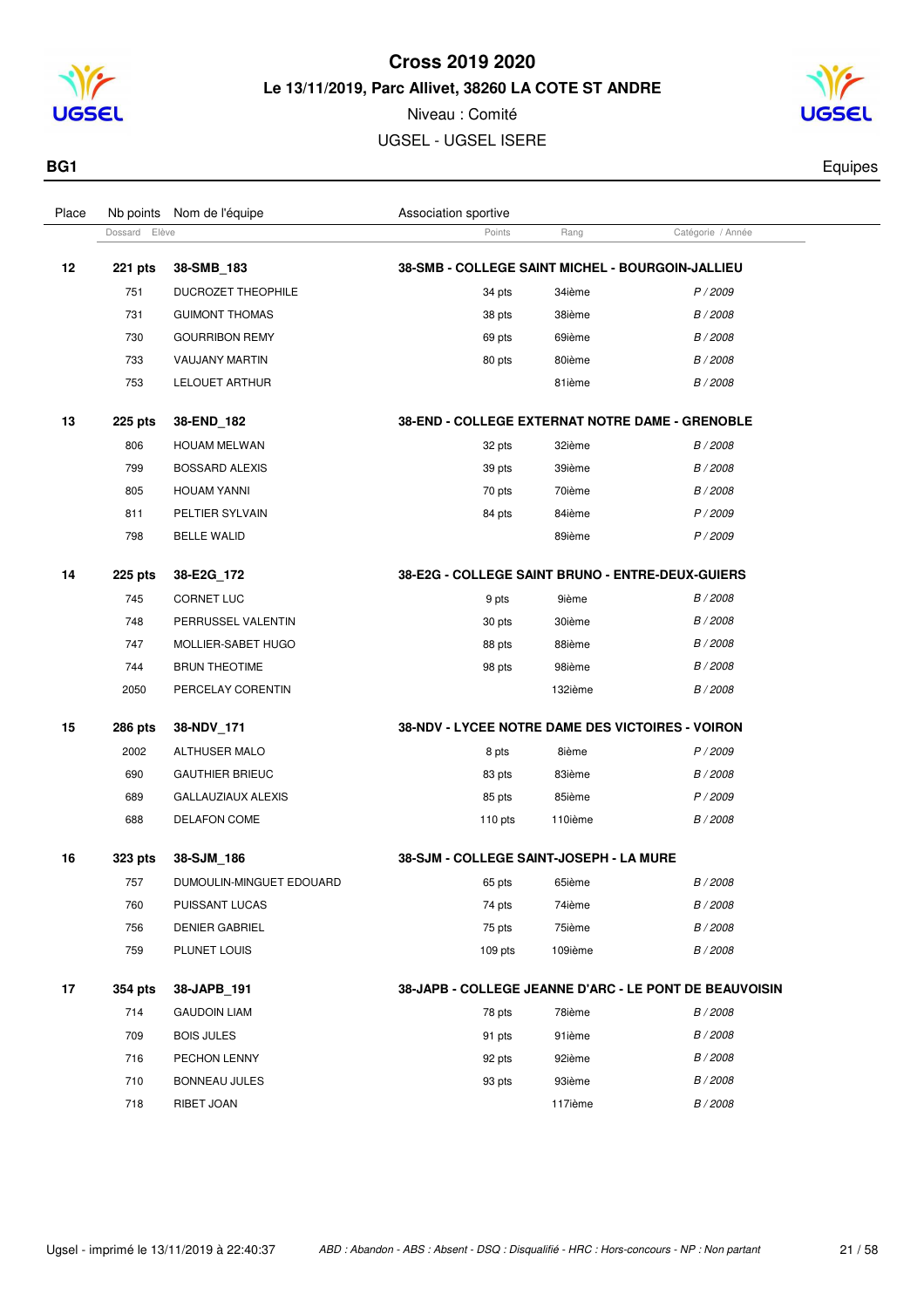# Cross 2019 2020

## Le 13/11/2019, Parc Allivet, 38260 LA COTE ST ANDRE

Niveau : Comité

UGSEL - UGSEL ISERE

**BG1** — Equipes

| Place | Nb points | Nom de l'équipe | Association sportive | | |
|---|---|---|---|---|---|
| | Dossard | Elève | Points | Rang | Catégorie / Année |
| **12** | **221 pts** | **38-SMB_183** | **38-SMB - COLLEGE SAINT MICHEL - BOURGOIN-JALLIEU** | | |
| | 751 | DUCROZET THEOPHILE | 34 pts | 34ième | *P / 2009* |
| | 731 | GUIMONT THOMAS | 38 pts | 38ième | *B / 2008* |
| | 730 | GOURRIBON REMY | 69 pts | 69ième | *B / 2008* |
| | 733 | VAUJANY MARTIN | 80 pts | 80ième | *B / 2008* |
| | 753 | LELOUET ARTHUR | | 81ième | *B / 2008* |
| **13** | **225 pts** | **38-END_182** | **38-END - COLLEGE EXTERNAT NOTRE DAME - GRENOBLE** | | |
| | 806 | HOUAM MELWAN | 32 pts | 32ième | *B / 2008* |
| | 799 | BOSSARD ALEXIS | 39 pts | 39ième | *B / 2008* |
| | 805 | HOUAM YANNI | 70 pts | 70ième | *B / 2008* |
| | 811 | PELTIER SYLVAIN | 84 pts | 84ième | *P / 2009* |
| | 798 | BELLE WALID | | 89ième | *P / 2009* |
| **14** | **225 pts** | **38-E2G_172** | **38-E2G - COLLEGE SAINT BRUNO - ENTRE-DEUX-GUIERS** | | |
| | 745 | CORNET LUC | 9 pts | 9ième | *B / 2008* |
| | 748 | PERRUSSEL VALENTIN | 30 pts | 30ième | *B / 2008* |
| | 747 | MOLLIER-SABET HUGO | 88 pts | 88ième | *B / 2008* |
| | 744 | BRUN THEOTIME | 98 pts | 98ième | *B / 2008* |
| | 2050 | PERCELAY CORENTIN | | 132ième | *B / 2008* |
| **15** | **286 pts** | **38-NDV_171** | **38-NDV - LYCEE NOTRE DAME DES VICTOIRES - VOIRON** | | |
| | 2002 | ALTHUSER MALO | 8 pts | 8ième | *P / 2009* |
| | 690 | GAUTHIER BRIEUC | 83 pts | 83ième | *B / 2008* |
| | 689 | GALLAUZIAUX ALEXIS | 85 pts | 85ième | *P / 2009* |
| | 688 | DELAFON COME | 110 pts | 110ième | *B / 2008* |
| **16** | **323 pts** | **38-SJM_186** | **38-SJM - COLLEGE SAINT-JOSEPH - LA MURE** | | |
| | 757 | DUMOULIN-MINGUET EDOUARD | 65 pts | 65ième | *B / 2008* |
| | 760 | PUISSANT LUCAS | 74 pts | 74ième | *B / 2008* |
| | 756 | DENIER GABRIEL | 75 pts | 75ième | *B / 2008* |
| | 759 | PLUNET LOUIS | 109 pts | 109ième | *B / 2008* |
| **17** | **354 pts** | **38-JAPB_191** | **38-JAPB - COLLEGE JEANNE D'ARC - LE PONT DE BEAUVOISIN** | | |
| | 714 | GAUDOIN LIAM | 78 pts | 78ième | *B / 2008* |
| | 709 | BOIS JULES | 91 pts | 91ième | *B / 2008* |
| | 716 | PECHON LENNY | 92 pts | 92ième | *B / 2008* |
| | 710 | BONNEAU JULES | 93 pts | 93ième | *B / 2008* |
| | 718 | RIBET JOAN | | 117ième | *B / 2008* |

Ugsel - imprimé le 13/11/2019 à 22:40:37

*ABD : Abandon - ABS : Absent - DSQ : Disqualifié - HRC : Hors-concours - NP : Non partant*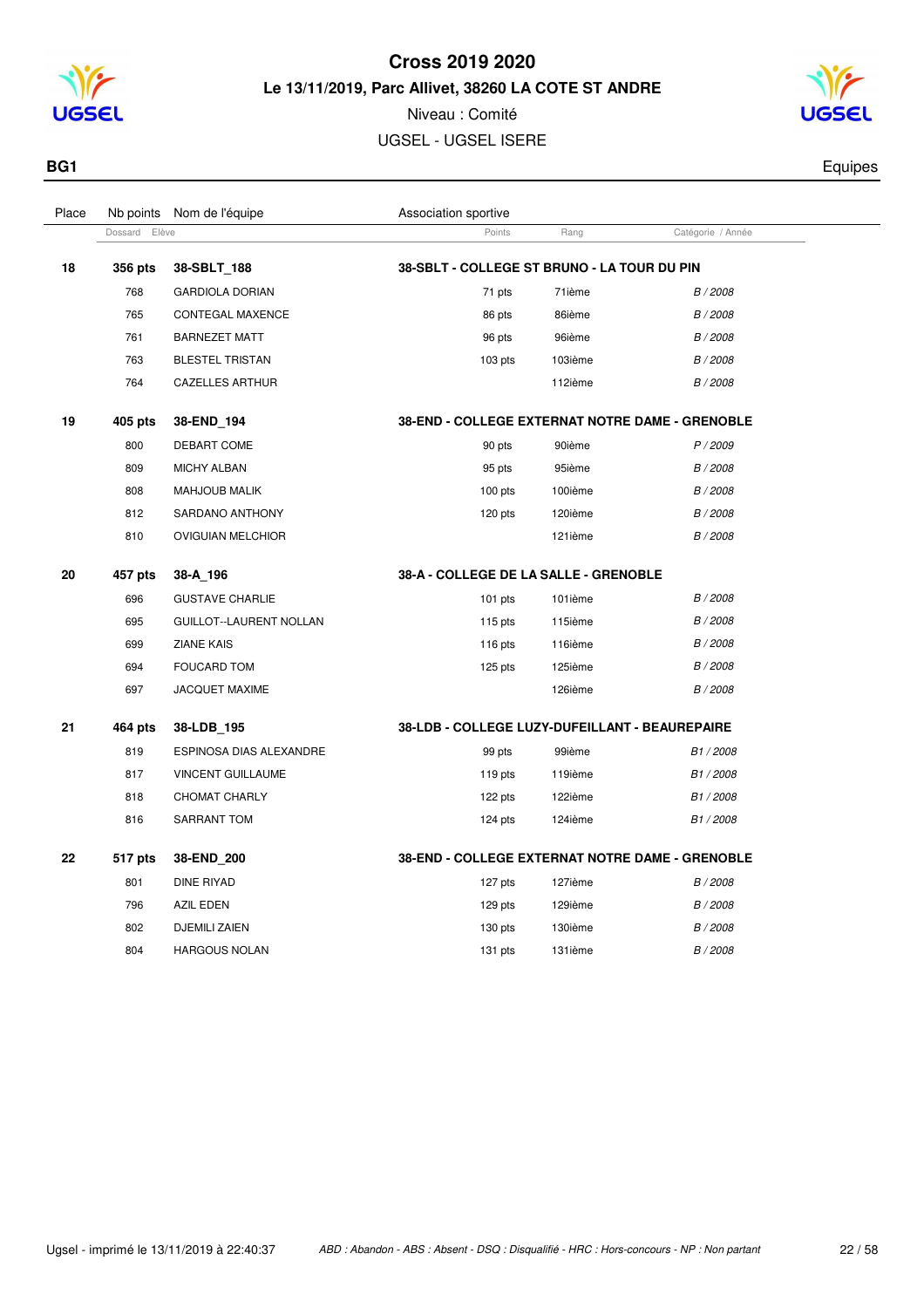# Cross 2019 2020

## Le 13/11/2019, Parc Allivet, 38260 LA COTE ST ANDRE

Niveau : Comité

UGSEL - UGSEL ISERE

**BG1** Equipes

| Place | Nb points | Nom de l'équipe | Association sportive | | |
|---|---|---|---|---|---|
| | Dossard | Elève | Points | Rang | Catégorie / Année |
| **18** | **356 pts** | **38-SBLT_188** | **38-SBLT - COLLEGE ST BRUNO - LA TOUR DU PIN** | | |
| | 768 | GARDIOLA DORIAN | 71 pts | 71ième | *B / 2008* |
| | 765 | CONTEGAL MAXENCE | 86 pts | 86ième | *B / 2008* |
| | 761 | BARNEZET MATT | 96 pts | 96ième | *B / 2008* |
| | 763 | BLESTEL TRISTAN | 103 pts | 103ième | *B / 2008* |
| | 764 | CAZELLES ARTHUR | | 112ième | *B / 2008* |
| **19** | **405 pts** | **38-END_194** | **38-END - COLLEGE EXTERNAT NOTRE DAME - GRENOBLE** | | |
| | 800 | DEBART COME | 90 pts | 90ième | *P / 2009* |
| | 809 | MICHY ALBAN | 95 pts | 95ième | *B / 2008* |
| | 808 | MAHJOUB MALIK | 100 pts | 100ième | *B / 2008* |
| | 812 | SARDANO ANTHONY | 120 pts | 120ième | *B / 2008* |
| | 810 | OVIGUIAN MELCHIOR | | 121ième | *B / 2008* |
| **20** | **457 pts** | **38-A_196** | **38-A - COLLEGE DE LA SALLE - GRENOBLE** | | |
| | 696 | GUSTAVE CHARLIE | 101 pts | 101ième | *B / 2008* |
| | 695 | GUILLOT--LAURENT NOLLAN | 115 pts | 115ième | *B / 2008* |
| | 699 | ZIANE KAIS | 116 pts | 116ième | *B / 2008* |
| | 694 | FOUCARD TOM | 125 pts | 125ième | *B / 2008* |
| | 697 | JACQUET MAXIME | | 126ième | *B / 2008* |
| **21** | **464 pts** | **38-LDB_195** | **38-LDB - COLLEGE LUZY-DUFEILLANT - BEAUREPAIRE** | | |
| | 819 | ESPINOSA DIAS ALEXANDRE | 99 pts | 99ième | *B1 / 2008* |
| | 817 | VINCENT GUILLAUME | 119 pts | 119ième | *B1 / 2008* |
| | 818 | CHOMAT CHARLY | 122 pts | 122ième | *B1 / 2008* |
| | 816 | SARRANT TOM | 124 pts | 124ième | *B1 / 2008* |
| **22** | **517 pts** | **38-END_200** | **38-END - COLLEGE EXTERNAT NOTRE DAME - GRENOBLE** | | |
| | 801 | DINE RIYAD | 127 pts | 127ième | *B / 2008* |
| | 796 | AZIL EDEN | 129 pts | 129ième | *B / 2008* |
| | 802 | DJEMILI ZAIEN | 130 pts | 130ième | *B / 2008* |
| | 804 | HARGOUS NOLAN | 131 pts | 131ième | *B / 2008* |

*ABD : Abandon - ABS : Absent - DSQ : Disqualifié - HRC : Hors-concours - NP : Non partant*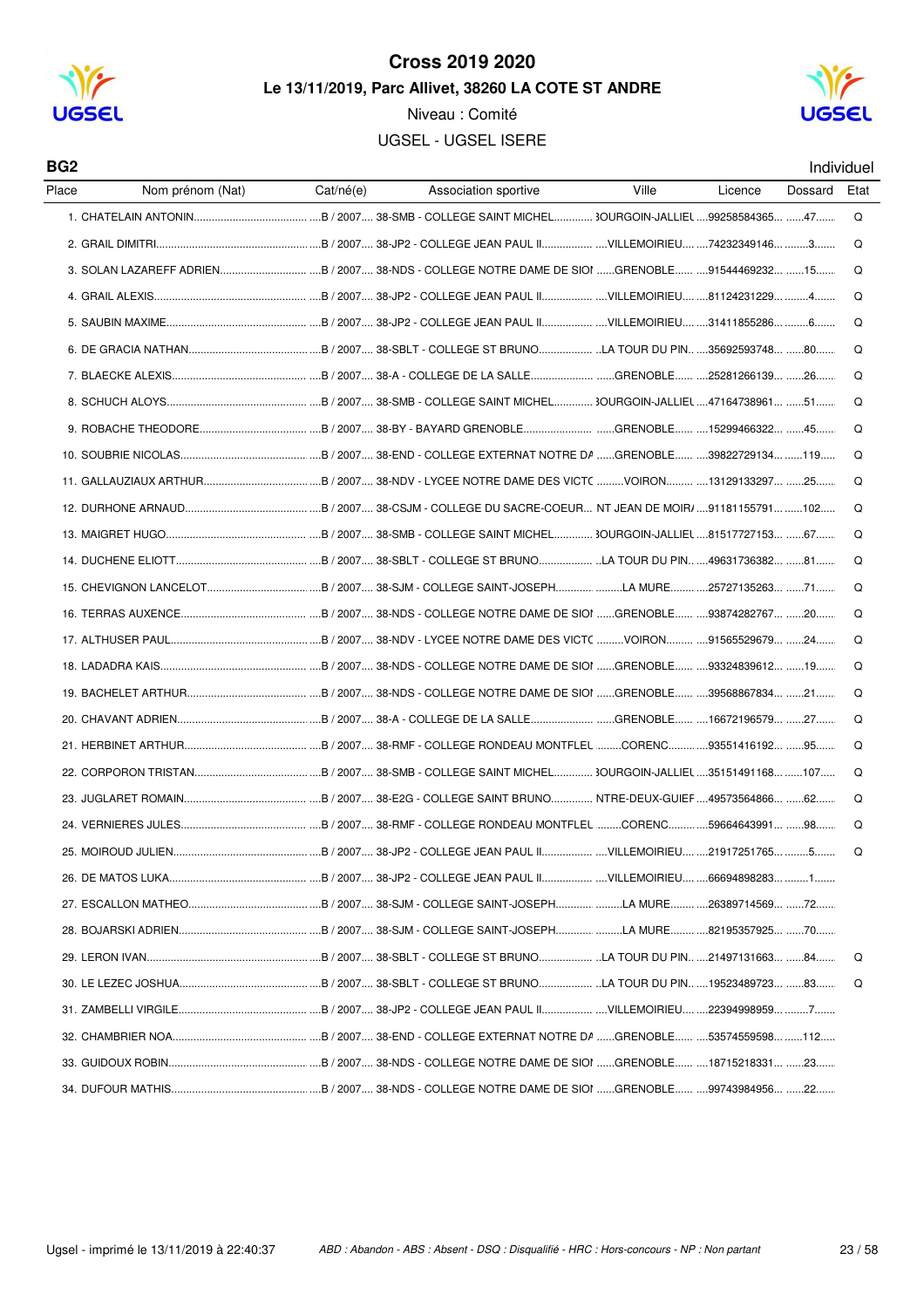# Cross 2019 2020

## Le 13/11/2019, Parc Allivet, 38260 LA COTE ST ANDRE

Niveau : Comité

UGSEL - UGSEL ISERE

**BG2** Individuel

| Place | Nom prénom (Nat) | Cat/né(e) | Association sportive | Ville | Licence | Dossard | Etat |
|---|---|---|---|---|---|---|---|
| 1. | CHATELAIN ANTONIN | B / 2007 | 38-SMB - COLLEGE SAINT MICHEL | BOURGOIN-JALLIEU | 99258584365 | 47 | Q |
| 2. | GRAIL DIMITRI | B / 2007 | 38-JP2 - COLLEGE JEAN PAUL II | VILLEMOIRIEU | 74232349146 | 3 | Q |
| 3. | SOLAN LAZAREFF ADRIEN | B / 2007 | 38-NDS - COLLEGE NOTRE DAME DE SION | GRENOBLE | 91544469232 | 15 | Q |
| 4. | GRAIL ALEXIS | B / 2007 | 38-JP2 - COLLEGE JEAN PAUL II | VILLEMOIRIEU | 81124231229 | 4 | Q |
| 5. | SAUBIN MAXIME | B / 2007 | 38-JP2 - COLLEGE JEAN PAUL II | VILLEMOIRIEU | 31411855286 | 6 | Q |
| 6. | DE GRACIA NATHAN | B / 2007 | 38-SBLT - COLLEGE ST BRUNO | LA TOUR DU PIN | 35692593748 | 80 | Q |
| 7. | BLAECKE ALEXIS | B / 2007 | 38-A - COLLEGE DE LA SALLE | GRENOBLE | 25281266139 | 26 | Q |
| 8. | SCHUCH ALOYS | B / 2007 | 38-SMB - COLLEGE SAINT MICHEL | BOURGOIN-JALLIEU | 47164738961 | 51 | Q |
| 9. | ROBACHE THEODORE | B / 2007 | 38-BY - BAYARD GRENOBLE | GRENOBLE | 15299466322 | 45 | Q |
| 10. | SOUBRIE NICOLAS | B / 2007 | 38-END - COLLEGE EXTERNAT NOTRE DA | GRENOBLE | 39822729134 | 119 | Q |
| 11. | GALLAUZIAUX ARTHUR | B / 2007 | 38-NDV - LYCEE NOTRE DAME DES VICTO | VOIRON | 13129133297 | 25 | Q |
| 12. | DURHONE ARNAUD | B / 2007 | 38-CSJM - COLLEGE DU SACRE-COEUR | NT JEAN DE MOIRA | 91181155791 | 102 | Q |
| 13. | MAIGRET HUGO | B / 2007 | 38-SMB - COLLEGE SAINT MICHEL | BOURGOIN-JALLIEU | 81517727153 | 67 | Q |
| 14. | DUCHENE ELIOTT | B / 2007 | 38-SBLT - COLLEGE ST BRUNO | LA TOUR DU PIN | 49631736382 | 81 | Q |
| 15. | CHEVIGNON LANCELOT | B / 2007 | 38-SJM - COLLEGE SAINT-JOSEPH | LA MURE | 25727135263 | 71 | Q |
| 16. | TERRAS AUXENCE | B / 2007 | 38-NDS - COLLEGE NOTRE DAME DE SION | GRENOBLE | 93874282767 | 20 | Q |
| 17. | ALTHUSER PAUL | B / 2007 | 38-NDV - LYCEE NOTRE DAME DES VICTO | VOIRON | 91565529679 | 24 | Q |
| 18. | LADADRA KAIS | B / 2007 | 38-NDS - COLLEGE NOTRE DAME DE SION | GRENOBLE | 93324839612 | 19 | Q |
| 19. | BACHELET ARTHUR | B / 2007 | 38-NDS - COLLEGE NOTRE DAME DE SION | GRENOBLE | 39568867834 | 21 | Q |
| 20. | CHAVANT ADRIEN | B / 2007 | 38-A - COLLEGE DE LA SALLE | GRENOBLE | 16672196579 | 27 | Q |
| 21. | HERBINET ARTHUR | B / 2007 | 38-RMF - COLLEGE RONDEAU MONTFLEU | CORENC | 93551416192 | 95 | Q |
| 22. | CORPORON TRISTAN | B / 2007 | 38-SMB - COLLEGE SAINT MICHEL | BOURGOIN-JALLIEU | 35151491168 | 107 | Q |
| 23. | JUGLARET ROMAIN | B / 2007 | 38-E2G - COLLEGE SAINT BRUNO | NTRE-DEUX-GUIEF | 49573564866 | 62 | Q |
| 24. | VERNIERES JULES | B / 2007 | 38-RMF - COLLEGE RONDEAU MONTFLEU | CORENC | 59664643991 | 98 | Q |
| 25. | MOIROUD JULIEN | B / 2007 | 38-JP2 - COLLEGE JEAN PAUL II | VILLEMOIRIEU | 21917251765 | 5 | Q |
| 26. | DE MATOS LUKA | B / 2007 | 38-JP2 - COLLEGE JEAN PAUL II | VILLEMOIRIEU | 66694898283 | 1 | |
| 27. | ESCALLON MATHEO | B / 2007 | 38-SJM - COLLEGE SAINT-JOSEPH | LA MURE | 26389714569 | 72 | |
| 28. | BOJARSKI ADRIEN | B / 2007 | 38-SJM - COLLEGE SAINT-JOSEPH | LA MURE | 82195357925 | 70 | |
| 29. | LERON IVAN | B / 2007 | 38-SBLT - COLLEGE ST BRUNO | LA TOUR DU PIN | 21497131663 | 84 | Q |
| 30. | LE LEZEC JOSHUA | B / 2007 | 38-SBLT - COLLEGE ST BRUNO | LA TOUR DU PIN | 19523489723 | 83 | Q |
| 31. | ZAMBELLI VIRGILE | B / 2007 | 38-JP2 - COLLEGE JEAN PAUL II | VILLEMOIRIEU | 22394998959 | 7 | |
| 32. | CHAMBRIER NOA | B / 2007 | 38-END - COLLEGE EXTERNAT NOTRE DA | GRENOBLE | 53574559598 | 112 | |
| 33. | GUIDOUX ROBIN | B / 2007 | 38-NDS - COLLEGE NOTRE DAME DE SION | GRENOBLE | 18715218331 | 23 | |
| 34. | DUFOUR MATHIS | B / 2007 | 38-NDS - COLLEGE NOTRE DAME DE SION | GRENOBLE | 99743984956 | 22 | |

Ugsel - imprimé le 13/11/2019 à 22:40:37

*ABD : Abandon - ABS : Absent - DSQ : Disqualifié - HRC : Hors-concours - NP : Non partant*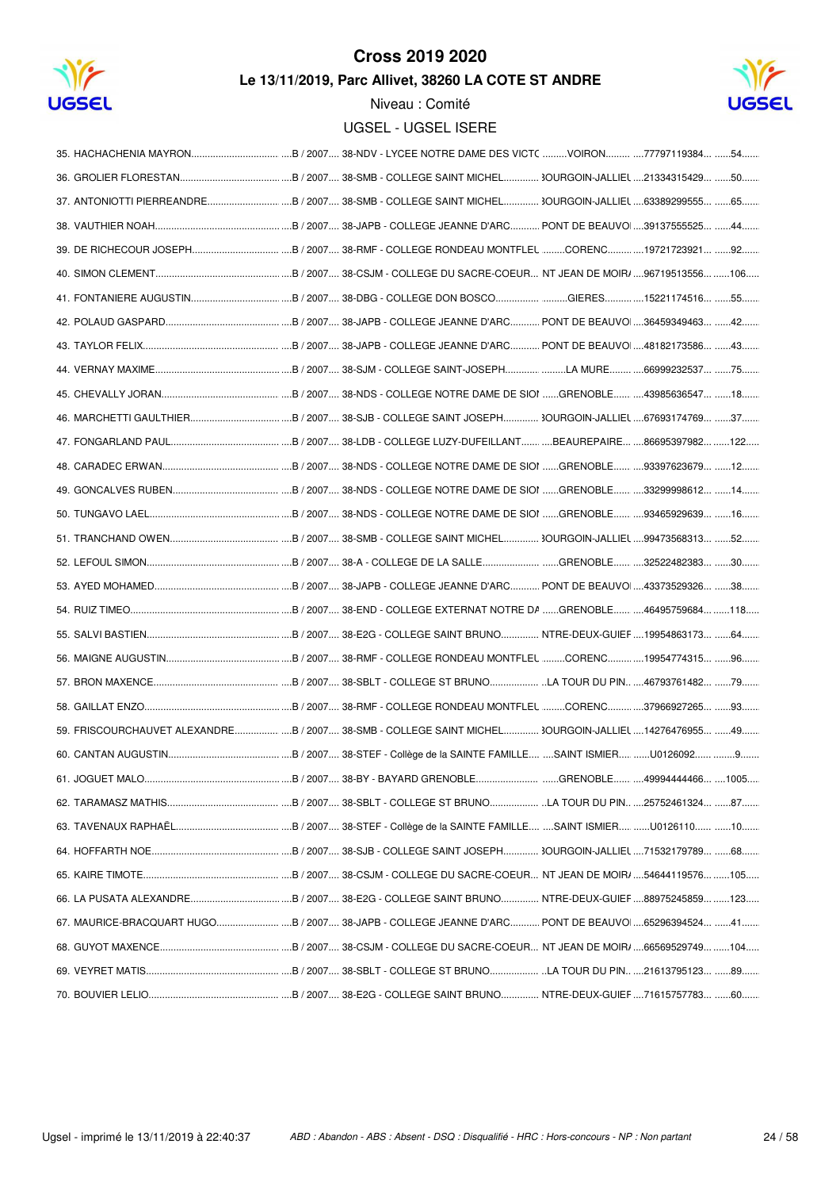# Cross 2019 2020

**Le 13/11/2019, Parc Allivet, 38260 LA COTE ST ANDRE**

Niveau : Comité

UGSEL - UGSEL ISERE

| Rang | Nom | Cat. / Année | Établissement | Ville | N° | Dossard |
|---|---|---|---|---|---|---|
| 35. | HACHACHENIA MAYRON | B / 2007 | 38-NDV - LYCEE NOTRE DAME DES VICTC | VOIRON | 77797119384 | 54 |
| 36. | GROLIER FLORESTAN | B / 2007 | 38-SMB - COLLEGE SAINT MICHEL | 3OURGOIN-JALLIEL | 21334315429 | 50 |
| 37. | ANTONIOTTI PIERREANDRE | B / 2007 | 38-SMB - COLLEGE SAINT MICHEL | 3OURGOIN-JALLIEL | 63389299555 | 65 |
| 38. | VAUTHIER NOAH | B / 2007 | 38-JAPB - COLLEGE JEANNE D'ARC | PONT DE BEAUVOI | 39137555525 | 44 |
| 39. | DE RICHECOUR JOSEPH | B / 2007 | 38-RMF - COLLEGE RONDEAU MONTFLEL | CORENC | 19721723921 | 92 |
| 40. | SIMON CLEMENT | B / 2007 | 38-CSJM - COLLEGE DU SACRE-COEUR | NT JEAN DE MOIR/ | 96719513556 | 106 |
| 41. | FONTANIERE AUGUSTIN | B / 2007 | 38-DBG - COLLEGE DON BOSCO | GIERES | 15221174516 | 55 |
| 42. | POLAUD GASPARD | B / 2007 | 38-JAPB - COLLEGE JEANNE D'ARC | PONT DE BEAUVOI | 36459349463 | 42 |
| 43. | TAYLOR FELIX | B / 2007 | 38-JAPB - COLLEGE JEANNE D'ARC | PONT DE BEAUVOI | 48182173586 | 43 |
| 44. | VERNAY MAXIME | B / 2007 | 38-SJM - COLLEGE SAINT-JOSEPH | LA MURE | 66999232537 | 75 |
| 45. | CHEVALLY JORAN | B / 2007 | 38-NDS - COLLEGE NOTRE DAME DE SIOI | GRENOBLE | 43985636547 | 18 |
| 46. | MARCHETTI GAULTHIER | B / 2007 | 38-SJB - COLLEGE SAINT JOSEPH | 3OURGOIN-JALLIEL | 67693174769 | 37 |
| 47. | FONGARLAND PAUL | B / 2007 | 38-LDB - COLLEGE LUZY-DUFEILLANT | BEAUREPAIRE | 86695397982 | 122 |
| 48. | CARADEC ERWAN | B / 2007 | 38-NDS - COLLEGE NOTRE DAME DE SIOI | GRENOBLE | 93397623679 | 12 |
| 49. | GONCALVES RUBEN | B / 2007 | 38-NDS - COLLEGE NOTRE DAME DE SIOI | GRENOBLE | 33299998612 | 14 |
| 50. | TUNGAVO LAEL | B / 2007 | 38-NDS - COLLEGE NOTRE DAME DE SIOI | GRENOBLE | 93465929639 | 16 |
| 51. | TRANCHAND OWEN | B / 2007 | 38-SMB - COLLEGE SAINT MICHEL | 3OURGOIN-JALLIEL | 99473568313 | 52 |
| 52. | LEFOUL SIMON | B / 2007 | 38-A - COLLEGE DE LA SALLE | GRENOBLE | 32522482383 | 30 |
| 53. | AYED MOHAMED | B / 2007 | 38-JAPB - COLLEGE JEANNE D'ARC | PONT DE BEAUVOI | 43373529326 | 38 |
| 54. | RUIZ TIMEO | B / 2007 | 38-END - COLLEGE EXTERNAT NOTRE DA | GRENOBLE | 46495759684 | 118 |
| 55. | SALVI BASTIEN | B / 2007 | 38-E2G - COLLEGE SAINT BRUNO | NTRE-DEUX-GUIEF | 19954863173 | 64 |
| 56. | MAIGNE AUGUSTIN | B / 2007 | 38-RMF - COLLEGE RONDEAU MONTFLEL | CORENC | 19954774315 | 96 |
| 57. | BRON MAXENCE | B / 2007 | 38-SBLT - COLLEGE ST BRUNO | LA TOUR DU PIN | 46793761482 | 79 |
| 58. | GAILLAT ENZO | B / 2007 | 38-RMF - COLLEGE RONDEAU MONTFLEL | CORENC | 37966927265 | 93 |
| 59. | FRISCOURCHAUVET ALEXANDRE | B / 2007 | 38-SMB - COLLEGE SAINT MICHEL | 3OURGOIN-JALLIEL | 14276476955 | 49 |
| 60. | CANTAN AUGUSTIN | B / 2007 | 38-STEF - Collège de la SAINTE FAMILLE | SAINT ISMIER | U0126092 | 9 |
| 61. | JOGUET MALO | B / 2007 | 38-BY - BAYARD GRENOBLE | GRENOBLE | 49994444466 | 1005 |
| 62. | TARAMASZ MATHIS | B / 2007 | 38-SBLT - COLLEGE ST BRUNO | LA TOUR DU PIN | 25752461324 | 87 |
| 63. | TAVENEAUX RAPHAËL | B / 2007 | 38-STEF - Collège de la SAINTE FAMILLE | SAINT ISMIER | U0126110 | 10 |
| 64. | HOFFARTH NOE | B / 2007 | 38-SJB - COLLEGE SAINT JOSEPH | 3OURGOIN-JALLIEL | 71532179789 | 68 |
| 65. | KAIRE TIMOTE | B / 2007 | 38-CSJM - COLLEGE DU SACRE-COEUR | NT JEAN DE MOIR/ | 54644119576 | 105 |
| 66. | LA PUSATA ALEXANDRE | B / 2007 | 38-E2G - COLLEGE SAINT BRUNO | NTRE-DEUX-GUIEF | 88975245859 | 123 |
| 67. | MAURICE-BRACQUART HUGO | B / 2007 | 38-JAPB - COLLEGE JEANNE D'ARC | PONT DE BEAUVOI | 65296394524 | 41 |
| 68. | GUYOT MAXENCE | B / 2007 | 38-CSJM - COLLEGE DU SACRE-COEUR | NT JEAN DE MOIR/ | 66569529749 | 104 |
| 69. | VEYRET MATIS | B / 2007 | 38-SBLT - COLLEGE ST BRUNO | LA TOUR DU PIN | 21613795123 | 89 |
| 70. | BOUVIER LELIO | B / 2007 | 38-E2G - COLLEGE SAINT BRUNO | NTRE-DEUX-GUIEF | 71615757783 | 60 |

*ABD : Abandon - ABS : Absent - DSQ : Disqualifié - HRC : Hors-concours - NP : Non partant*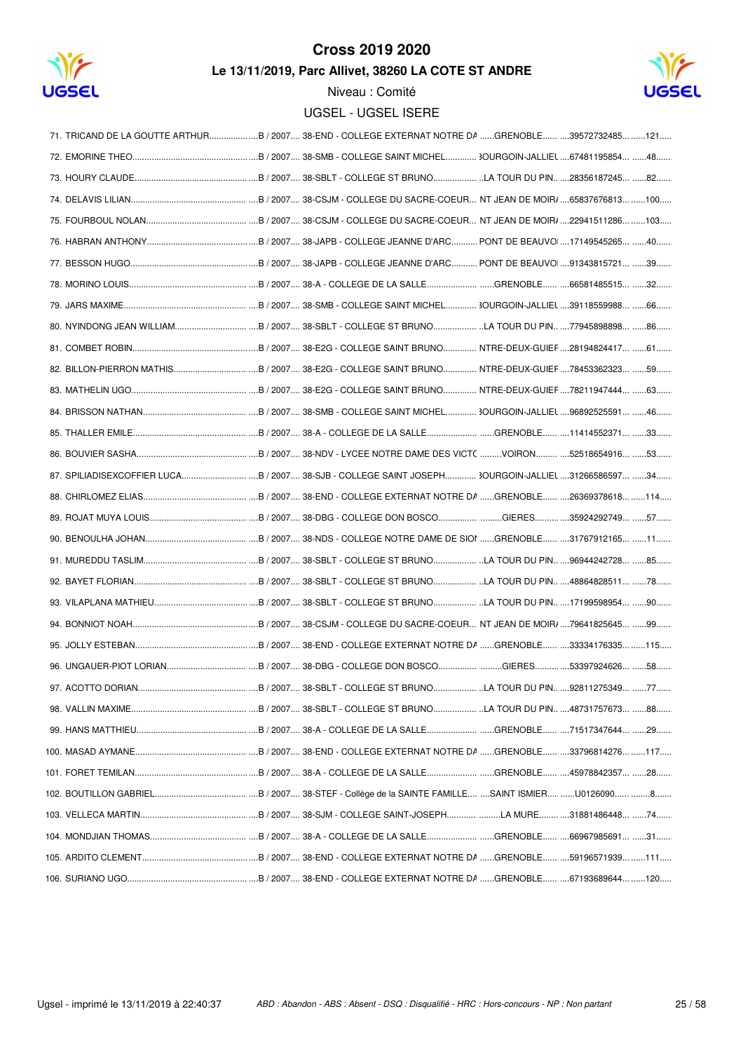# Cross 2019 2020

## Le 13/11/2019, Parc Allivet, 38260 LA COTE ST ANDRE

Niveau : Comité

UGSEL - UGSEL ISERE

| Rang | Nom | Cat. / Année | Établissement | Ville | Licence | Dossard |
|---|---|---|---|---|---|---|
| 71. | TRICAND DE LA GOUTTE ARTHUR | B / 2007 | 38-END - COLLEGE EXTERNAT NOTRE DA | GRENOBLE | 39572732485 | 121 |
| 72. | EMORINE THEO | B / 2007 | 38-SMB - COLLEGE SAINT MICHEL | 3OURGOIN-JALLIEL | 67481195854 | 48 |
| 73. | HOURY CLAUDE | B / 2007 | 38-SBLT - COLLEGE ST BRUNO | LA TOUR DU PIN. | 28356187245 | 82 |
| 74. | DELAVIS LILIAN | B / 2007 | 38-CSJM - COLLEGE DU SACRE-COEUR | NT JEAN DE MOIR/ | 65837676813 | 100 |
| 75. | FOURBOUL NOLAN | B / 2007 | 38-CSJM - COLLEGE DU SACRE-COEUR | NT JEAN DE MOIR/ | 22941511286 | 103 |
| 76. | HABRAN ANTHONY | B / 2007 | 38-JAPB - COLLEGE JEANNE D'ARC | PONT DE BEAUVOI | 17149545265 | 40 |
| 77. | BESSON HUGO | B / 2007 | 38-JAPB - COLLEGE JEANNE D'ARC | PONT DE BEAUVOI | 91343815721 | 39 |
| 78. | MORINO LOUIS | B / 2007 | 38-A - COLLEGE DE LA SALLE | GRENOBLE | 66581485515 | 32 |
| 79. | JARS MAXIME | B / 2007 | 38-SMB - COLLEGE SAINT MICHEL | 3OURGOIN-JALLIEL | 39118559988 | 66 |
| 80. | NYINDONG JEAN WILLIAM | B / 2007 | 38-SBLT - COLLEGE ST BRUNO | LA TOUR DU PIN. | 77945898898 | 86 |
| 81. | COMBET ROBIN | B / 2007 | 38-E2G - COLLEGE SAINT BRUNO | NTRE-DEUX-GUIEF | 28194824417 | 61 |
| 82. | BILLON-PIERRON MATHIS | B / 2007 | 38-E2G - COLLEGE SAINT BRUNO | NTRE-DEUX-GUIEF | 78453362323 | 59 |
| 83. | MATHELIN UGO | B / 2007 | 38-E2G - COLLEGE SAINT BRUNO | NTRE-DEUX-GUIEF | 78211947444 | 63 |
| 84. | BRISSON NATHAN | B / 2007 | 38-SMB - COLLEGE SAINT MICHEL | 3OURGOIN-JALLIEL | 96892525591 | 46 |
| 85. | THALLER EMILE | B / 2007 | 38-A - COLLEGE DE LA SALLE | GRENOBLE | 11414552371 | 33 |
| 86. | BOUVIER SASHA | B / 2007 | 38-NDV - LYCEE NOTRE DAME DES VICTC | VOIRON | 52518654916 | 53 |
| 87. | SPILIADISEXCOFFIER LUCA | B / 2007 | 38-SJB - COLLEGE SAINT JOSEPH | 3OURGOIN-JALLIEL | 31266586597 | 34 |
| 88. | CHIRLOMEZ ELIAS | B / 2007 | 38-END - COLLEGE EXTERNAT NOTRE DA | GRENOBLE | 26369378618 | 114 |
| 89. | ROJAT MUYA LOUIS | B / 2007 | 38-DBG - COLLEGE DON BOSCO | GIERES | 35924292749 | 57 |
| 90. | BENOULHA JOHAN | B / 2007 | 38-NDS - COLLEGE NOTRE DAME DE SIOI | GRENOBLE | 31767912165 | 11 |
| 91. | MUREDDU TASLIM | B / 2007 | 38-SBLT - COLLEGE ST BRUNO | LA TOUR DU PIN. | 96944242728 | 85 |
| 92. | BAYET FLORIAN | B / 2007 | 38-SBLT - COLLEGE ST BRUNO | LA TOUR DU PIN. | 48864828511 | 78 |
| 93. | VILAPLANA MATHIEU | B / 2007 | 38-SBLT - COLLEGE ST BRUNO | LA TOUR DU PIN. | 17199598954 | 90 |
| 94. | BONNIOT NOAH | B / 2007 | 38-CSJM - COLLEGE DU SACRE-COEUR | NT JEAN DE MOIR/ | 79641825645 | 99 |
| 95. | JOLLY ESTEBAN | B / 2007 | 38-END - COLLEGE EXTERNAT NOTRE DA | GRENOBLE | 33334176335 | 115 |
| 96. | UNGAUER-PIOT LORIAN | B / 2007 | 38-DBG - COLLEGE DON BOSCO | GIERES | 53397924626 | 58 |
| 97. | ACOTTO DORIAN | B / 2007 | 38-SBLT - COLLEGE ST BRUNO | LA TOUR DU PIN. | 92811275349 | 77 |
| 98. | VALLIN MAXIME | B / 2007 | 38-SBLT - COLLEGE ST BRUNO | LA TOUR DU PIN. | 48731757673 | 88 |
| 99. | HANS MATTHIEU | B / 2007 | 38-A - COLLEGE DE LA SALLE | GRENOBLE | 71517347644 | 29 |
| 100. | MASAD AYMANE | B / 2007 | 38-END - COLLEGE EXTERNAT NOTRE DA | GRENOBLE | 33796814276 | 117 |
| 101. | FORET TEMILAN | B / 2007 | 38-A - COLLEGE DE LA SALLE | GRENOBLE | 45978842357 | 28 |
| 102. | BOUTILLON GABRIEL | B / 2007 | 38-STEF - Collège de la SAINTE FAMILLE | SAINT ISMIER | U0126090 | 8 |
| 103. | VELLECA MARTIN | B / 2007 | 38-SJM - COLLEGE SAINT-JOSEPH | LA MURE | 31881486448 | 74 |
| 104. | MONDJIAN THOMAS | B / 2007 | 38-A - COLLEGE DE LA SALLE | GRENOBLE | 66967985691 | 31 |
| 105. | ARDITO CLEMENT | B / 2007 | 38-END - COLLEGE EXTERNAT NOTRE DA | GRENOBLE | 59196571939 | 111 |
| 106. | SURIANO UGO | B / 2007 | 38-END - COLLEGE EXTERNAT NOTRE DA | GRENOBLE | 67193689644 | 120 |

*ABD : Abandon - ABS : Absent - DSQ : Disqualifié - HRC : Hors-concours - NP : Non partant*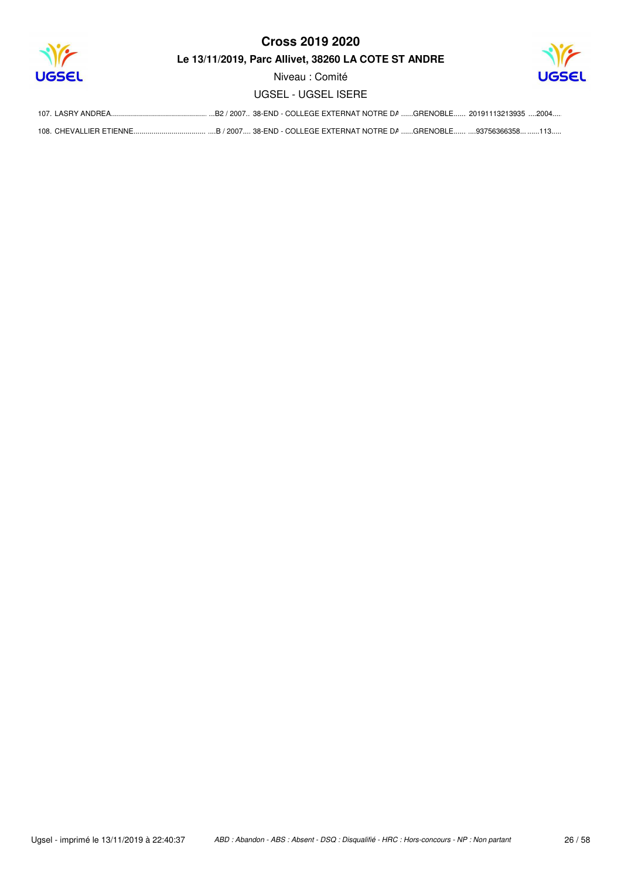# Cross 2019 2020

**Le 13/11/2019, Parc Allivet, 38260 LA COTE ST ANDRE**

Niveau : Comité

UGSEL - UGSEL ISERE

107. LASRY ANDREA................................................ ...B2 / 2007.. 38-END - COLLEGE EXTERNAT NOTRE DA ......GRENOBLE...... 20191113213935 ....2004....

108. CHEVALLIER ETIENNE................................... ....B / 2007.... 38-END - COLLEGE EXTERNAT NOTRE DA ......GRENOBLE...... ....93756366358... ......113.....

*ABD : Abandon - ABS : Absent - DSQ : Disqualifié - HRC : Hors-concours - NP : Non partant*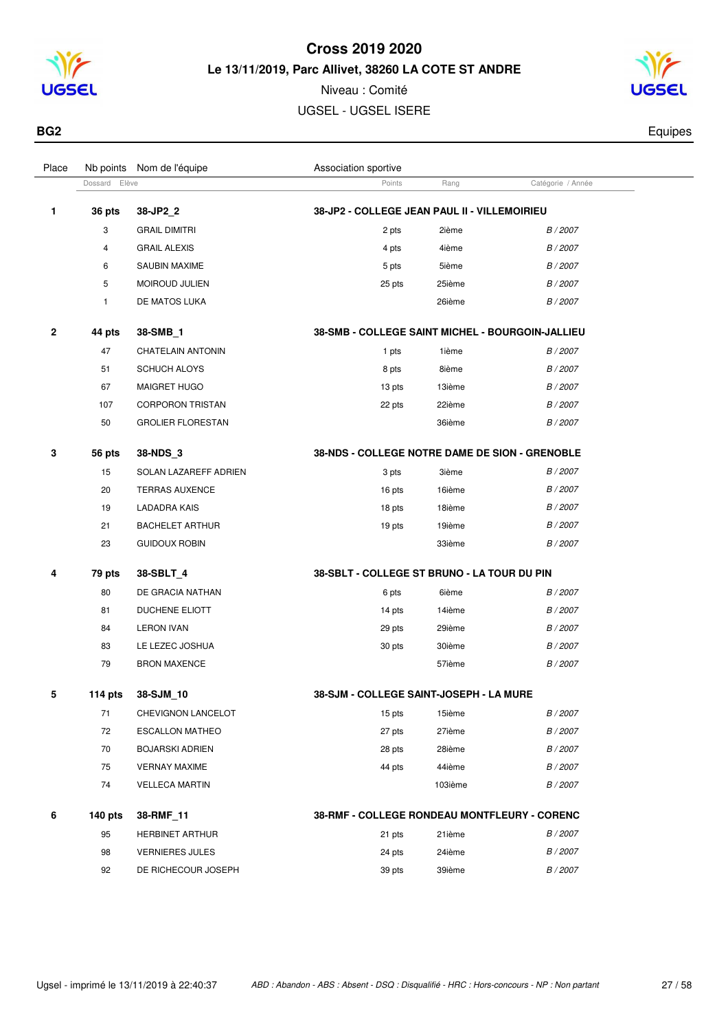# Cross 2019 2020

## Le 13/11/2019, Parc Allivet, 38260 LA COTE ST ANDRE

Niveau : Comité

UGSEL - UGSEL ISERE

**BG2** Equipes

| Place | Nb points / Dossard | Nom de l'équipe / Elève | Association sportive / Points | Rang | Catégorie / Année |
|---|---|---|---|---|---|
| **1** | **36 pts** | **38-JP2_2** | **38-JP2 - COLLEGE JEAN PAUL II - VILLEMOIRIEU** | | |
| | 3 | GRAIL DIMITRI | 2 pts | 2ième | *B / 2007* |
| | 4 | GRAIL ALEXIS | 4 pts | 4ième | *B / 2007* |
| | 6 | SAUBIN MAXIME | 5 pts | 5ième | *B / 2007* |
| | 5 | MOIROUD JULIEN | 25 pts | 25ième | *B / 2007* |
| | 1 | DE MATOS LUKA | | 26ième | *B / 2007* |
| **2** | **44 pts** | **38-SMB_1** | **38-SMB - COLLEGE SAINT MICHEL - BOURGOIN-JALLIEU** | | |
| | 47 | CHATELAIN ANTONIN | 1 pts | 1ième | *B / 2007* |
| | 51 | SCHUCH ALOYS | 8 pts | 8ième | *B / 2007* |
| | 67 | MAIGRET HUGO | 13 pts | 13ième | *B / 2007* |
| | 107 | CORPORON TRISTAN | 22 pts | 22ième | *B / 2007* |
| | 50 | GROLIER FLORESTAN | | 36ième | *B / 2007* |
| **3** | **56 pts** | **38-NDS_3** | **38-NDS - COLLEGE NOTRE DAME DE SION - GRENOBLE** | | |
| | 15 | SOLAN LAZAREFF ADRIEN | 3 pts | 3ième | *B / 2007* |
| | 20 | TERRAS AUXENCE | 16 pts | 16ième | *B / 2007* |
| | 19 | LADADRA KAIS | 18 pts | 18ième | *B / 2007* |
| | 21 | BACHELET ARTHUR | 19 pts | 19ième | *B / 2007* |
| | 23 | GUIDOUX ROBIN | | 33ième | *B / 2007* |
| **4** | **79 pts** | **38-SBLT_4** | **38-SBLT - COLLEGE ST BRUNO - LA TOUR DU PIN** | | |
| | 80 | DE GRACIA NATHAN | 6 pts | 6ième | *B / 2007* |
| | 81 | DUCHENE ELIOTT | 14 pts | 14ième | *B / 2007* |
| | 84 | LERON IVAN | 29 pts | 29ième | *B / 2007* |
| | 83 | LE LEZEC JOSHUA | 30 pts | 30ième | *B / 2007* |
| | 79 | BRON MAXENCE | | 57ième | *B / 2007* |
| **5** | **114 pts** | **38-SJM_10** | **38-SJM - COLLEGE SAINT-JOSEPH - LA MURE** | | |
| | 71 | CHEVIGNON LANCELOT | 15 pts | 15ième | *B / 2007* |
| | 72 | ESCALLON MATHEO | 27 pts | 27ième | *B / 2007* |
| | 70 | BOJARSKI ADRIEN | 28 pts | 28ième | *B / 2007* |
| | 75 | VERNAY MAXIME | 44 pts | 44ième | *B / 2007* |
| | 74 | VELLECA MARTIN | | 103ième | *B / 2007* |
| **6** | **140 pts** | **38-RMF_11** | **38-RMF - COLLEGE RONDEAU MONTFLEURY - CORENC** | | |
| | 95 | HERBINET ARTHUR | 21 pts | 21ième | *B / 2007* |
| | 98 | VERNIERES JULES | 24 pts | 24ième | *B / 2007* |
| | 92 | DE RICHECOUR JOSEPH | 39 pts | 39ième | *B / 2007* |

Ugsel - imprimé le 13/11/2019 à 22:40:37

*ABD : Abandon - ABS : Absent - DSQ : Disqualifié - HRC : Hors-concours - NP : Non partant*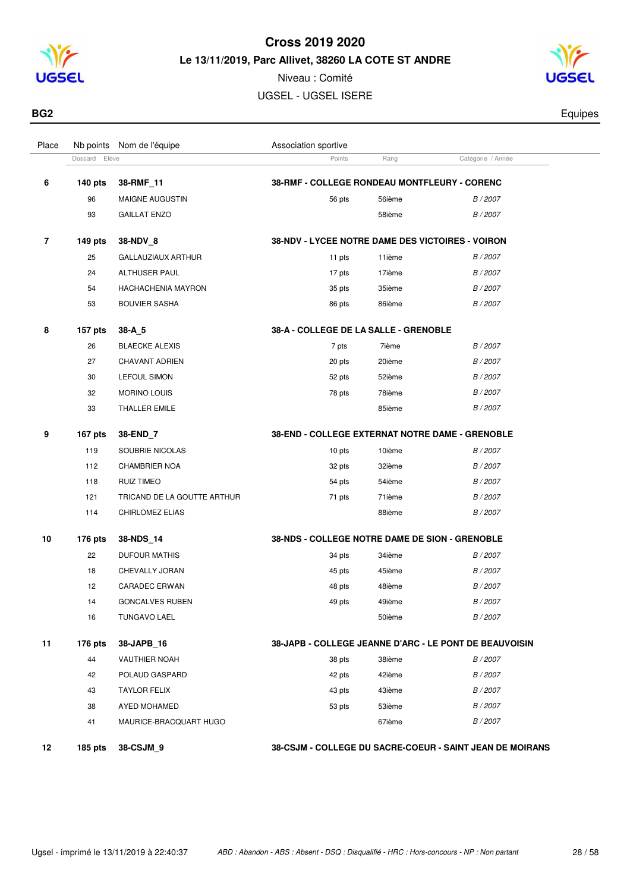# Cross 2019 2020

**Le 13/11/2019, Parc Allivet, 38260 LA COTE ST ANDRE**

Niveau : Comité

UGSEL - UGSEL ISERE

**BG2** — Equipes

| Place | Nb points / Dossard | Nom de l'équipe / Elève | Association sportive / Points | Rang | Catégorie / Année |
|---|---|---|---|---|---|
| **6** | **140 pts** | **38-RMF_11** | **38-RMF - COLLEGE RONDEAU MONTFLEURY - CORENC** | | |
| | 96 | MAIGNE AUGUSTIN | 56 pts | 56ième | *B / 2007* |
| | 93 | GAILLAT ENZO | | 58ième | *B / 2007* |
| **7** | **149 pts** | **38-NDV_8** | **38-NDV - LYCEE NOTRE DAME DES VICTOIRES - VOIRON** | | |
| | 25 | GALLAUZIAUX ARTHUR | 11 pts | 11ième | *B / 2007* |
| | 24 | ALTHUSER PAUL | 17 pts | 17ième | *B / 2007* |
| | 54 | HACHACHENIA MAYRON | 35 pts | 35ième | *B / 2007* |
| | 53 | BOUVIER SASHA | 86 pts | 86ième | *B / 2007* |
| **8** | **157 pts** | **38-A_5** | **38-A - COLLEGE DE LA SALLE - GRENOBLE** | | |
| | 26 | BLAECKE ALEXIS | 7 pts | 7ième | *B / 2007* |
| | 27 | CHAVANT ADRIEN | 20 pts | 20ième | *B / 2007* |
| | 30 | LEFOUL SIMON | 52 pts | 52ième | *B / 2007* |
| | 32 | MORINO LOUIS | 78 pts | 78ième | *B / 2007* |
| | 33 | THALLER EMILE | | 85ième | *B / 2007* |
| **9** | **167 pts** | **38-END_7** | **38-END - COLLEGE EXTERNAT NOTRE DAME - GRENOBLE** | | |
| | 119 | SOUBRIE NICOLAS | 10 pts | 10ième | *B / 2007* |
| | 112 | CHAMBRIER NOA | 32 pts | 32ième | *B / 2007* |
| | 118 | RUIZ TIMEO | 54 pts | 54ième | *B / 2007* |
| | 121 | TRICAND DE LA GOUTTE ARTHUR | 71 pts | 71ième | *B / 2007* |
| | 114 | CHIRLOMEZ ELIAS | | 88ième | *B / 2007* |
| **10** | **176 pts** | **38-NDS_14** | **38-NDS - COLLEGE NOTRE DAME DE SION - GRENOBLE** | | |
| | 22 | DUFOUR MATHIS | 34 pts | 34ième | *B / 2007* |
| | 18 | CHEVALLY JORAN | 45 pts | 45ième | *B / 2007* |
| | 12 | CARADEC ERWAN | 48 pts | 48ième | *B / 2007* |
| | 14 | GONCALVES RUBEN | 49 pts | 49ième | *B / 2007* |
| | 16 | TUNGAVO LAEL | | 50ième | *B / 2007* |
| **11** | **176 pts** | **38-JAPB_16** | **38-JAPB - COLLEGE JEANNE D'ARC - LE PONT DE BEAUVOISIN** | | |
| | 44 | VAUTHIER NOAH | 38 pts | 38ième | *B / 2007* |
| | 42 | POLAUD GASPARD | 42 pts | 42ième | *B / 2007* |
| | 43 | TAYLOR FELIX | 43 pts | 43ième | *B / 2007* |
| | 38 | AYED MOHAMED | 53 pts | 53ième | *B / 2007* |
| | 41 | MAURICE-BRACQUART HUGO | | 67ième | *B / 2007* |
| **12** | **185 pts** | **38-CSJM_9** | **38-CSJM - COLLEGE DU SACRE-COEUR - SAINT JEAN DE MOIRANS** | | |

*ABD : Abandon - ABS : Absent - DSQ : Disqualifié - HRC : Hors-concours - NP : Non partant*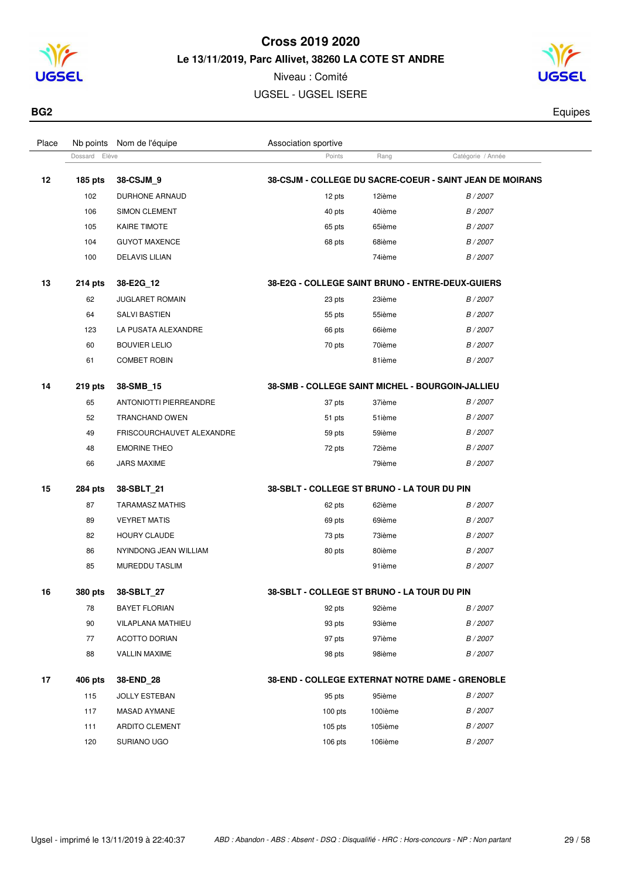# Cross 2019 2020

**Le 13/11/2019, Parc Allivet, 38260 LA COTE ST ANDRE**

Niveau : Comité

UGSEL - UGSEL ISERE

**BG2** — Equipes

| Place | Nb points | Nom de l'équipe | Association sportive | | |
|---|---|---|---|---|---|
| | Dossard | Elève | Points | Rang | Catégorie / Année |
| **12** | **185 pts** | **38-CSJM_9** | **38-CSJM - COLLEGE DU SACRE-COEUR - SAINT JEAN DE MOIRANS** | | |
| | 102 | DURHONE ARNAUD | 12 pts | 12ième | *B / 2007* |
| | 106 | SIMON CLEMENT | 40 pts | 40ième | *B / 2007* |
| | 105 | KAIRE TIMOTE | 65 pts | 65ième | *B / 2007* |
| | 104 | GUYOT MAXENCE | 68 pts | 68ième | *B / 2007* |
| | 100 | DELAVIS LILIAN | | 74ième | *B / 2007* |
| **13** | **214 pts** | **38-E2G_12** | **38-E2G - COLLEGE SAINT BRUNO - ENTRE-DEUX-GUIERS** | | |
| | 62 | JUGLARET ROMAIN | 23 pts | 23ième | *B / 2007* |
| | 64 | SALVI BASTIEN | 55 pts | 55ième | *B / 2007* |
| | 123 | LA PUSATA ALEXANDRE | 66 pts | 66ième | *B / 2007* |
| | 60 | BOUVIER LELIO | 70 pts | 70ième | *B / 2007* |
| | 61 | COMBET ROBIN | | 81ième | *B / 2007* |
| **14** | **219 pts** | **38-SMB_15** | **38-SMB - COLLEGE SAINT MICHEL - BOURGOIN-JALLIEU** | | |
| | 65 | ANTONIOTTI PIERREANDRE | 37 pts | 37ième | *B / 2007* |
| | 52 | TRANCHAND OWEN | 51 pts | 51ième | *B / 2007* |
| | 49 | FRISCOURCHAUVET ALEXANDRE | 59 pts | 59ième | *B / 2007* |
| | 48 | EMORINE THEO | 72 pts | 72ième | *B / 2007* |
| | 66 | JARS MAXIME | | 79ième | *B / 2007* |
| **15** | **284 pts** | **38-SBLT_21** | **38-SBLT - COLLEGE ST BRUNO - LA TOUR DU PIN** | | |
| | 87 | TARAMASZ MATHIS | 62 pts | 62ième | *B / 2007* |
| | 89 | VEYRET MATIS | 69 pts | 69ième | *B / 2007* |
| | 82 | HOURY CLAUDE | 73 pts | 73ième | *B / 2007* |
| | 86 | NYINDONG JEAN WILLIAM | 80 pts | 80ième | *B / 2007* |
| | 85 | MUREDDU TASLIM | | 91ième | *B / 2007* |
| **16** | **380 pts** | **38-SBLT_27** | **38-SBLT - COLLEGE ST BRUNO - LA TOUR DU PIN** | | |
| | 78 | BAYET FLORIAN | 92 pts | 92ième | *B / 2007* |
| | 90 | VILAPLANA MATHIEU | 93 pts | 93ième | *B / 2007* |
| | 77 | ACOTTO DORIAN | 97 pts | 97ième | *B / 2007* |
| | 88 | VALLIN MAXIME | 98 pts | 98ième | *B / 2007* |
| **17** | **406 pts** | **38-END_28** | **38-END - COLLEGE EXTERNAT NOTRE DAME - GRENOBLE** | | |
| | 115 | JOLLY ESTEBAN | 95 pts | 95ième | *B / 2007* |
| | 117 | MASAD AYMANE | 100 pts | 100ième | *B / 2007* |
| | 111 | ARDITO CLEMENT | 105 pts | 105ième | *B / 2007* |
| | 120 | SURIANO UGO | 106 pts | 106ième | *B / 2007* |

Ugsel - imprimé le 13/11/2019 à 22:40:37

*ABD : Abandon - ABS : Absent - DSQ : Disqualifié - HRC : Hors-concours - NP : Non partant*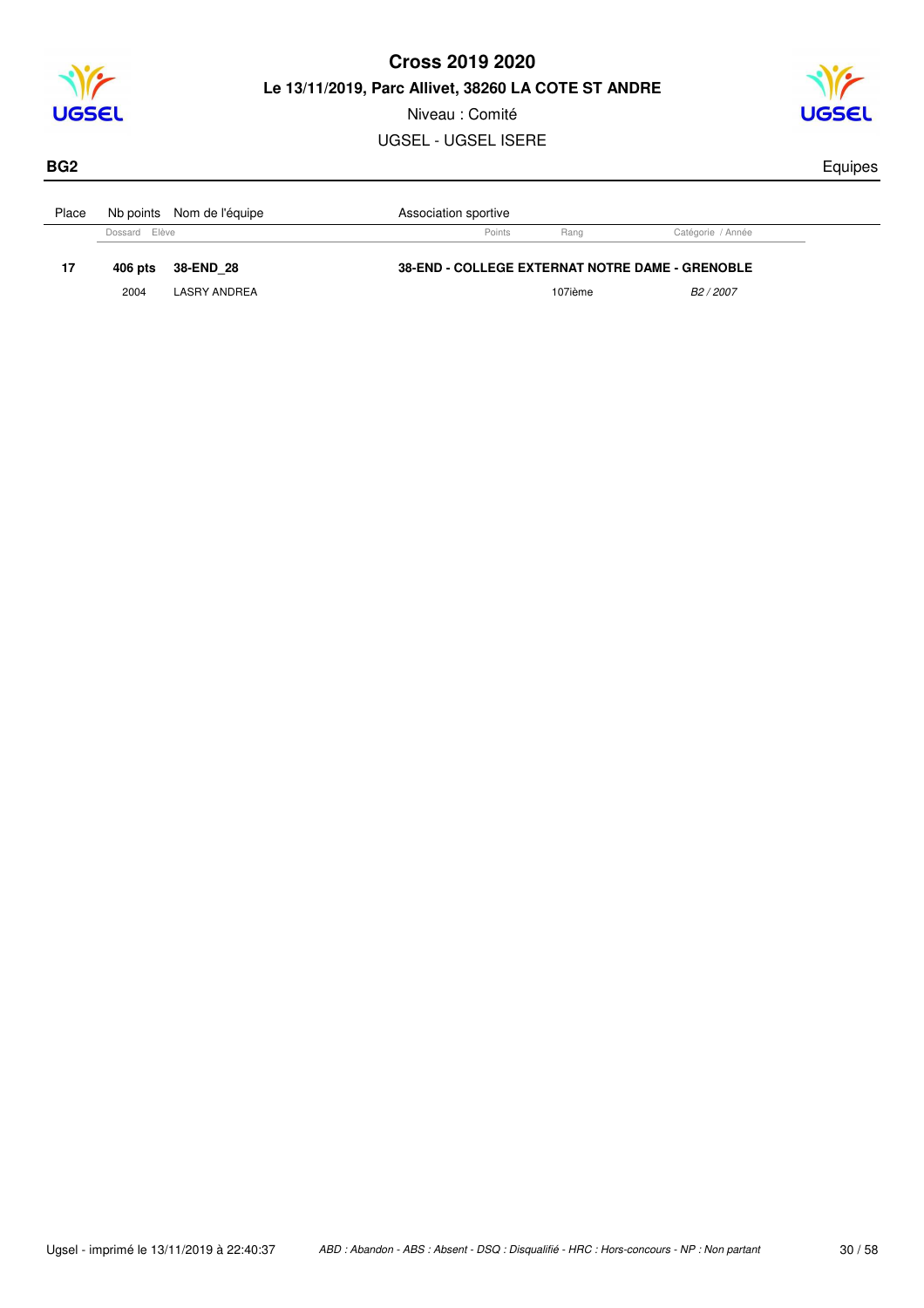# Cross 2019 2020

**Le 13/11/2019, Parc Allivet, 38260 LA COTE ST ANDRE**

Niveau : Comité

UGSEL - UGSEL ISERE

**BG2** Equipes

| Place | Nb points | Nom de l'équipe | Association sportive | | |
|---|---|---|---|---|---|
| | Dossard | Elève | Points | Rang | Catégorie / Année |
| **17** | **406 pts** | **38-END_28** | **38-END - COLLEGE EXTERNAT NOTRE DAME - GRENOBLE** | | |
| | 2004 | LASRY ANDREA | | 107ième | *B2 / 2007* |

*ABD : Abandon - ABS : Absent - DSQ : Disqualifié - HRC : Hors-concours - NP : Non partant*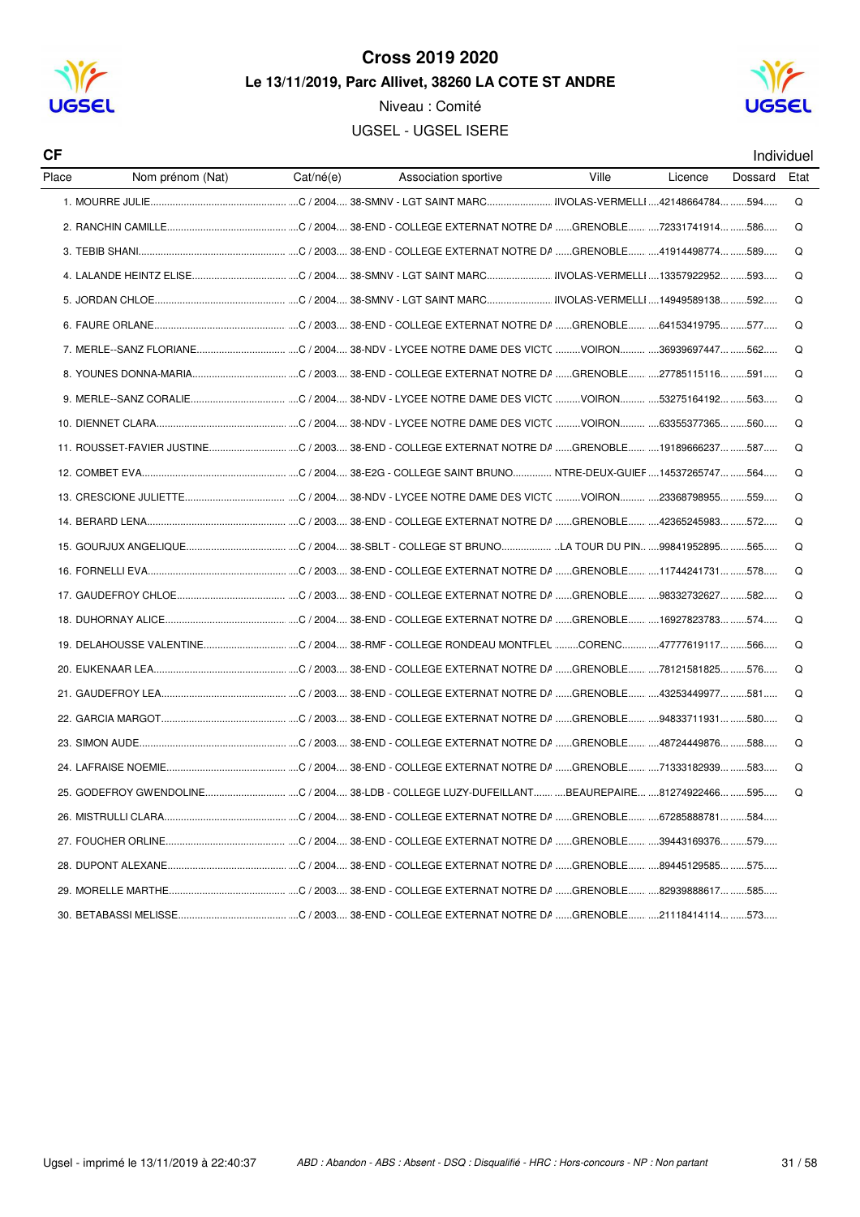# Cross 2019 2020

## Le 13/11/2019, Parc Allivet, 38260 LA COTE ST ANDRE

Niveau : Comité

UGSEL - UGSEL ISERE

**CF** Individuel

| Place | Nom prénom (Nat) | Cat/né(e) | Association sportive | Ville | Licence | Dossard | Etat |
|---|---|---|---|---|---|---|---|
| 1. | MOURRE JULIE | C / 2004 | 38-SMNV - LGT SAINT MARC | IIVOLAS-VERMELLI | 42148664784 | 594 | Q |
| 2. | RANCHIN CAMILLE | C / 2004 | 38-END - COLLEGE EXTERNAT NOTRE DA | GRENOBLE | 72331741914 | 586 | Q |
| 3. | TEBIB SHANI | C / 2003 | 38-END - COLLEGE EXTERNAT NOTRE DA | GRENOBLE | 41914498774 | 589 | Q |
| 4. | LALANDE HEINTZ ELISE | C / 2004 | 38-SMNV - LGT SAINT MARC | IIVOLAS-VERMELLI | 13357922952 | 593 | Q |
| 5. | JORDAN CHLOE | C / 2004 | 38-SMNV - LGT SAINT MARC | IIVOLAS-VERMELLI | 14949589138 | 592 | Q |
| 6. | FAURE ORLANE | C / 2003 | 38-END - COLLEGE EXTERNAT NOTRE DA | GRENOBLE | 64153419795 | 577 | Q |
| 7. | MERLE--SANZ FLORIANE | C / 2004 | 38-NDV - LYCEE NOTRE DAME DES VICTC | VOIRON | 36939697447 | 562 | Q |
| 8. | YOUNES DONNA-MARIA | C / 2003 | 38-END - COLLEGE EXTERNAT NOTRE DA | GRENOBLE | 27785115116 | 591 | Q |
| 9. | MERLE--SANZ CORALIE | C / 2004 | 38-NDV - LYCEE NOTRE DAME DES VICTC | VOIRON | 53275164192 | 563 | Q |
| 10. | DIENNET CLARA | C / 2004 | 38-NDV - LYCEE NOTRE DAME DES VICTC | VOIRON | 63355377365 | 560 | Q |
| 11. | ROUSSET-FAVIER JUSTINE | C / 2003 | 38-END - COLLEGE EXTERNAT NOTRE DA | GRENOBLE | 19189666237 | 587 | Q |
| 12. | COMBET EVA | C / 2004 | 38-E2G - COLLEGE SAINT BRUNO | NTRE-DEUX-GUIEF | 14537265747 | 564 | Q |
| 13. | CRESCIONE JULIETTE | C / 2004 | 38-NDV - LYCEE NOTRE DAME DES VICTC | VOIRON | 23368798955 | 559 | Q |
| 14. | BERARD LENA | C / 2003 | 38-END - COLLEGE EXTERNAT NOTRE DA | GRENOBLE | 42365245983 | 572 | Q |
| 15. | GOURJUX ANGELIQUE | C / 2004 | 38-SBLT - COLLEGE ST BRUNO | LA TOUR DU PIN | 99841952895 | 565 | Q |
| 16. | FORNELLI EVA | C / 2003 | 38-END - COLLEGE EXTERNAT NOTRE DA | GRENOBLE | 11744241731 | 578 | Q |
| 17. | GAUDEFROY CHLOE | C / 2003 | 38-END - COLLEGE EXTERNAT NOTRE DA | GRENOBLE | 98332732627 | 582 | Q |
| 18. | DUHORNAY ALICE | C / 2004 | 38-END - COLLEGE EXTERNAT NOTRE DA | GRENOBLE | 16927823783 | 574 | Q |
| 19. | DELAHOUSSE VALENTINE | C / 2004 | 38-RMF - COLLEGE RONDEAU MONTFLEL | CORENC | 47777619117 | 566 | Q |
| 20. | EIJKENAAR LEA | C / 2003 | 38-END - COLLEGE EXTERNAT NOTRE DA | GRENOBLE | 78121581825 | 576 | Q |
| 21. | GAUDEFROY LEA | C / 2003 | 38-END - COLLEGE EXTERNAT NOTRE DA | GRENOBLE | 43253449977 | 581 | Q |
| 22. | GARCIA MARGOT | C / 2003 | 38-END - COLLEGE EXTERNAT NOTRE DA | GRENOBLE | 94833711931 | 580 | Q |
| 23. | SIMON AUDE | C / 2003 | 38-END - COLLEGE EXTERNAT NOTRE DA | GRENOBLE | 48724449876 | 588 | Q |
| 24. | LAFRAISE NOEMIE | C / 2004 | 38-END - COLLEGE EXTERNAT NOTRE DA | GRENOBLE | 71333182939 | 583 | Q |
| 25. | GODEFROY GWENDOLINE | C / 2004 | 38-LDB - COLLEGE LUZY-DUFEILLANT | BEAUREPAIRE | 81274922466 | 595 | Q |
| 26. | MISTRULLI CLARA | C / 2004 | 38-END - COLLEGE EXTERNAT NOTRE DA | GRENOBLE | 67285888781 | 584 | |
| 27. | FOUCHER ORLINE | C / 2004 | 38-END - COLLEGE EXTERNAT NOTRE DA | GRENOBLE | 39443169376 | 579 | |
| 28. | DUPONT ALEXANE | C / 2004 | 38-END - COLLEGE EXTERNAT NOTRE DA | GRENOBLE | 89445129585 | 575 | |
| 29. | MORELLE MARTHE | C / 2003 | 38-END - COLLEGE EXTERNAT NOTRE DA | GRENOBLE | 82939888617 | 585 | |
| 30. | BETABASSI MELISSE | C / 2003 | 38-END - COLLEGE EXTERNAT NOTRE DA | GRENOBLE | 21118414114 | 573 | |

Ugsel - imprimé le 13/11/2019 à 22:40:37

*ABD : Abandon - ABS : Absent - DSQ : Disqualifié - HRC : Hors-concours - NP : Non partant*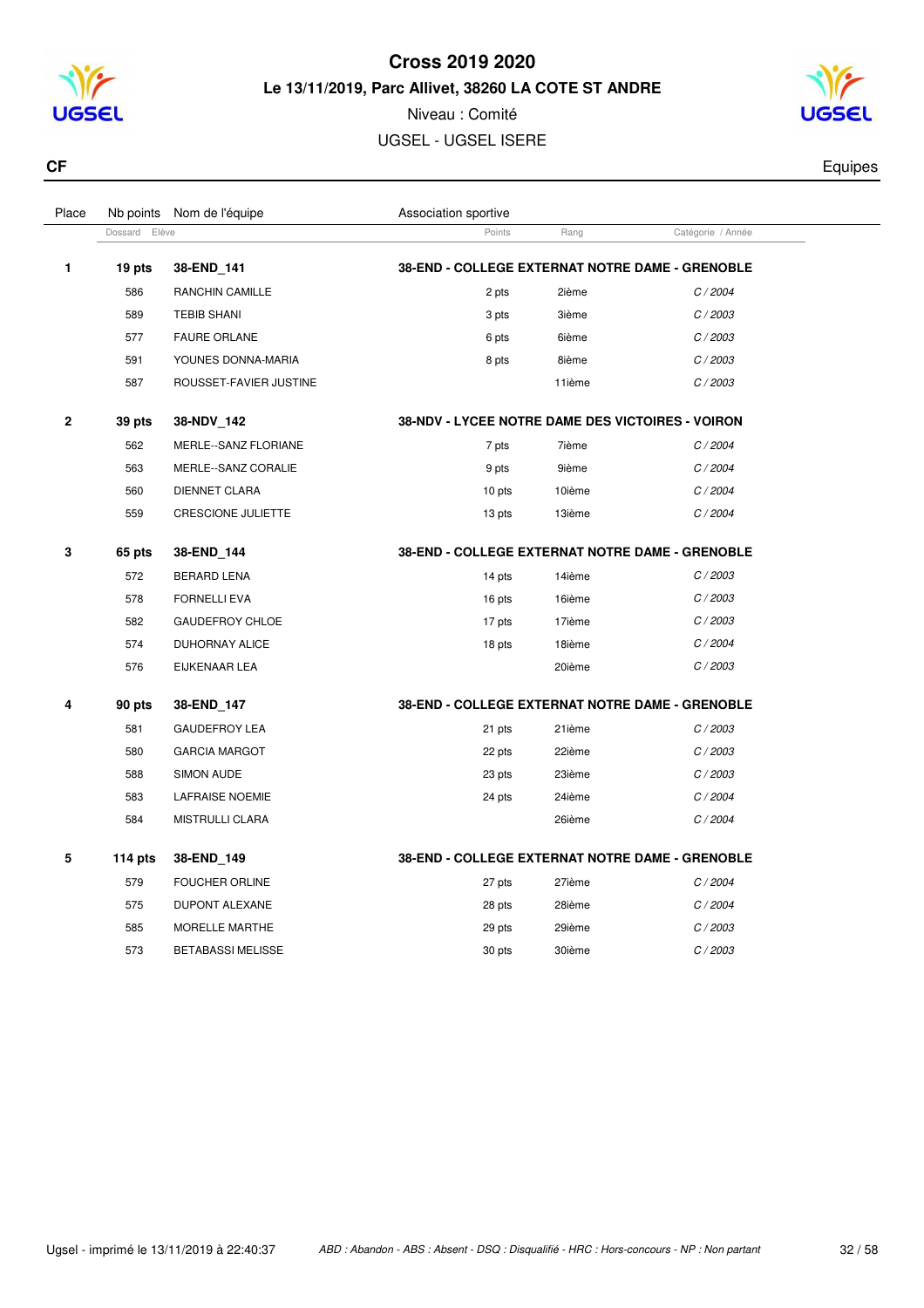# Cross 2019 2020

**Le 13/11/2019, Parc Allivet, 38260 LA COTE ST ANDRE**

Niveau : Comité

UGSEL - UGSEL ISERE

**CF** — Equipes

| Place | Nb points | Nom de l'équipe | Association sportive | | |
|---|---|---|---|---|---|
| | Dossard | Elève | Points | Rang | Catégorie / Année |
| **1** | **19 pts** | **38-END_141** | **38-END - COLLEGE EXTERNAT NOTRE DAME - GRENOBLE** | | |
| | 586 | RANCHIN CAMILLE | 2 pts | 2ième | *C / 2004* |
| | 589 | TEBIB SHANI | 3 pts | 3ième | *C / 2003* |
| | 577 | FAURE ORLANE | 6 pts | 6ième | *C / 2003* |
| | 591 | YOUNES DONNA-MARIA | 8 pts | 8ième | *C / 2003* |
| | 587 | ROUSSET-FAVIER JUSTINE | | 11ième | *C / 2003* |
| **2** | **39 pts** | **38-NDV_142** | **38-NDV - LYCEE NOTRE DAME DES VICTOIRES - VOIRON** | | |
| | 562 | MERLE--SANZ FLORIANE | 7 pts | 7ième | *C / 2004* |
| | 563 | MERLE--SANZ CORALIE | 9 pts | 9ième | *C / 2004* |
| | 560 | DIENNET CLARA | 10 pts | 10ième | *C / 2004* |
| | 559 | CRESCIONE JULIETTE | 13 pts | 13ième | *C / 2004* |
| **3** | **65 pts** | **38-END_144** | **38-END - COLLEGE EXTERNAT NOTRE DAME - GRENOBLE** | | |
| | 572 | BERARD LENA | 14 pts | 14ième | *C / 2003* |
| | 578 | FORNELLI EVA | 16 pts | 16ième | *C / 2003* |
| | 582 | GAUDEFROY CHLOE | 17 pts | 17ième | *C / 2003* |
| | 574 | DUHORNAY ALICE | 18 pts | 18ième | *C / 2004* |
| | 576 | EIJKENAAR LEA | | 20ième | *C / 2003* |
| **4** | **90 pts** | **38-END_147** | **38-END - COLLEGE EXTERNAT NOTRE DAME - GRENOBLE** | | |
| | 581 | GAUDEFROY LEA | 21 pts | 21ième | *C / 2003* |
| | 580 | GARCIA MARGOT | 22 pts | 22ième | *C / 2003* |
| | 588 | SIMON AUDE | 23 pts | 23ième | *C / 2003* |
| | 583 | LAFRAISE NOEMIE | 24 pts | 24ième | *C / 2004* |
| | 584 | MISTRULLI CLARA | | 26ième | *C / 2004* |
| **5** | **114 pts** | **38-END_149** | **38-END - COLLEGE EXTERNAT NOTRE DAME - GRENOBLE** | | |
| | 579 | FOUCHER ORLINE | 27 pts | 27ième | *C / 2004* |
| | 575 | DUPONT ALEXANE | 28 pts | 28ième | *C / 2004* |
| | 585 | MORELLE MARTHE | 29 pts | 29ième | *C / 2003* |
| | 573 | BETABASSI MELISSE | 30 pts | 30ième | *C / 2003* |

Ugsel - imprimé le 13/11/2019 à 22:40:37 — *ABD : Abandon - ABS : Absent - DSQ : Disqualifié - HRC : Hors-concours - NP : Non partant*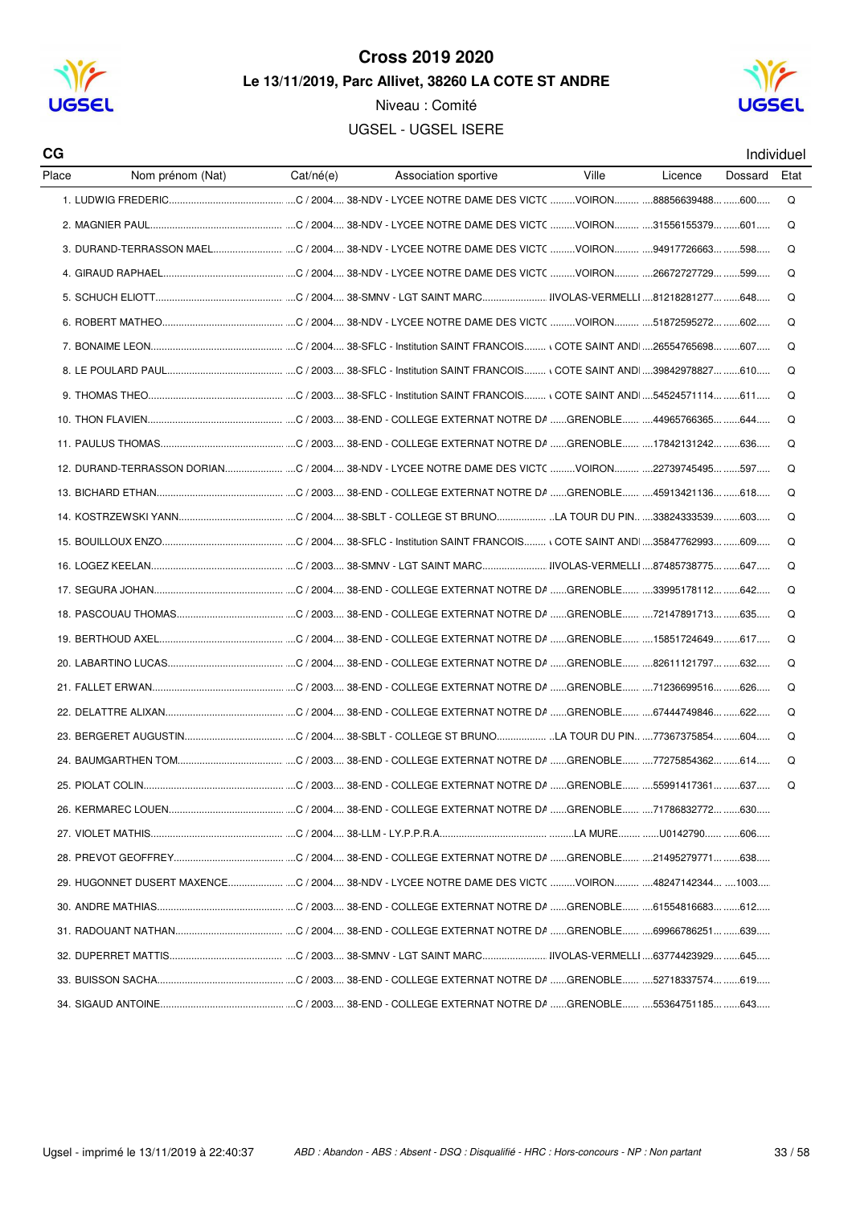# Cross 2019 2020

## Le 13/11/2019, Parc Allivet, 38260 LA COTE ST ANDRE

Niveau : Comité

UGSEL - UGSEL ISERE

**CG** — Individuel

| Place | Nom prénom (Nat) | Cat/né(e) | Association sportive | Ville | Licence | Dossard | Etat |
|---|---|---|---|---|---|---|---|
| 1. | LUDWIG FREDERIC | C / 2004 | 38-NDV - LYCEE NOTRE DAME DES VICTC | VOIRON | 88856639488 | 600 | Q |
| 2. | MAGNIER PAUL | C / 2004 | 38-NDV - LYCEE NOTRE DAME DES VICTC | VOIRON | 31556155379 | 601 | Q |
| 3. | DURAND-TERRASSON MAEL | C / 2004 | 38-NDV - LYCEE NOTRE DAME DES VICTC | VOIRON | 94917726663 | 598 | Q |
| 4. | GIRAUD RAPHAEL | C / 2004 | 38-NDV - LYCEE NOTRE DAME DES VICTC | VOIRON | 26672727729 | 599 | Q |
| 5. | SCHUCH ELIOTT | C / 2004 | 38-SMNV - LGT SAINT MARC | IIVOLAS-VERMELLI | 81218281277 | 648 | Q |
| 6. | ROBERT MATHEO | C / 2004 | 38-NDV - LYCEE NOTRE DAME DES VICTC | VOIRON | 51872595272 | 602 | Q |
| 7. | BONAIME LEON | C / 2004 | 38-SFLC - Institution SAINT FRANCOIS | COTE SAINT ANDI | 26554765698 | 607 | Q |
| 8. | LE POULARD PAUL | C / 2003 | 38-SFLC - Institution SAINT FRANCOIS | COTE SAINT ANDI | 39842978827 | 610 | Q |
| 9. | THOMAS THEO | C / 2003 | 38-SFLC - Institution SAINT FRANCOIS | COTE SAINT ANDI | 54524571114 | 611 | Q |
| 10. | THON FLAVIEN | C / 2003 | 38-END - COLLEGE EXTERNAT NOTRE DA | GRENOBLE | 44965766365 | 644 | Q |
| 11. | PAULUS THOMAS | C / 2003 | 38-END - COLLEGE EXTERNAT NOTRE DA | GRENOBLE | 17842131242 | 636 | Q |
| 12. | DURAND-TERRASSON DORIAN | C / 2004 | 38-NDV - LYCEE NOTRE DAME DES VICTC | VOIRON | 22739745495 | 597 | Q |
| 13. | BICHARD ETHAN | C / 2003 | 38-END - COLLEGE EXTERNAT NOTRE DA | GRENOBLE | 45913421136 | 618 | Q |
| 14. | KOSTRZEWSKI YANN | C / 2004 | 38-SBLT - COLLEGE ST BRUNO | LA TOUR DU PIN | 33824333539 | 603 | Q |
| 15. | BOUILLOUX ENZO | C / 2004 | 38-SFLC - Institution SAINT FRANCOIS | COTE SAINT ANDI | 35847762993 | 609 | Q |
| 16. | LOGEZ KEELAN | C / 2003 | 38-SMNV - LGT SAINT MARC | IIVOLAS-VERMELLI | 87485738775 | 647 | Q |
| 17. | SEGURA JOHAN | C / 2004 | 38-END - COLLEGE EXTERNAT NOTRE DA | GRENOBLE | 33995178112 | 642 | Q |
| 18. | PASCOUAU THOMAS | C / 2003 | 38-END - COLLEGE EXTERNAT NOTRE DA | GRENOBLE | 72147891713 | 635 | Q |
| 19. | BERTHOUD AXEL | C / 2004 | 38-END - COLLEGE EXTERNAT NOTRE DA | GRENOBLE | 15851724649 | 617 | Q |
| 20. | LABARTINO LUCAS | C / 2004 | 38-END - COLLEGE EXTERNAT NOTRE DA | GRENOBLE | 82611121797 | 632 | Q |
| 21. | FALLET ERWAN | C / 2003 | 38-END - COLLEGE EXTERNAT NOTRE DA | GRENOBLE | 71236699516 | 626 | Q |
| 22. | DELATTRE ALIXAN | C / 2004 | 38-END - COLLEGE EXTERNAT NOTRE DA | GRENOBLE | 67444749846 | 622 | Q |
| 23. | BERGERET AUGUSTIN | C / 2004 | 38-SBLT - COLLEGE ST BRUNO | LA TOUR DU PIN | 77367375854 | 604 | Q |
| 24. | BAUMGARTHEN TOM | C / 2003 | 38-END - COLLEGE EXTERNAT NOTRE DA | GRENOBLE | 77275854362 | 614 | Q |
| 25. | PIOLAT COLIN | C / 2003 | 38-END - COLLEGE EXTERNAT NOTRE DA | GRENOBLE | 55991417361 | 637 | Q |
| 26. | KERMAREC LOUEN | C / 2004 | 38-END - COLLEGE EXTERNAT NOTRE DA | GRENOBLE | 71786832772 | 630 | |
| 27. | VIOLET MATHIS | C / 2004 | 38-LLM - LY.P.P.R.A | LA MURE | U0142790 | 606 | |
| 28. | PREVOT GEOFFREY | C / 2004 | 38-END - COLLEGE EXTERNAT NOTRE DA | GRENOBLE | 21495279771 | 638 | |
| 29. | HUGONNET DUSERT MAXENCE | C / 2004 | 38-NDV - LYCEE NOTRE DAME DES VICTC | VOIRON | 48247142344 | 1003 | |
| 30. | ANDRE MATHIAS | C / 2003 | 38-END - COLLEGE EXTERNAT NOTRE DA | GRENOBLE | 61554816683 | 612 | |
| 31. | RADOUANT NATHAN | C / 2004 | 38-END - COLLEGE EXTERNAT NOTRE DA | GRENOBLE | 69966786251 | 639 | |
| 32. | DUPERRET MATTIS | C / 2003 | 38-SMNV - LGT SAINT MARC | IIVOLAS-VERMELLI | 63774423929 | 645 | |
| 33. | BUISSON SACHA | C / 2003 | 38-END - COLLEGE EXTERNAT NOTRE DA | GRENOBLE | 52718337574 | 619 | |
| 34. | SIGAUD ANTOINE | C / 2003 | 38-END - COLLEGE EXTERNAT NOTRE DA | GRENOBLE | 55364751185 | 643 | |

Ugsel - imprimé le 13/11/2019 à 22:40:37 — *ABD : Abandon - ABS : Absent - DSQ : Disqualifié - HRC : Hors-concours - NP : Non partant*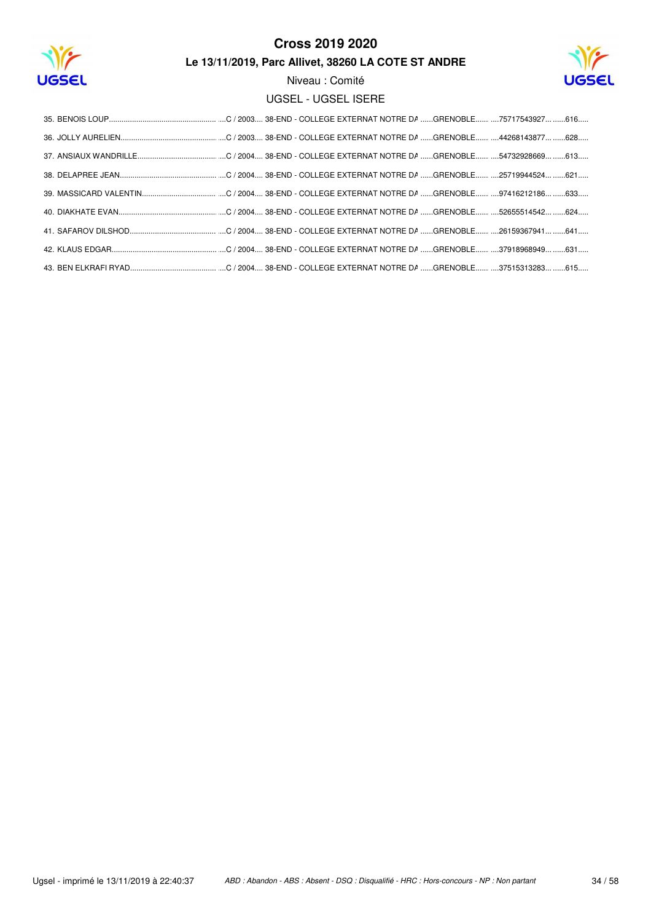# Cross 2019 2020

**Le 13/11/2019, Parc Allivet, 38260 LA COTE ST ANDRE**

Niveau : Comité

UGSEL - UGSEL ISERE

35. BENOIS LOUP.................................................... ....C / 2003.... 38-END - COLLEGE EXTERNAT NOTRE DA ......GRENOBLE...... ....75717543927... ......616.....
36. JOLLY AURELIEN................................................ ....C / 2003.... 38-END - COLLEGE EXTERNAT NOTRE DA ......GRENOBLE...... ....44268143877... ......628.....
37. ANSIAUX WANDRILLE........................................ ....C / 2004.... 38-END - COLLEGE EXTERNAT NOTRE DA ......GRENOBLE...... ....54732928669... ......613.....
38. DELAPREE JEAN............................................... ....C / 2004.... 38-END - COLLEGE EXTERNAT NOTRE DA ......GRENOBLE...... ....25719944524... ......621.....
39. MASSICARD VALENTIN.................................... ....C / 2004.... 38-END - COLLEGE EXTERNAT NOTRE DA ......GRENOBLE...... ....97416212186... ......633.....
40. DIAKHATE EVAN................................................. ....C / 2004.... 38-END - COLLEGE EXTERNAT NOTRE DA ......GRENOBLE...... ....52655514542... ......624.....
41. SAFAROV DILSHOD.......................................... ....C / 2004.... 38-END - COLLEGE EXTERNAT NOTRE DA ......GRENOBLE...... ....26159367941... ......641.....
42. KLAUS EDGAR.................................................... ....C / 2004.... 38-END - COLLEGE EXTERNAT NOTRE DA ......GRENOBLE...... ....37918968949... ......631.....
43. BEN ELKRAFI RYAD.......................................... ....C / 2004.... 38-END - COLLEGE EXTERNAT NOTRE DA ......GRENOBLE...... ....37515313283... ......615.....

Ugsel - imprimé le 13/11/2019 à 22:40:37 *ABD : Abandon - ABS : Absent - DSQ : Disqualifié - HRC : Hors-concours - NP : Non partant*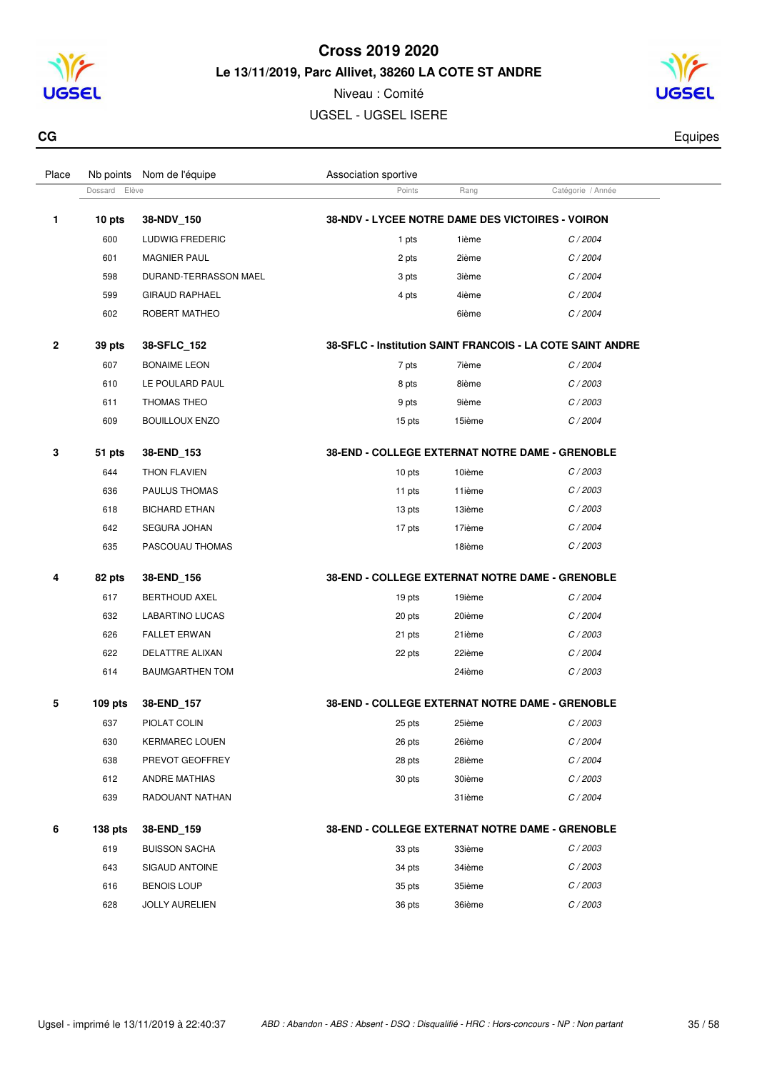# Cross 2019 2020

## Le 13/11/2019, Parc Allivet, 38260 LA COTE ST ANDRE

Niveau : Comité

UGSEL - UGSEL ISERE

**CG** — Equipes

| Place | Nb points / Dossard | Nom de l'équipe / Elève | Association sportive / Points | Rang | Catégorie / Année |
|---|---|---|---|---|---|
| **1** | **10 pts** | **38-NDV_150** | **38-NDV - LYCEE NOTRE DAME DES VICTOIRES - VOIRON** | | |
| | 600 | LUDWIG FREDERIC | 1 pts | 1ième | C / 2004 |
| | 601 | MAGNIER PAUL | 2 pts | 2ième | C / 2004 |
| | 598 | DURAND-TERRASSON MAEL | 3 pts | 3ième | C / 2004 |
| | 599 | GIRAUD RAPHAEL | 4 pts | 4ième | C / 2004 |
| | 602 | ROBERT MATHEO | | 6ième | C / 2004 |
| **2** | **39 pts** | **38-SFLC_152** | **38-SFLC - Institution SAINT FRANCOIS - LA COTE SAINT ANDRE** | | |
| | 607 | BONAIME LEON | 7 pts | 7ième | C / 2004 |
| | 610 | LE POULARD PAUL | 8 pts | 8ième | C / 2003 |
| | 611 | THOMAS THEO | 9 pts | 9ième | C / 2003 |
| | 609 | BOUILLOUX ENZO | 15 pts | 15ième | C / 2004 |
| **3** | **51 pts** | **38-END_153** | **38-END - COLLEGE EXTERNAT NOTRE DAME - GRENOBLE** | | |
| | 644 | THON FLAVIEN | 10 pts | 10ième | C / 2003 |
| | 636 | PAULUS THOMAS | 11 pts | 11ième | C / 2003 |
| | 618 | BICHARD ETHAN | 13 pts | 13ième | C / 2003 |
| | 642 | SEGURA JOHAN | 17 pts | 17ième | C / 2004 |
| | 635 | PASCOUAU THOMAS | | 18ième | C / 2003 |
| **4** | **82 pts** | **38-END_156** | **38-END - COLLEGE EXTERNAT NOTRE DAME - GRENOBLE** | | |
| | 617 | BERTHOUD AXEL | 19 pts | 19ième | C / 2004 |
| | 632 | LABARTINO LUCAS | 20 pts | 20ième | C / 2004 |
| | 626 | FALLET ERWAN | 21 pts | 21ième | C / 2003 |
| | 622 | DELATTRE ALIXAN | 22 pts | 22ième | C / 2004 |
| | 614 | BAUMGARTHEN TOM | | 24ième | C / 2003 |
| **5** | **109 pts** | **38-END_157** | **38-END - COLLEGE EXTERNAT NOTRE DAME - GRENOBLE** | | |
| | 637 | PIOLAT COLIN | 25 pts | 25ième | C / 2003 |
| | 630 | KERMAREC LOUEN | 26 pts | 26ième | C / 2004 |
| | 638 | PREVOT GEOFFREY | 28 pts | 28ième | C / 2004 |
| | 612 | ANDRE MATHIAS | 30 pts | 30ième | C / 2003 |
| | 639 | RADOUANT NATHAN | | 31ième | C / 2004 |
| **6** | **138 pts** | **38-END_159** | **38-END - COLLEGE EXTERNAT NOTRE DAME - GRENOBLE** | | |
| | 619 | BUISSON SACHA | 33 pts | 33ième | C / 2003 |
| | 643 | SIGAUD ANTOINE | 34 pts | 34ième | C / 2003 |
| | 616 | BENOIS LOUP | 35 pts | 35ième | C / 2003 |
| | 628 | JOLLY AURELIEN | 36 pts | 36ième | C / 2003 |

Ugsel - imprimé le 13/11/2019 à 22:40:37 — *ABD : Abandon - ABS : Absent - DSQ : Disqualifié - HRC : Hors-concours - NP : Non partant*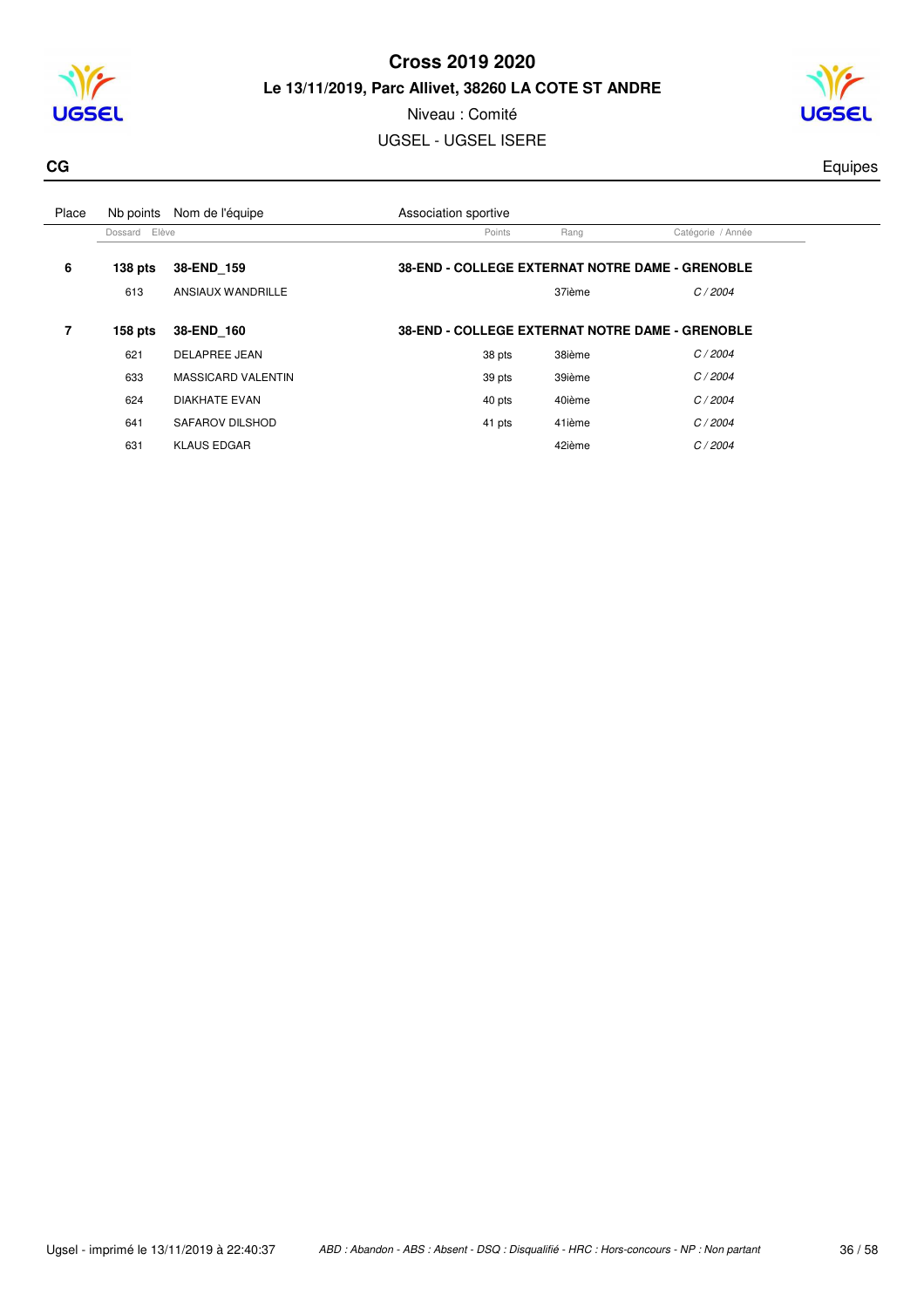# Cross 2019 2020

**Le 13/11/2019, Parc Allivet, 38260 LA COTE ST ANDRE**

Niveau : Comité

UGSEL - UGSEL ISERE

**CG** Equipes

| Place | Nb points | Nom de l'équipe | Association sportive | | |
|---|---|---|---|---|---|
| | Dossard | Elève | Points | Rang | Catégorie / Année |
| **6** | **138 pts** | **38-END_159** | **38-END - COLLEGE EXTERNAT NOTRE DAME - GRENOBLE** | | |
| | 613 | ANSIAUX WANDRILLE | | 37ième | *C / 2004* |
| **7** | **158 pts** | **38-END_160** | **38-END - COLLEGE EXTERNAT NOTRE DAME - GRENOBLE** | | |
| | 621 | DELAPREE JEAN | 38 pts | 38ième | *C / 2004* |
| | 633 | MASSICARD VALENTIN | 39 pts | 39ième | *C / 2004* |
| | 624 | DIAKHATE EVAN | 40 pts | 40ième | *C / 2004* |
| | 641 | SAFAROV DILSHOD | 41 pts | 41ième | *C / 2004* |
| | 631 | KLAUS EDGAR | | 42ième | *C / 2004* |

Ugsel - imprimé le 13/11/2019 à 22:40:37 — *ABD : Abandon - ABS : Absent - DSQ : Disqualifié - HRC : Hors-concours - NP : Non partant*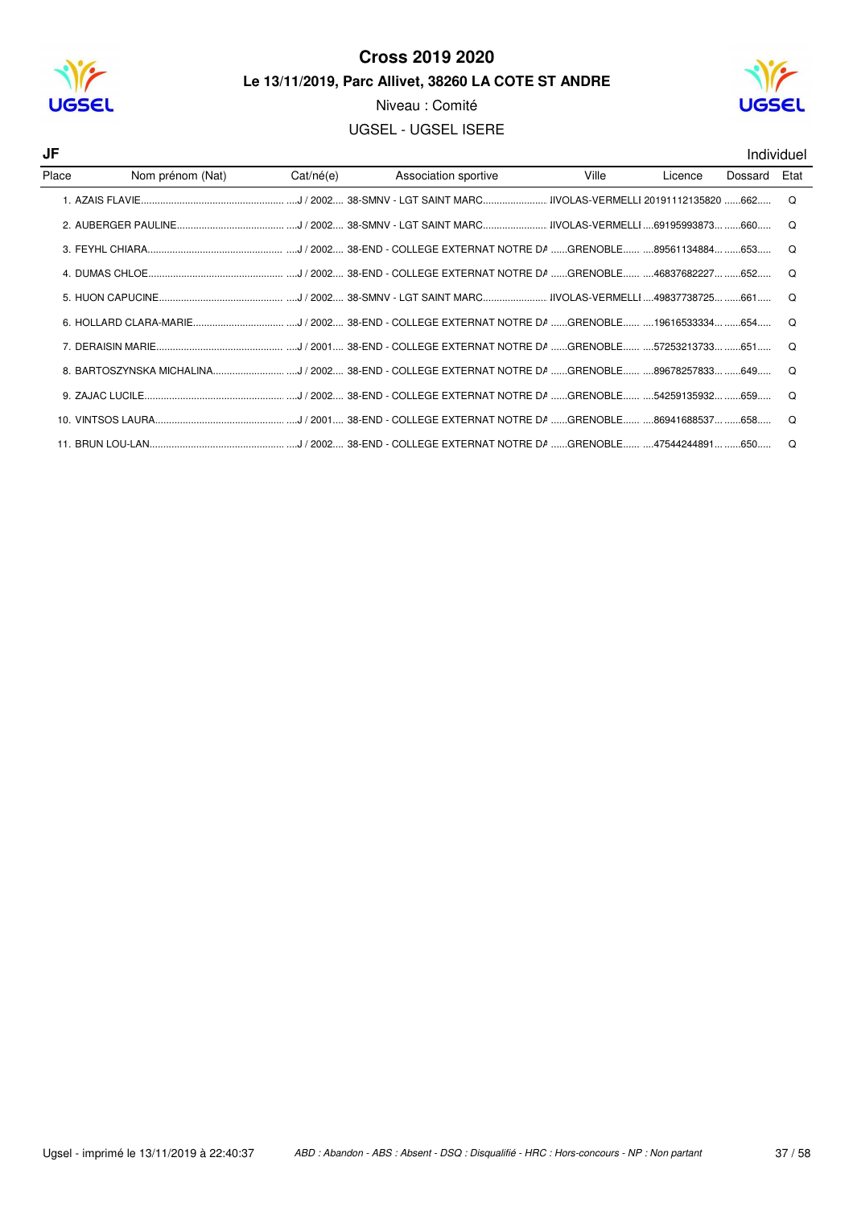# Cross 2019 2020

**Le 13/11/2019, Parc Allivet, 38260 LA COTE ST ANDRE**

Niveau : Comité

UGSEL - UGSEL ISERE

**JF** Individuel

| Place | Nom prénom (Nat) | Cat/né(e) | Association sportive | Ville | Licence | Dossard | Etat |
|---|---|---|---|---|---|---|---|
| 1. | AZAIS FLAVIE | J / 2002 | 38-SMNV - LGT SAINT MARC | IIVOLAS-VERMELLI | 20191112135820 | 662 | Q |
| 2. | AUBERGER PAULINE | J / 2002 | 38-SMNV - LGT SAINT MARC | IIVOLAS-VERMELLI | 69195993873 | 660 | Q |
| 3. | FEYHL CHIARA | J / 2002 | 38-END - COLLEGE EXTERNAT NOTRE DA | GRENOBLE | 89561134884 | 653 | Q |
| 4. | DUMAS CHLOE | J / 2002 | 38-END - COLLEGE EXTERNAT NOTRE DA | GRENOBLE | 46837682227 | 652 | Q |
| 5. | HUON CAPUCINE | J / 2002 | 38-SMNV - LGT SAINT MARC | IIVOLAS-VERMELLI | 49837738725 | 661 | Q |
| 6. | HOLLARD CLARA-MARIE | J / 2002 | 38-END - COLLEGE EXTERNAT NOTRE DA | GRENOBLE | 19616533334 | 654 | Q |
| 7. | DERAISIN MARIE | J / 2001 | 38-END - COLLEGE EXTERNAT NOTRE DA | GRENOBLE | 57253213733 | 651 | Q |
| 8. | BARTOSZYNSKA MICHALINA | J / 2002 | 38-END - COLLEGE EXTERNAT NOTRE DA | GRENOBLE | 89678257833 | 649 | Q |
| 9. | ZAJAC LUCILE | J / 2002 | 38-END - COLLEGE EXTERNAT NOTRE DA | GRENOBLE | 54259135932 | 659 | Q |
| 10. | VINTSOS LAURA | J / 2001 | 38-END - COLLEGE EXTERNAT NOTRE DA | GRENOBLE | 86941688537 | 658 | Q |
| 11. | BRUN LOU-LAN | J / 2002 | 38-END - COLLEGE EXTERNAT NOTRE DA | GRENOBLE | 47544244891 | 650 | Q |

Ugsel - imprimé le 13/11/2019 à 22:40:37

*ABD : Abandon - ABS : Absent - DSQ : Disqualifié - HRC : Hors-concours - NP : Non partant*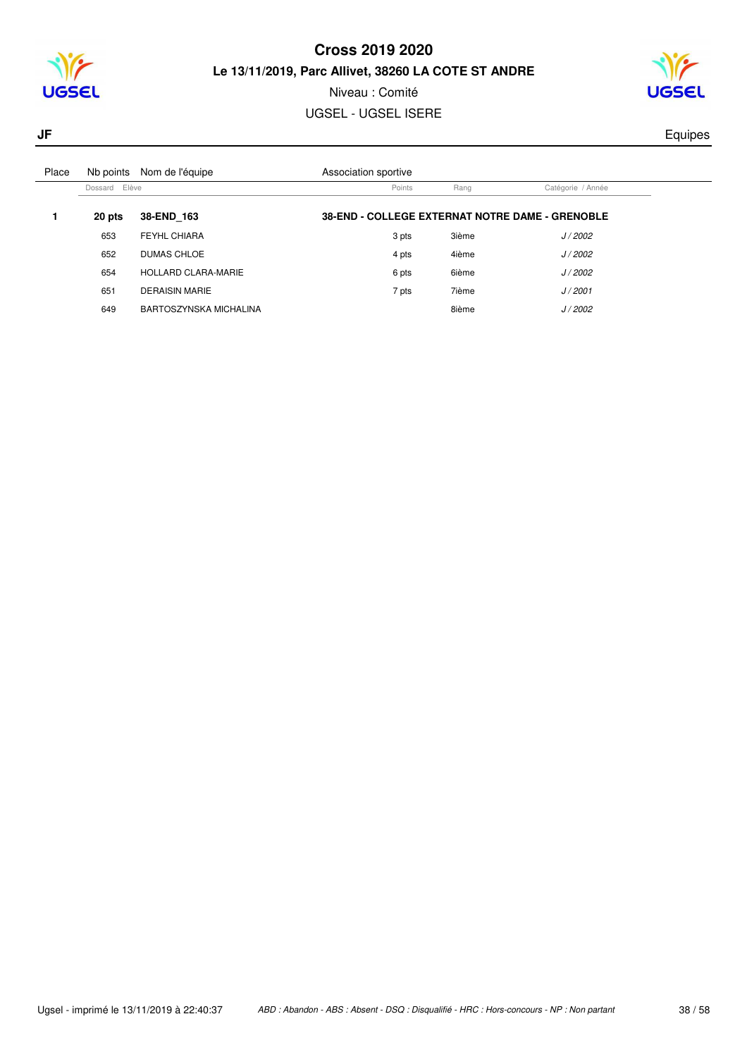# Cross 2019 2020

**Le 13/11/2019, Parc Allivet, 38260 LA COTE ST ANDRE**

Niveau : Comité

UGSEL - UGSEL ISERE

**JF** Equipes

| Place | Nb points | Nom de l'équipe | Association sportive | | |
|---|---|---|---|---|---|
| | Dossard | Elève | Points | Rang | Catégorie / Année |
| **1** | **20 pts** | **38-END_163** | **38-END - COLLEGE EXTERNAT NOTRE DAME - GRENOBLE** | | |
| | 653 | FEYHL CHIARA | 3 pts | 3ième | *J / 2002* |
| | 652 | DUMAS CHLOE | 4 pts | 4ième | *J / 2002* |
| | 654 | HOLLARD CLARA-MARIE | 6 pts | 6ième | *J / 2002* |
| | 651 | DERAISIN MARIE | 7 pts | 7ième | *J / 2001* |
| | 649 | BARTOSZYNSKA MICHALINA | | 8ième | *J / 2002* |

Ugsel - imprimé le 13/11/2019 à 22:40:37 *ABD : Abandon - ABS : Absent - DSQ : Disqualifié - HRC : Hors-concours - NP : Non partant*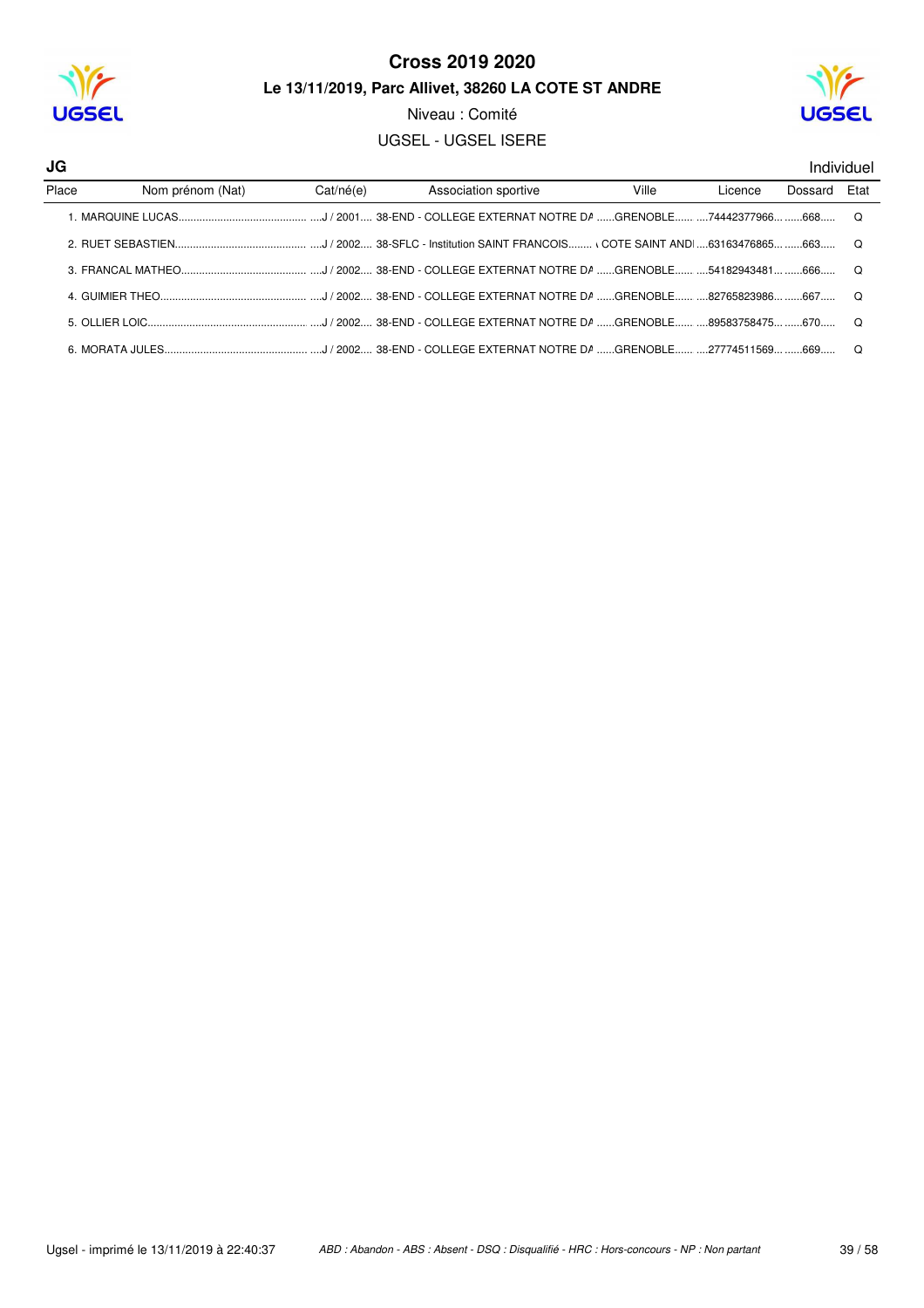# Cross 2019 2020

**Le 13/11/2019, Parc Allivet, 38260 LA COTE ST ANDRE**

Niveau : Comité

UGSEL - UGSEL ISERE

**JG** Individuel

| Place | Nom prénom (Nat) | Cat/né(e) | Association sportive | Ville | Licence | Dossard | Etat |
|---|---|---|---|---|---|---|---|
| 1. | MARQUINE LUCAS | J / 2001 | 38-END - COLLEGE EXTERNAT NOTRE DA | GRENOBLE | 74442377966 | 668 | Q |
| 2. | RUET SEBASTIEN | J / 2002 | 38-SFLC - Institution SAINT FRANCOIS | COTE SAINT ANDI | 63163476865 | 663 | Q |
| 3. | FRANCAL MATHEO | J / 2002 | 38-END - COLLEGE EXTERNAT NOTRE DA | GRENOBLE | 54182943481 | 666 | Q |
| 4. | GUIMIER THEO | J / 2002 | 38-END - COLLEGE EXTERNAT NOTRE DA | GRENOBLE | 82765823986 | 667 | Q |
| 5. | OLLIER LOIC | J / 2002 | 38-END - COLLEGE EXTERNAT NOTRE DA | GRENOBLE | 89583758475 | 670 | Q |
| 6. | MORATA JULES | J / 2002 | 38-END - COLLEGE EXTERNAT NOTRE DA | GRENOBLE | 27774511569 | 669 | Q |

Ugsel - imprimé le 13/11/2019 à 22:40:37 — *ABD : Abandon - ABS : Absent - DSQ : Disqualifié - HRC : Hors-concours - NP : Non partant*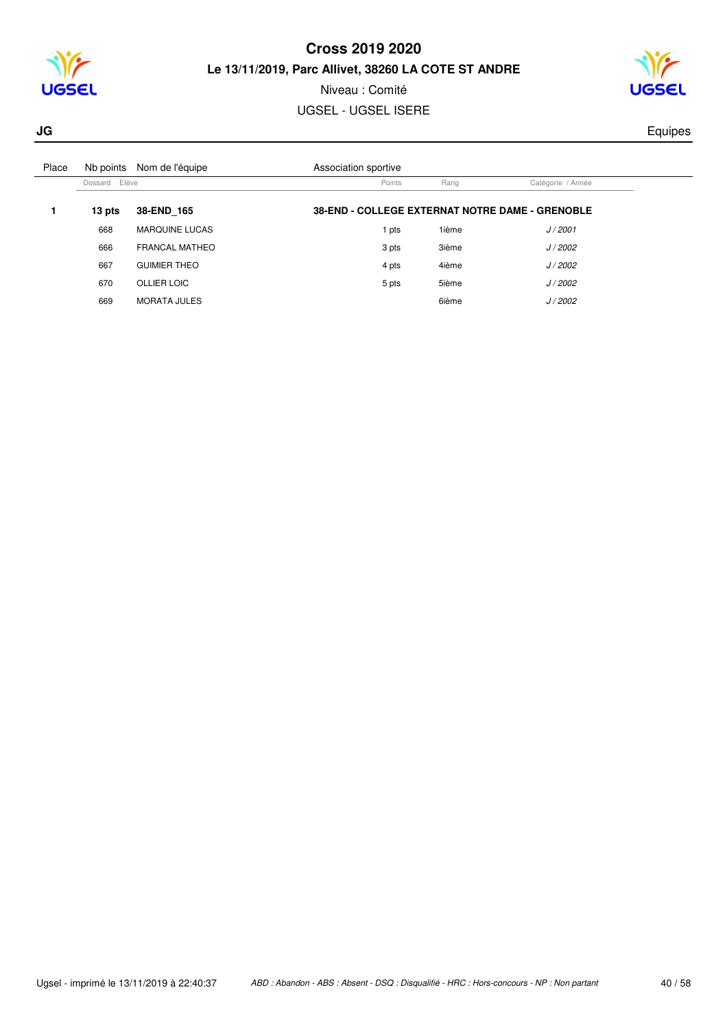# Cross 2019 2020

**Le 13/11/2019, Parc Allivet, 38260 LA COTE ST ANDRE**

Niveau : Comité

UGSEL - UGSEL ISERE

**JG** Equipes

| Place | Nb points | Nom de l'équipe | Association sportive | | |
|---|---|---|---|---|---|
| | Dossard | Elève | Points | Rang | Catégorie / Année |
| **1** | **13 pts** | **38-END_165** | **38-END - COLLEGE EXTERNAT NOTRE DAME - GRENOBLE** | | |
| | 668 | MARQUINE LUCAS | 1 pts | 1ième | *J / 2001* |
| | 666 | FRANCAL MATHEO | 3 pts | 3ième | *J / 2002* |
| | 667 | GUIMIER THEO | 4 pts | 4ième | *J / 2002* |
| | 670 | OLLIER LOIC | 5 pts | 5ième | *J / 2002* |
| | 669 | MORATA JULES | | 6ième | *J / 2002* |

Ugsel - imprimé le 13/11/2019 à 22:40:37

*ABD : Abandon - ABS : Absent - DSQ : Disqualifié - HRC : Hors-concours - NP : Non partant*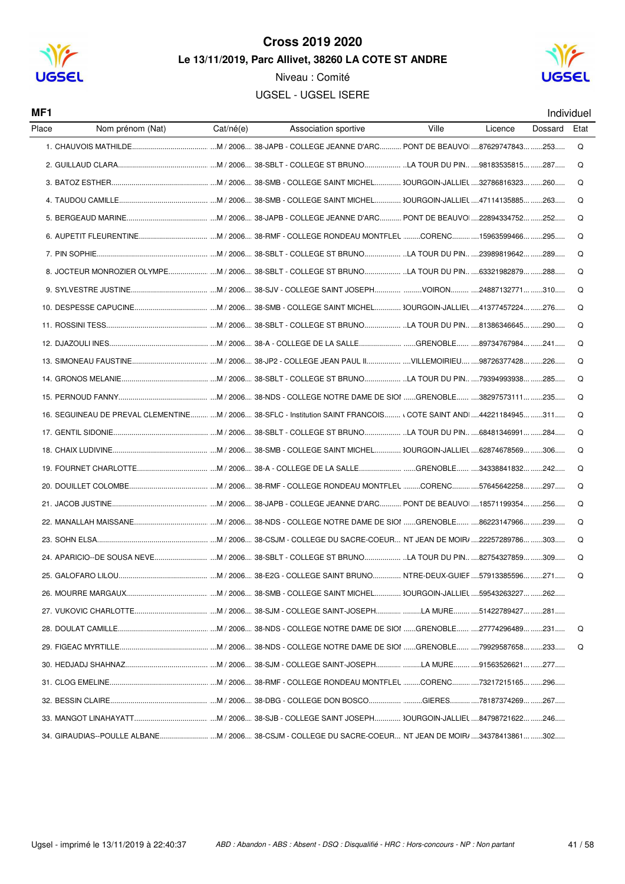# Cross 2019 2020

**Le 13/11/2019, Parc Allivet, 38260 LA COTE ST ANDRE**

Niveau : Comité

UGSEL - UGSEL ISERE

**MF1** Individuel

| Place | Nom prénom (Nat) | Cat/né(e) | Association sportive | Ville | Licence | Dossard | Etat |
|---|---|---|---|---|---|---|---|
| 1. | CHAUVOIS MATHILDE | M / 2006 | 38-JAPB - COLLEGE JEANNE D'ARC | PONT DE BEAUVOI | 87629747843 | 253 | Q |
| 2. | GUILLAUD CLARA | M / 2006 | 38-SBLT - COLLEGE ST BRUNO | LA TOUR DU PIN | 98183535815 | 287 | Q |
| 3. | BATOZ ESTHER | M / 2006 | 38-SMB - COLLEGE SAINT MICHEL | BOURGOIN-JALLIEU | 32786816323 | 260 | Q |
| 4. | TAUDOU CAMILLE | M / 2006 | 38-SMB - COLLEGE SAINT MICHEL | BOURGOIN-JALLIEU | 47114135885 | 263 | Q |
| 5. | BERGEAUD MARINE | M / 2006 | 38-JAPB - COLLEGE JEANNE D'ARC | PONT DE BEAUVOI | 22894334752 | 252 | Q |
| 6. | AUPETIT FLEURENTINE | M / 2006 | 38-RMF - COLLEGE RONDEAU MONTFLEU | CORENC | 15963599466 | 295 | Q |
| 7. | PIN SOPHIE | M / 2006 | 38-SBLT - COLLEGE ST BRUNO | LA TOUR DU PIN | 23989819642 | 289 | Q |
| 8. | JOCTEUR MONROZIER OLYMPE | M / 2006 | 38-SBLT - COLLEGE ST BRUNO | LA TOUR DU PIN | 63321982879 | 288 | Q |
| 9. | SYLVESTRE JUSTINE | M / 2006 | 38-SJV - COLLEGE SAINT JOSEPH | VOIRON | 24887132771 | 310 | Q |
| 10. | DESPESSE CAPUCINE | M / 2006 | 38-SMB - COLLEGE SAINT MICHEL | BOURGOIN-JALLIEU | 41377457224 | 276 | Q |
| 11. | ROSSINI TESS | M / 2006 | 38-SBLT - COLLEGE ST BRUNO | LA TOUR DU PIN | 81386346645 | 290 | Q |
| 12. | DJAZOULI INES | M / 2006 | 38-A - COLLEGE DE LA SALLE | GRENOBLE | 89734767984 | 241 | Q |
| 13. | SIMONEAU FAUSTINE | M / 2006 | 38-JP2 - COLLEGE JEAN PAUL II | VILLEMOIRIEU | 98726377428 | 226 | Q |
| 14. | GRONOS MELANIE | M / 2006 | 38-SBLT - COLLEGE ST BRUNO | LA TOUR DU PIN | 79394993938 | 285 | Q |
| 15. | PERNOUD FANNY | M / 2006 | 38-NDS - COLLEGE NOTRE DAME DE SION | GRENOBLE | 38297573111 | 235 | Q |
| 16. | SEGUINEAU DE PREVAL CLEMENTINE | M / 2006 | 38-SFLC - Institution SAINT FRANCOIS | LA COTE SAINT ANDRE | 44221184945 | 311 | Q |
| 17. | GENTIL SIDONIE | M / 2006 | 38-SBLT - COLLEGE ST BRUNO | LA TOUR DU PIN | 68481346991 | 284 | Q |
| 18. | CHAIX LUDIVINE | M / 2006 | 38-SMB - COLLEGE SAINT MICHEL | BOURGOIN-JALLIEU | 62874678569 | 306 | Q |
| 19. | FOURNET CHARLOTTE | M / 2006 | 38-A - COLLEGE DE LA SALLE | GRENOBLE | 34338841832 | 242 | Q |
| 20. | DOUILLET COLOMBE | M / 2006 | 38-RMF - COLLEGE RONDEAU MONTFLEU | CORENC | 57645642258 | 297 | Q |
| 21. | JACOB JUSTINE | M / 2006 | 38-JAPB - COLLEGE JEANNE D'ARC | PONT DE BEAUVOI | 18571199354 | 256 | Q |
| 22. | MANALLAH MAISSANE | M / 2006 | 38-NDS - COLLEGE NOTRE DAME DE SION | GRENOBLE | 86223147966 | 239 | Q |
| 23. | SOHN ELSA | M / 2006 | 38-CSJM - COLLEGE DU SACRE-COEUR | SAINT JEAN DE MOIRANS | 22257289786 | 303 | Q |
| 24. | APARICIO--DE SOUSA NEVE | M / 2006 | 38-SBLT - COLLEGE ST BRUNO | LA TOUR DU PIN | 82754327859 | 309 | Q |
| 25. | GALOFARO LILOU | M / 2006 | 38-E2G - COLLEGE SAINT BRUNO | ENTRE-DEUX-GUIERS | 57913385596 | 271 | Q |
| 26. | MOURRE MARGAUX | M / 2006 | 38-SMB - COLLEGE SAINT MICHEL | BOURGOIN-JALLIEU | 59543263227 | 262 | |
| 27. | VUKOVIC CHARLOTTE | M / 2006 | 38-SJM - COLLEGE SAINT-JOSEPH | LA MURE | 51422789427 | 281 | |
| 28. | DOULAT CAMILLE | M / 2006 | 38-NDS - COLLEGE NOTRE DAME DE SION | GRENOBLE | 27774296489 | 231 | Q |
| 29. | FIGEAC MYRTILLE | M / 2006 | 38-NDS - COLLEGE NOTRE DAME DE SION | GRENOBLE | 79929587658 | 233 | Q |
| 30. | HEDJADJ SHAHNAZ | M / 2006 | 38-SJM - COLLEGE SAINT-JOSEPH | LA MURE | 91563526621 | 277 | |
| 31. | CLOG EMELINE | M / 2006 | 38-RMF - COLLEGE RONDEAU MONTFLEU | CORENC | 73217215165 | 296 | |
| 32. | BESSIN CLAIRE | M / 2006 | 38-DBG - COLLEGE DON BOSCO | GIERES | 78187374269 | 267 | |
| 33. | MANGOT LINAHAYATT | M / 2006 | 38-SJB - COLLEGE SAINT JOSEPH | BOURGOIN-JALLIEU | 84798721622 | 246 | |
| 34. | GIRAUDIAS--POULLE ALBANE | M / 2006 | 38-CSJM - COLLEGE DU SACRE-COEUR | SAINT JEAN DE MOIRANS | 34378413861 | 302 | |

Ugsel - imprimé le 13/11/2019 à 22:40:37

*ABD : Abandon - ABS : Absent - DSQ : Disqualifié - HRC : Hors-concours - NP : Non partant*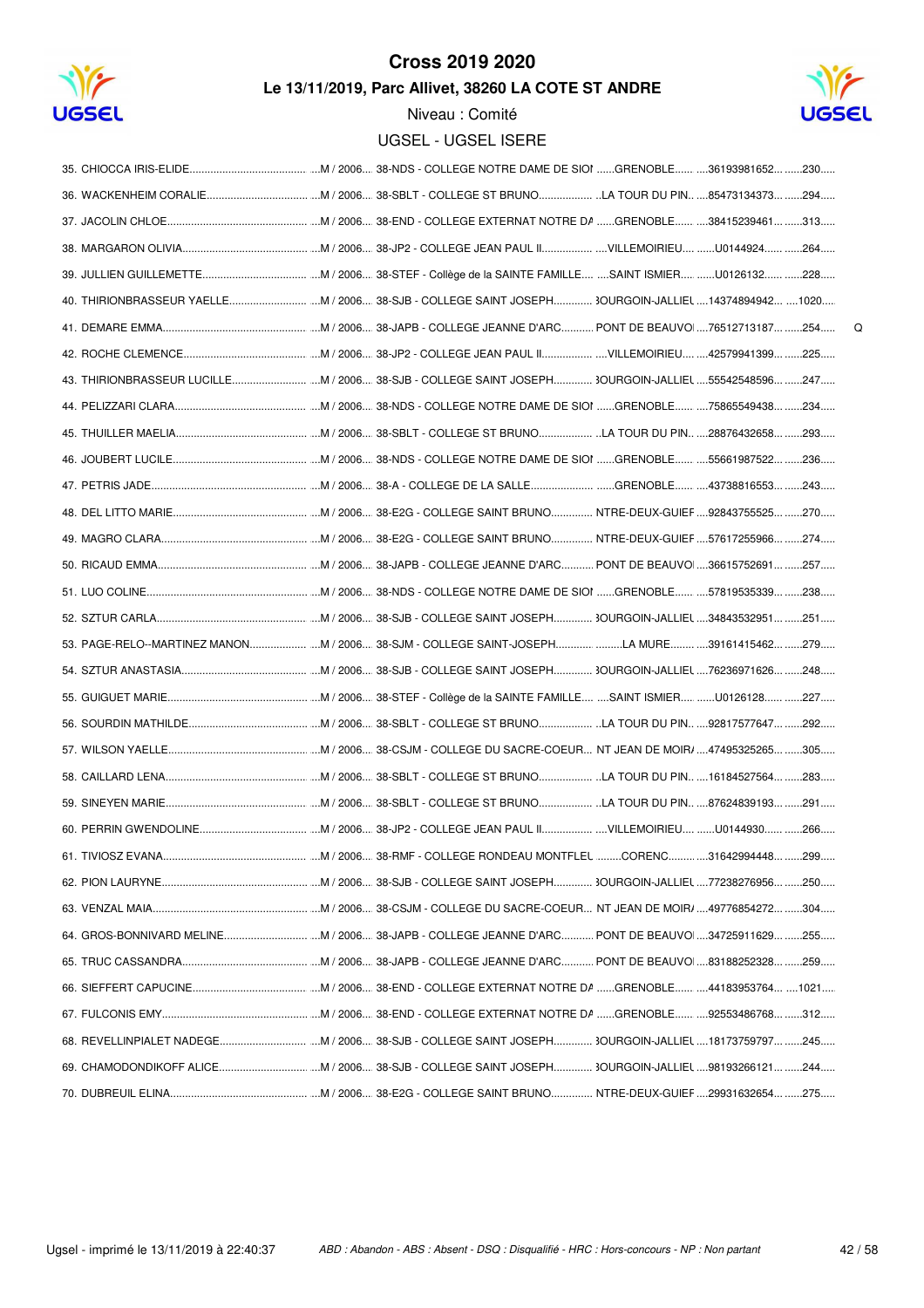# Cross 2019 2020

## Le 13/11/2019, Parc Allivet, 38260 LA COTE ST ANDRE

Niveau : Comité

UGSEL - UGSEL ISERE

| Rang | Nom | Sexe / Année | Établissement | Ville | N° | Dossard | |
|---|---|---|---|---|---|---|---|
| 35. | CHIOCCA IRIS-ELIDE | M / 2006 | 38-NDS - COLLEGE NOTRE DAME DE SIOI | GRENOBLE | 36193981652 | 230 | |
| 36. | WACKENHEIM CORALIE | M / 2006 | 38-SBLT - COLLEGE ST BRUNO | LA TOUR DU PIN | 85473134373 | 294 | |
| 37. | JACOLIN CHLOE | M / 2006 | 38-END - COLLEGE EXTERNAT NOTRE DA | GRENOBLE | 38415239461 | 313 | |
| 38. | MARGARON OLIVIA | M / 2006 | 38-JP2 - COLLEGE JEAN PAUL II | VILLEMOIRIEU | U0144924 | 264 | |
| 39. | JULLIEN GUILLEMETTE | M / 2006 | 38-STEF - Collège de la SAINTE FAMILLE | SAINT ISMIER | U0126132 | 228 | |
| 40. | THIRIONBRASSEUR YAELLE | M / 2006 | 38-SJB - COLLEGE SAINT JOSEPH | BOURGOIN-JALLIEU | 14374894942 | 1020 | |
| 41. | DEMARE EMMA | M / 2006 | 38-JAPB - COLLEGE JEANNE D'ARC | PONT DE BEAUVOI | 76512713187 | 254 | Q |
| 42. | ROCHE CLEMENCE | M / 2006 | 38-JP2 - COLLEGE JEAN PAUL II | VILLEMOIRIEU | 42579941399 | 225 | |
| 43. | THIRIONBRASSEUR LUCILLE | M / 2006 | 38-SJB - COLLEGE SAINT JOSEPH | BOURGOIN-JALLIEU | 55542548596 | 247 | |
| 44. | PELIZZARI CLARA | M / 2006 | 38-NDS - COLLEGE NOTRE DAME DE SIOI | GRENOBLE | 75865549438 | 234 | |
| 45. | THUILLER MAELIA | M / 2006 | 38-SBLT - COLLEGE ST BRUNO | LA TOUR DU PIN | 28876432658 | 293 | |
| 46. | JOUBERT LUCILE | M / 2006 | 38-NDS - COLLEGE NOTRE DAME DE SIOI | GRENOBLE | 55661987522 | 236 | |
| 47. | PETRIS JADE | M / 2006 | 38-A - COLLEGE DE LA SALLE | GRENOBLE | 43738816553 | 243 | |
| 48. | DEL LITTO MARIE | M / 2006 | 38-E2G - COLLEGE SAINT BRUNO | NTRE-DEUX-GUIEF | 92843755525 | 270 | |
| 49. | MAGRO CLARA | M / 2006 | 38-E2G - COLLEGE SAINT BRUNO | NTRE-DEUX-GUIEF | 57617255966 | 274 | |
| 50. | RICAUD EMMA | M / 2006 | 38-JAPB - COLLEGE JEANNE D'ARC | PONT DE BEAUVOI | 36615752691 | 257 | |
| 51. | LUO COLINE | M / 2006 | 38-NDS - COLLEGE NOTRE DAME DE SIOI | GRENOBLE | 57819535339 | 238 | |
| 52. | SZTUR CARLA | M / 2006 | 38-SJB - COLLEGE SAINT JOSEPH | BOURGOIN-JALLIEU | 34843532951 | 251 | |
| 53. | PAGE-RELO--MARTINEZ MANON | M / 2006 | 38-SJM - COLLEGE SAINT-JOSEPH | LA MURE | 39161415462 | 279 | |
| 54. | SZTUR ANASTASIA | M / 2006 | 38-SJB - COLLEGE SAINT JOSEPH | BOURGOIN-JALLIEU | 76236971626 | 248 | |
| 55. | GUIGUET MARIE | M / 2006 | 38-STEF - Collège de la SAINTE FAMILLE | SAINT ISMIER | U0126128 | 227 | |
| 56. | SOURDIN MATHILDE | M / 2006 | 38-SBLT - COLLEGE ST BRUNO | LA TOUR DU PIN | 92817577647 | 292 | |
| 57. | WILSON YAELLE | M / 2006 | 38-CSJM - COLLEGE DU SACRE-COEUR | NT JEAN DE MOIR/ | 47495325265 | 305 | |
| 58. | CAILLARD LENA | M / 2006 | 38-SBLT - COLLEGE ST BRUNO | LA TOUR DU PIN | 16184527564 | 283 | |
| 59. | SINEYEN MARIE | M / 2006 | 38-SBLT - COLLEGE ST BRUNO | LA TOUR DU PIN | 87624839193 | 291 | |
| 60. | PERRIN GWENDOLINE | M / 2006 | 38-JP2 - COLLEGE JEAN PAUL II | VILLEMOIRIEU | U0144930 | 266 | |
| 61. | TIVIOSZ EVANA | M / 2006 | 38-RMF - COLLEGE RONDEAU MONTFLEU | CORENC | 31642994448 | 299 | |
| 62. | PION LAURYNE | M / 2006 | 38-SJB - COLLEGE SAINT JOSEPH | BOURGOIN-JALLIEU | 77238276956 | 250 | |
| 63. | VENZAL MAIA | M / 2006 | 38-CSJM - COLLEGE DU SACRE-COEUR | NT JEAN DE MOIR/ | 49776854272 | 304 | |
| 64. | GROS-BONNIVARD MELINE | M / 2006 | 38-JAPB - COLLEGE JEANNE D'ARC | PONT DE BEAUVOI | 34725911629 | 255 | |
| 65. | TRUC CASSANDRA | M / 2006 | 38-JAPB - COLLEGE JEANNE D'ARC | PONT DE BEAUVOI | 83188252328 | 259 | |
| 66. | SIEFFERT CAPUCINE | M / 2006 | 38-END - COLLEGE EXTERNAT NOTRE DA | GRENOBLE | 44183953764 | 1021 | |
| 67. | FULCONIS EMY | M / 2006 | 38-END - COLLEGE EXTERNAT NOTRE DA | GRENOBLE | 92553486768 | 312 | |
| 68. | REVELLINPIALET NADEGE | M / 2006 | 38-SJB - COLLEGE SAINT JOSEPH | BOURGOIN-JALLIEU | 18173759797 | 245 | |
| 69. | CHAMODONDIKOFF ALICE | M / 2006 | 38-SJB - COLLEGE SAINT JOSEPH | BOURGOIN-JALLIEU | 98193266121 | 244 | |
| 70. | DUBREUIL ELINA | M / 2006 | 38-E2G - COLLEGE SAINT BRUNO | NTRE-DEUX-GUIEF | 29931632654 | 275 | |

Ugsel - imprimé le 13/11/2019 à 22:40:37

*ABD : Abandon - ABS : Absent - DSQ : Disqualifié - HRC : Hors-concours - NP : Non partant*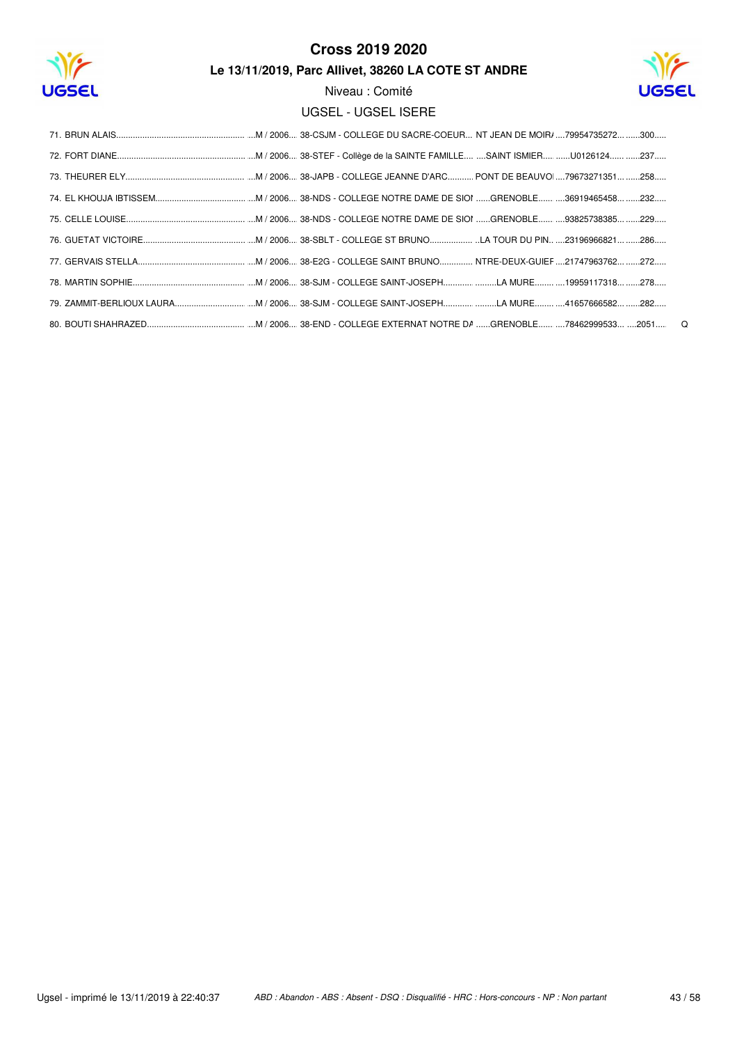# Cross 2019 2020

**Le 13/11/2019, Parc Allivet, 38260 LA COTE ST ANDRE**

Niveau : Comité

UGSEL - UGSEL ISERE

| Rang | Nom | Cat. | Établissement | Ville | Licence | Dossard | |
|---|---|---|---|---|---|---|---|
| 71. | BRUN ALAIS | M / 2006 | 38-CSJM - COLLEGE DU SACRE-COEUR | NT JEAN DE MOIR/ | 79954735272 | 300 | |
| 72. | FORT DIANE | M / 2006 | 38-STEF - Collège de la SAINTE FAMILLE | SAINT ISMIER | U0126124 | 237 | |
| 73. | THEURER ELY | M / 2006 | 38-JAPB - COLLEGE JEANNE D'ARC | PONT DE BEAUVOI | 79673271351 | 258 | |
| 74. | EL KHOUJA IBTISSEM | M / 2006 | 38-NDS - COLLEGE NOTRE DAME DE SIOI | GRENOBLE | 36919465458 | 232 | |
| 75. | CELLE LOUISE | M / 2006 | 38-NDS - COLLEGE NOTRE DAME DE SIOI | GRENOBLE | 93825738385 | 229 | |
| 76. | GUETAT VICTOIRE | M / 2006 | 38-SBLT - COLLEGE ST BRUNO | LA TOUR DU PIN | 23196966821 | 286 | |
| 77. | GERVAIS STELLA | M / 2006 | 38-E2G - COLLEGE SAINT BRUNO | NTRE-DEUX-GUIEF | 21747963762 | 272 | |
| 78. | MARTIN SOPHIE | M / 2006 | 38-SJM - COLLEGE SAINT-JOSEPH | LA MURE | 19959117318 | 278 | |
| 79. | ZAMMIT-BERLIOUX LAURA | M / 2006 | 38-SJM - COLLEGE SAINT-JOSEPH | LA MURE | 41657666582 | 282 | |
| 80. | BOUTI SHAHRAZED | M / 2006 | 38-END - COLLEGE EXTERNAT NOTRE DA | GRENOBLE | 78462999533 | 2051 | Q |

*ABD : Abandon - ABS : Absent - DSQ : Disqualifié - HRC : Hors-concours - NP : Non partant*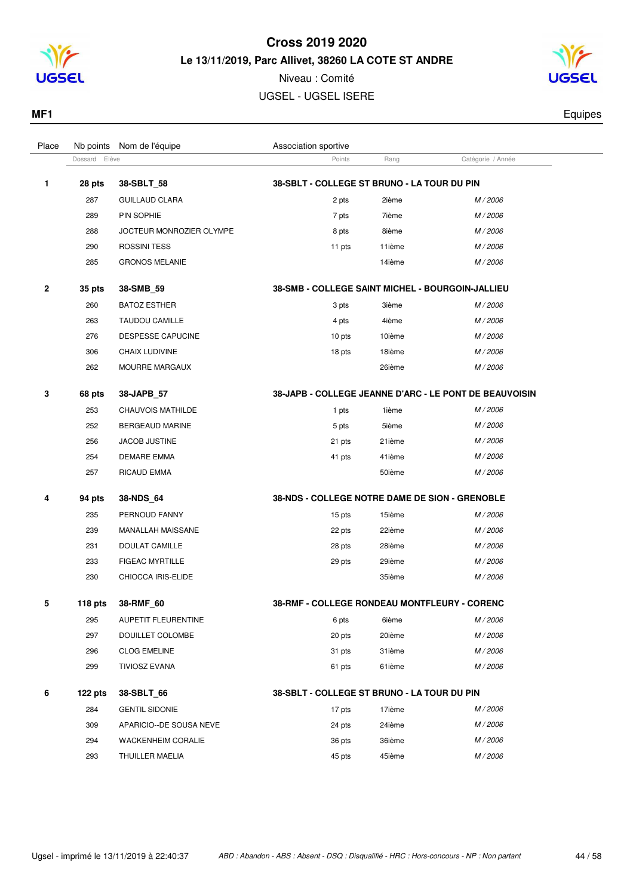# Cross 2019 2020

**Le 13/11/2019, Parc Allivet, 38260 LA COTE ST ANDRE**

Niveau : Comité

UGSEL - UGSEL ISERE

**MF1** Equipes

| Place | Nb points / Dossard | Nom de l'équipe / Elève | Association sportive / Points | Rang | Catégorie / Année |
|---|---|---|---|---|---|
| **1** | **28 pts** | **38-SBLT_58** | **38-SBLT - COLLEGE ST BRUNO - LA TOUR DU PIN** | | |
| | 287 | GUILLAUD CLARA | 2 pts | 2ième | *M / 2006* |
| | 289 | PIN SOPHIE | 7 pts | 7ième | *M / 2006* |
| | 288 | JOCTEUR MONROZIER OLYMPE | 8 pts | 8ième | *M / 2006* |
| | 290 | ROSSINI TESS | 11 pts | 11ième | *M / 2006* |
| | 285 | GRONOS MELANIE | | 14ième | *M / 2006* |
| **2** | **35 pts** | **38-SMB_59** | **38-SMB - COLLEGE SAINT MICHEL - BOURGOIN-JALLIEU** | | |
| | 260 | BATOZ ESTHER | 3 pts | 3ième | *M / 2006* |
| | 263 | TAUDOU CAMILLE | 4 pts | 4ième | *M / 2006* |
| | 276 | DESPESSE CAPUCINE | 10 pts | 10ième | *M / 2006* |
| | 306 | CHAIX LUDIVINE | 18 pts | 18ième | *M / 2006* |
| | 262 | MOURRE MARGAUX | | 26ième | *M / 2006* |
| **3** | **68 pts** | **38-JAPB_57** | **38-JAPB - COLLEGE JEANNE D'ARC - LE PONT DE BEAUVOISIN** | | |
| | 253 | CHAUVOIS MATHILDE | 1 pts | 1ième | *M / 2006* |
| | 252 | BERGEAUD MARINE | 5 pts | 5ième | *M / 2006* |
| | 256 | JACOB JUSTINE | 21 pts | 21ième | *M / 2006* |
| | 254 | DEMARE EMMA | 41 pts | 41ième | *M / 2006* |
| | 257 | RICAUD EMMA | | 50ième | *M / 2006* |
| **4** | **94 pts** | **38-NDS_64** | **38-NDS - COLLEGE NOTRE DAME DE SION - GRENOBLE** | | |
| | 235 | PERNOUD FANNY | 15 pts | 15ième | *M / 2006* |
| | 239 | MANALLAH MAISSANE | 22 pts | 22ième | *M / 2006* |
| | 231 | DOULAT CAMILLE | 28 pts | 28ième | *M / 2006* |
| | 233 | FIGEAC MYRTILLE | 29 pts | 29ième | *M / 2006* |
| | 230 | CHIOCCA IRIS-ELIDE | | 35ième | *M / 2006* |
| **5** | **118 pts** | **38-RMF_60** | **38-RMF - COLLEGE RONDEAU MONTFLEURY - CORENC** | | |
| | 295 | AUPETIT FLEURENTINE | 6 pts | 6ième | *M / 2006* |
| | 297 | DOUILLET COLOMBE | 20 pts | 20ième | *M / 2006* |
| | 296 | CLOG EMELINE | 31 pts | 31ième | *M / 2006* |
| | 299 | TIVIOSZ EVANA | 61 pts | 61ième | *M / 2006* |
| **6** | **122 pts** | **38-SBLT_66** | **38-SBLT - COLLEGE ST BRUNO - LA TOUR DU PIN** | | |
| | 284 | GENTIL SIDONIE | 17 pts | 17ième | *M / 2006* |
| | 309 | APARICIO--DE SOUSA NEVE | 24 pts | 24ième | *M / 2006* |
| | 294 | WACKENHEIM CORALIE | 36 pts | 36ième | *M / 2006* |
| | 293 | THUILLER MAELIA | 45 pts | 45ième | *M / 2006* |

Ugsel - imprimé le 13/11/2019 à 22:40:37 — *ABD : Abandon - ABS : Absent - DSQ : Disqualifié - HRC : Hors-concours - NP : Non partant*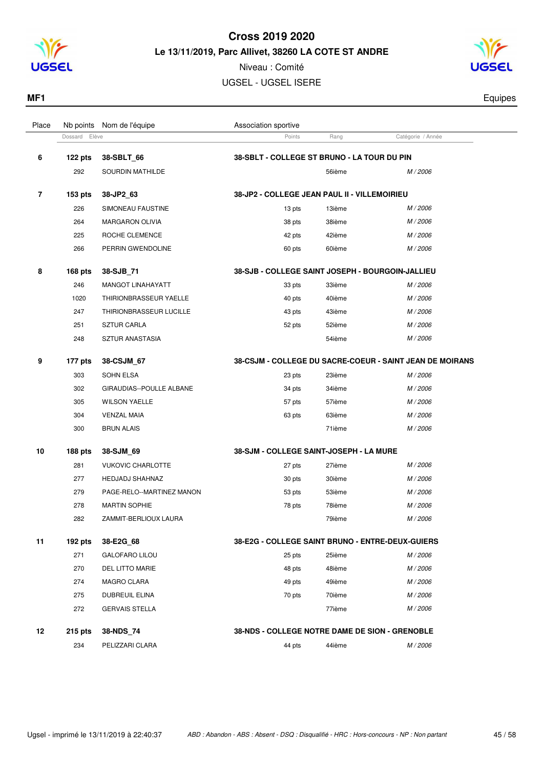# Cross 2019 2020

**Le 13/11/2019, Parc Allivet, 38260 LA COTE ST ANDRE**

Niveau : Comité

UGSEL - UGSEL ISERE

**MF1** — Equipes

| Place | Nb points / Dossard | Nom de l'équipe / Elève | Association sportive / Points | Rang | Catégorie / Année |
|---|---|---|---|---|---|
| **6** | **122 pts** | **38-SBLT_66** | **38-SBLT - COLLEGE ST BRUNO - LA TOUR DU PIN** | | |
| | 292 | SOURDIN MATHILDE | | 56ième | M / 2006 |
| **7** | **153 pts** | **38-JP2_63** | **38-JP2 - COLLEGE JEAN PAUL II - VILLEMOIRIEU** | | |
| | 226 | SIMONEAU FAUSTINE | 13 pts | 13ième | M / 2006 |
| | 264 | MARGARON OLIVIA | 38 pts | 38ième | M / 2006 |
| | 225 | ROCHE CLEMENCE | 42 pts | 42ième | M / 2006 |
| | 266 | PERRIN GWENDOLINE | 60 pts | 60ième | M / 2006 |
| **8** | **168 pts** | **38-SJB_71** | **38-SJB - COLLEGE SAINT JOSEPH - BOURGOIN-JALLIEU** | | |
| | 246 | MANGOT LINAHAYATT | 33 pts | 33ième | M / 2006 |
| | 1020 | THIRIONBRASSEUR YAELLE | 40 pts | 40ième | M / 2006 |
| | 247 | THIRIONBRASSEUR LUCILLE | 43 pts | 43ième | M / 2006 |
| | 251 | SZTUR CARLA | 52 pts | 52ième | M / 2006 |
| | 248 | SZTUR ANASTASIA | | 54ième | M / 2006 |
| **9** | **177 pts** | **38-CSJM_67** | **38-CSJM - COLLEGE DU SACRE-COEUR - SAINT JEAN DE MOIRANS** | | |
| | 303 | SOHN ELSA | 23 pts | 23ième | M / 2006 |
| | 302 | GIRAUDIAS--POULLE ALBANE | 34 pts | 34ième | M / 2006 |
| | 305 | WILSON YAELLE | 57 pts | 57ième | M / 2006 |
| | 304 | VENZAL MAIA | 63 pts | 63ième | M / 2006 |
| | 300 | BRUN ALAIS | | 71ième | M / 2006 |
| **10** | **188 pts** | **38-SJM_69** | **38-SJM - COLLEGE SAINT-JOSEPH - LA MURE** | | |
| | 281 | VUKOVIC CHARLOTTE | 27 pts | 27ième | M / 2006 |
| | 277 | HEDJADJ SHAHNAZ | 30 pts | 30ième | M / 2006 |
| | 279 | PAGE-RELO--MARTINEZ MANON | 53 pts | 53ième | M / 2006 |
| | 278 | MARTIN SOPHIE | 78 pts | 78ième | M / 2006 |
| | 282 | ZAMMIT-BERLIOUX LAURA | | 79ième | M / 2006 |
| **11** | **192 pts** | **38-E2G_68** | **38-E2G - COLLEGE SAINT BRUNO - ENTRE-DEUX-GUIERS** | | |
| | 271 | GALOFARO LILOU | 25 pts | 25ième | M / 2006 |
| | 270 | DEL LITTO MARIE | 48 pts | 48ième | M / 2006 |
| | 274 | MAGRO CLARA | 49 pts | 49ième | M / 2006 |
| | 275 | DUBREUIL ELINA | 70 pts | 70ième | M / 2006 |
| | 272 | GERVAIS STELLA | | 77ième | M / 2006 |
| **12** | **215 pts** | **38-NDS_74** | **38-NDS - COLLEGE NOTRE DAME DE SION - GRENOBLE** | | |
| | 234 | PELIZZARI CLARA | 44 pts | 44ième | M / 2006 |

Ugsel - imprimé le 13/11/2019 à 22:40:37 — *ABD : Abandon - ABS : Absent - DSQ : Disqualifié - HRC : Hors-concours - NP : Non partant*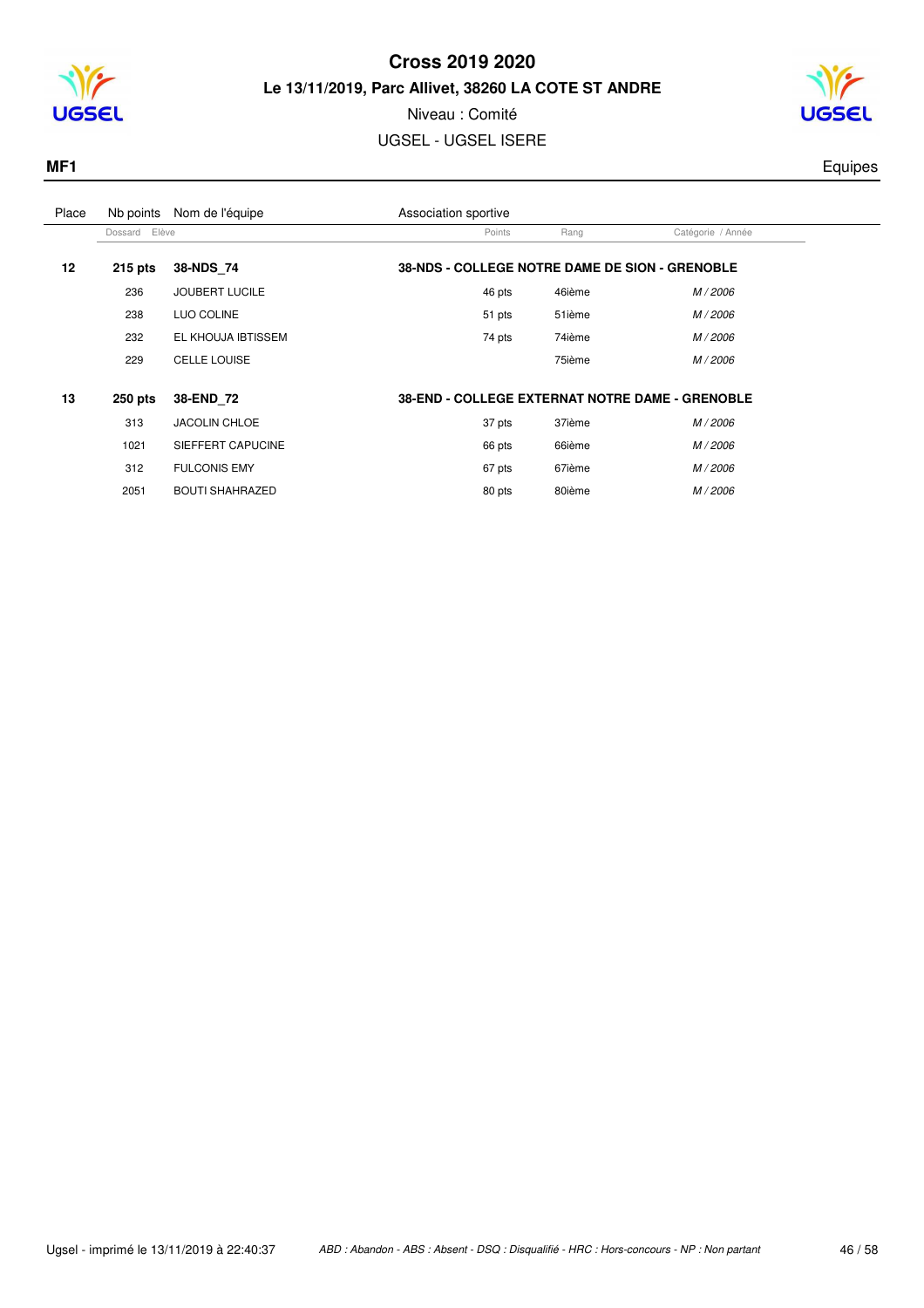# Cross 2019 2020

**Le 13/11/2019, Parc Allivet, 38260 LA COTE ST ANDRE**

Niveau : Comité

UGSEL - UGSEL ISERE

**MF1** Equipes

| Place | Nb points / Dossard | Nom de l'équipe / Elève | Association sportive | Points | Rang | Catégorie / Année |
|---|---|---|---|---|---|---|
| **12** | **215 pts** | **38-NDS_74** | **38-NDS - COLLEGE NOTRE DAME DE SION - GRENOBLE** | | | |
| | 236 | JOUBERT LUCILE | | 46 pts | 46ième | *M / 2006* |
| | 238 | LUO COLINE | | 51 pts | 51ième | *M / 2006* |
| | 232 | EL KHOUJA IBTISSEM | | 74 pts | 74ième | *M / 2006* |
| | 229 | CELLE LOUISE | | | 75ième | *M / 2006* |
| **13** | **250 pts** | **38-END_72** | **38-END - COLLEGE EXTERNAT NOTRE DAME - GRENOBLE** | | | |
| | 313 | JACOLIN CHLOE | | 37 pts | 37ième | *M / 2006* |
| | 1021 | SIEFFERT CAPUCINE | | 66 pts | 66ième | *M / 2006* |
| | 312 | FULCONIS EMY | | 67 pts | 67ième | *M / 2006* |
| | 2051 | BOUTI SHAHRAZED | | 80 pts | 80ième | *M / 2006* |

Ugsel - imprimé le 13/11/2019 à 22:40:37

*ABD : Abandon - ABS : Absent - DSQ : Disqualifié - HRC : Hors-concours - NP : Non partant*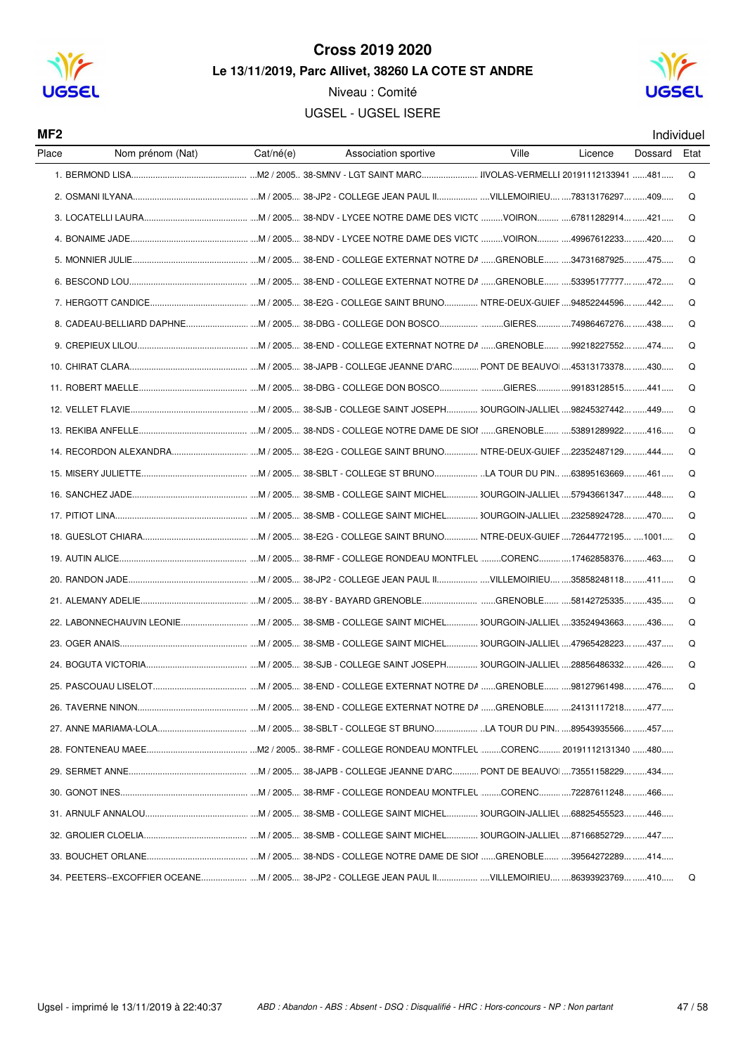# Cross 2019 2020

**Le 13/11/2019, Parc Allivet, 38260 LA COTE ST ANDRE**

Niveau : Comité

UGSEL - UGSEL ISERE

**MF2** Individuel

| Place | Nom prénom (Nat) | Cat/né(e) | Association sportive | Ville | Licence | Dossard | Etat |
|---|---|---|---|---|---|---|---|
| 1. | BERMOND LISA | M2 / 2005 | 38-SMNV - LGT SAINT MARC | IIVOLAS-VERMELLI | 20191112133941 | 481 | Q |
| 2. | OSMANI ILYANA | M / 2005 | 38-JP2 - COLLEGE JEAN PAUL II | VILLEMOIRIEU | 78313176297 | 409 | Q |
| 3. | LOCATELLI LAURA | M / 2005 | 38-NDV - LYCEE NOTRE DAME DES VICTC | VOIRON | 67811282914 | 421 | Q |
| 4. | BONAIME JADE | M / 2005 | 38-NDV - LYCEE NOTRE DAME DES VICTC | VOIRON | 49967612233 | 420 | Q |
| 5. | MONNIER JULIE | M / 2005 | 38-END - COLLEGE EXTERNAT NOTRE DA | GRENOBLE | 34731687925 | 475 | Q |
| 6. | BESCOND LOU | M / 2005 | 38-END - COLLEGE EXTERNAT NOTRE DA | GRENOBLE | 53395177777 | 472 | Q |
| 7. | HERGOTT CANDICE | M / 2005 | 38-E2G - COLLEGE SAINT BRUNO | NTRE-DEUX-GUIEF | 94852244596 | 442 | Q |
| 8. | CADEAU-BELLIARD DAPHNE | M / 2005 | 38-DBG - COLLEGE DON BOSCO | GIERES | 74986467276 | 438 | Q |
| 9. | CREPIEUX LILOU | M / 2005 | 38-END - COLLEGE EXTERNAT NOTRE DA | GRENOBLE | 99218227552 | 474 | Q |
| 10. | CHIRAT CLARA | M / 2005 | 38-JAPB - COLLEGE JEANNE D'ARC | PONT DE BEAUVOI | 45313173378 | 430 | Q |
| 11. | ROBERT MAELLE | M / 2005 | 38-DBG - COLLEGE DON BOSCO | GIERES | 99183128515 | 441 | Q |
| 12. | VELLET FLAVIE | M / 2005 | 38-SJB - COLLEGE SAINT JOSEPH | 3OURGOIN-JALLIEL | 98245327442 | 449 | Q |
| 13. | REKIBA ANFELLE | M / 2005 | 38-NDS - COLLEGE NOTRE DAME DE SIOI | GRENOBLE | 53891289922 | 416 | Q |
| 14. | RECORDON ALEXANDRA | M / 2005 | 38-E2G - COLLEGE SAINT BRUNO | NTRE-DEUX-GUIEF | 22352487129 | 444 | Q |
| 15. | MISERY JULIETTE | M / 2005 | 38-SBLT - COLLEGE ST BRUNO | LA TOUR DU PIN | 63895163669 | 461 | Q |
| 16. | SANCHEZ JADE | M / 2005 | 38-SMB - COLLEGE SAINT MICHEL | 3OURGOIN-JALLIEL | 57943661347 | 448 | Q |
| 17. | PITIOT LINA | M / 2005 | 38-SMB - COLLEGE SAINT MICHEL | 3OURGOIN-JALLIEL | 23258924728 | 470 | Q |
| 18. | GUESLOT CHIARA | M / 2005 | 38-E2G - COLLEGE SAINT BRUNO | NTRE-DEUX-GUIEF | 72644772195 | 1001 | Q |
| 19. | AUTIN ALICE | M / 2005 | 38-RMF - COLLEGE RONDEAU MONTFLEL | CORENC | 17462858376 | 463 | Q |
| 20. | RANDON JADE | M / 2005 | 38-JP2 - COLLEGE JEAN PAUL II | VILLEMOIRIEU | 35858248118 | 411 | Q |
| 21. | ALEMANY ADELIE | M / 2005 | 38-BY - BAYARD GRENOBLE | GRENOBLE | 58142725335 | 435 | Q |
| 22. | LABONNECHAUVIN LEONIE | M / 2005 | 38-SMB - COLLEGE SAINT MICHEL | 3OURGOIN-JALLIEL | 33524943663 | 436 | Q |
| 23. | OGER ANAIS | M / 2005 | 38-SMB - COLLEGE SAINT MICHEL | 3OURGOIN-JALLIEL | 47965428223 | 437 | Q |
| 24. | BOGUTA VICTORIA | M / 2005 | 38-SJB - COLLEGE SAINT JOSEPH | 3OURGOIN-JALLIEL | 28856486332 | 426 | Q |
| 25. | PASCOUAU LISELOT | M / 2005 | 38-END - COLLEGE EXTERNAT NOTRE DA | GRENOBLE | 98127961498 | 476 | Q |
| 26. | TAVERNE NINON | M / 2005 | 38-END - COLLEGE EXTERNAT NOTRE DA | GRENOBLE | 24131117218 | 477 | |
| 27. | ANNE MARIAMA-LOLA | M / 2005 | 38-SBLT - COLLEGE ST BRUNO | LA TOUR DU PIN | 89543935566 | 457 | |
| 28. | FONTENEAU MAEE | M2 / 2005 | 38-RMF - COLLEGE RONDEAU MONTFLEL | CORENC | 20191112131340 | 480 | |
| 29. | SERMET ANNE | M / 2005 | 38-JAPB - COLLEGE JEANNE D'ARC | PONT DE BEAUVOI | 73551158229 | 434 | |
| 30. | GONOT INES | M / 2005 | 38-RMF - COLLEGE RONDEAU MONTFLEL | CORENC | 72287611248 | 466 | |
| 31. | ARNULF ANNALOU | M / 2005 | 38-SMB - COLLEGE SAINT MICHEL | 3OURGOIN-JALLIEL | 68825455523 | 446 | |
| 32. | GROLIER CLOELIA | M / 2005 | 38-SMB - COLLEGE SAINT MICHEL | 3OURGOIN-JALLIEL | 87166852729 | 447 | |
| 33. | BOUCHET ORLANE | M / 2005 | 38-NDS - COLLEGE NOTRE DAME DE SIOI | GRENOBLE | 39564272289 | 414 | |
| 34. | PEETERS--EXCOFFIER OCEANE | M / 2005 | 38-JP2 - COLLEGE JEAN PAUL II | VILLEMOIRIEU | 86393923769 | 410 | Q |

Ugsel - imprimé le 13/11/2019 à 22:40:37

*ABD : Abandon - ABS : Absent - DSQ : Disqualifié - HRC : Hors-concours - NP : Non partant*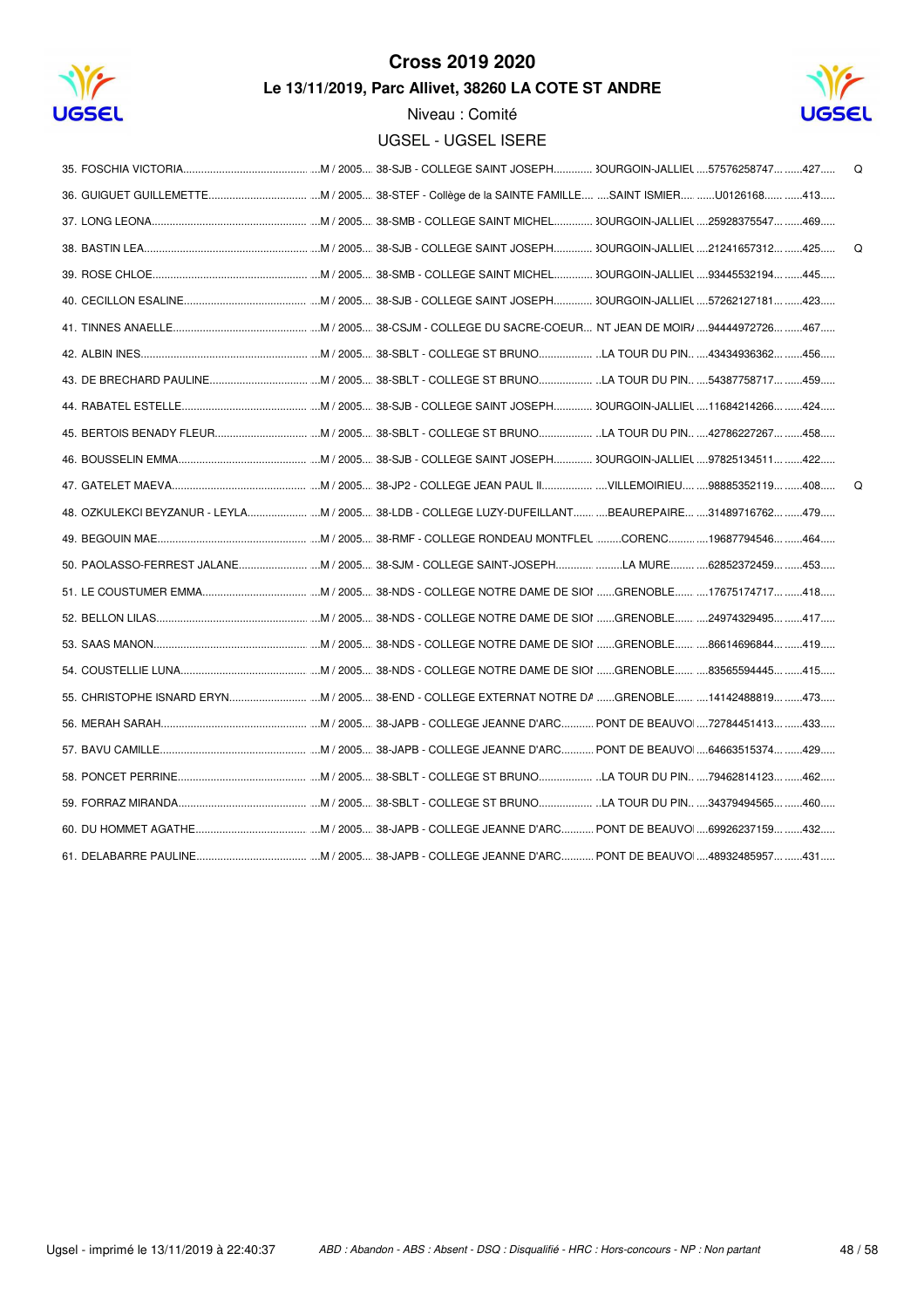# Cross 2019 2020

## Le 13/11/2019, Parc Allivet, 38260 LA COTE ST ANDRE

Niveau : Comité

UGSEL - UGSEL ISERE

| Rang | Nom | Cat. | Établissement | Ville | Licence | Dossard | |
|---|---|---|---|---|---|---|---|
| 35. | FOSCHIA VICTORIA | M / 2005 | 38-SJB - COLLEGE SAINT JOSEPH | BOURGOIN-JALLIEU | 57576258747 | 427 | Q |
| 36. | GUIGUET GUILLEMETTE | M / 2005 | 38-STEF - Collège de la SAINTE FAMILLE | SAINT ISMIER | U0126168 | 413 | |
| 37. | LONG LEONA | M / 2005 | 38-SMB - COLLEGE SAINT MICHEL | BOURGOIN-JALLIEU | 25928375547 | 469 | |
| 38. | BASTIN LEA | M / 2005 | 38-SJB - COLLEGE SAINT JOSEPH | BOURGOIN-JALLIEU | 21241657312 | 425 | Q |
| 39. | ROSE CHLOE | M / 2005 | 38-SMB - COLLEGE SAINT MICHEL | BOURGOIN-JALLIEU | 93445532194 | 445 | |
| 40. | CECILLON ESALINE | M / 2005 | 38-SJB - COLLEGE SAINT JOSEPH | BOURGOIN-JALLIEU | 57262127181 | 423 | |
| 41. | TINNES ANAELLE | M / 2005 | 38-CSJM - COLLEGE DU SACRE-COEUR | NT JEAN DE MOIRA | 94444972726 | 467 | |
| 42. | ALBIN INES | M / 2005 | 38-SBLT - COLLEGE ST BRUNO | LA TOUR DU PIN | 43434936362 | 456 | |
| 43. | DE BRECHARD PAULINE | M / 2005 | 38-SBLT - COLLEGE ST BRUNO | LA TOUR DU PIN | 54387758717 | 459 | |
| 44. | RABATEL ESTELLE | M / 2005 | 38-SJB - COLLEGE SAINT JOSEPH | BOURGOIN-JALLIEU | 11684214266 | 424 | |
| 45. | BERTOIS BENADY FLEUR | M / 2005 | 38-SBLT - COLLEGE ST BRUNO | LA TOUR DU PIN | 42786227267 | 458 | |
| 46. | BOUSSELIN EMMA | M / 2005 | 38-SJB - COLLEGE SAINT JOSEPH | BOURGOIN-JALLIEU | 97825134511 | 422 | |
| 47. | GATELET MAEVA | M / 2005 | 38-JP2 - COLLEGE JEAN PAUL II | VILLEMOIRIEU | 98885352119 | 408 | Q |
| 48. | OZKULEKCI BEYZANUR - LEYLA | M / 2005 | 38-LDB - COLLEGE LUZY-DUFEILLANT | BEAUREPAIRE | 31489716762 | 479 | |
| 49. | BEGOUIN MAE | M / 2005 | 38-RMF - COLLEGE RONDEAU MONTFLEU | CORENC | 19687794546 | 464 | |
| 50. | PAOLASSO-FERREST JALANE | M / 2005 | 38-SJM - COLLEGE SAINT-JOSEPH | LA MURE | 62852372459 | 453 | |
| 51. | LE COUSTUMER EMMA | M / 2005 | 38-NDS - COLLEGE NOTRE DAME DE SION | GRENOBLE | 17675174717 | 418 | |
| 52. | BELLON LILAS | M / 2005 | 38-NDS - COLLEGE NOTRE DAME DE SION | GRENOBLE | 24974329495 | 417 | |
| 53. | SAAS MANON | M / 2005 | 38-NDS - COLLEGE NOTRE DAME DE SION | GRENOBLE | 86614696844 | 419 | |
| 54. | COUSTELLIE LUNA | M / 2005 | 38-NDS - COLLEGE NOTRE DAME DE SION | GRENOBLE | 83565594445 | 415 | |
| 55. | CHRISTOPHE ISNARD ERYN | M / 2005 | 38-END - COLLEGE EXTERNAT NOTRE DA | GRENOBLE | 14142488819 | 473 | |
| 56. | MERAH SARAH | M / 2005 | 38-JAPB - COLLEGE JEANNE D'ARC | PONT DE BEAUVOI | 72784451413 | 433 | |
| 57. | BAVU CAMILLE | M / 2005 | 38-JAPB - COLLEGE JEANNE D'ARC | PONT DE BEAUVOI | 64663515374 | 429 | |
| 58. | PONCET PERRINE | M / 2005 | 38-SBLT - COLLEGE ST BRUNO | LA TOUR DU PIN | 79462814123 | 462 | |
| 59. | FORRAZ MIRANDA | M / 2005 | 38-SBLT - COLLEGE ST BRUNO | LA TOUR DU PIN | 34379494565 | 460 | |
| 60. | DU HOMMET AGATHE | M / 2005 | 38-JAPB - COLLEGE JEANNE D'ARC | PONT DE BEAUVOI | 69926237159 | 432 | |
| 61. | DELABARRE PAULINE | M / 2005 | 38-JAPB - COLLEGE JEANNE D'ARC | PONT DE BEAUVOI | 48932485957 | 431 | |

Ugsel - imprimé le 13/11/2019 à 22:40:37

*ABD : Abandon - ABS : Absent - DSQ : Disqualifié - HRC : Hors-concours - NP : Non partant*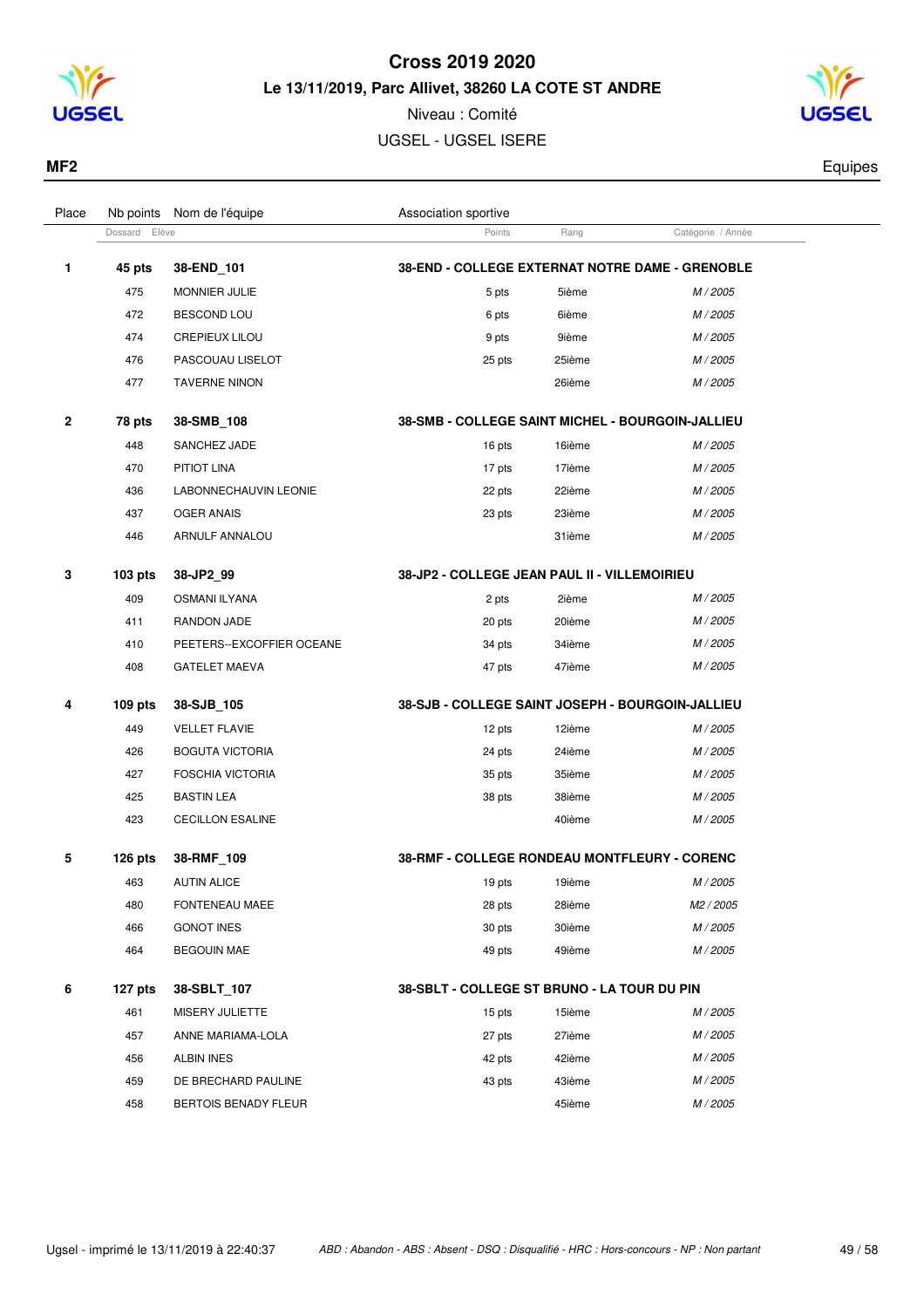# Cross 2019 2020

## Le 13/11/2019, Parc Allivet, 38260 LA COTE ST ANDRE

Niveau : Comité

UGSEL - UGSEL ISERE

**MF2** Equipes

| Place | Nb points | Nom de l'équipe | Association sportive | | |
|---|---|---|---|---|---|
| | Dossard | Elève | Points | Rang | Catégorie / Année |
| **1** | **45 pts** | **38-END_101** | **38-END - COLLEGE EXTERNAT NOTRE DAME - GRENOBLE** | | |
| | 475 | MONNIER JULIE | 5 pts | 5ième | *M / 2005* |
| | 472 | BESCOND LOU | 6 pts | 6ième | *M / 2005* |
| | 474 | CREPIEUX LILOU | 9 pts | 9ième | *M / 2005* |
| | 476 | PASCOUAU LISELOT | 25 pts | 25ième | *M / 2005* |
| | 477 | TAVERNE NINON | | 26ième | *M / 2005* |
| **2** | **78 pts** | **38-SMB_108** | **38-SMB - COLLEGE SAINT MICHEL - BOURGOIN-JALLIEU** | | |
| | 448 | SANCHEZ JADE | 16 pts | 16ième | *M / 2005* |
| | 470 | PITIOT LINA | 17 pts | 17ième | *M / 2005* |
| | 436 | LABONNECHAUVIN LEONIE | 22 pts | 22ième | *M / 2005* |
| | 437 | OGER ANAIS | 23 pts | 23ième | *M / 2005* |
| | 446 | ARNULF ANNALOU | | 31ième | *M / 2005* |
| **3** | **103 pts** | **38-JP2_99** | **38-JP2 - COLLEGE JEAN PAUL II - VILLEMOIRIEU** | | |
| | 409 | OSMANI ILYANA | 2 pts | 2ième | *M / 2005* |
| | 411 | RANDON JADE | 20 pts | 20ième | *M / 2005* |
| | 410 | PEETERS--EXCOFFIER OCEANE | 34 pts | 34ième | *M / 2005* |
| | 408 | GATELET MAEVA | 47 pts | 47ième | *M / 2005* |
| **4** | **109 pts** | **38-SJB_105** | **38-SJB - COLLEGE SAINT JOSEPH - BOURGOIN-JALLIEU** | | |
| | 449 | VELLET FLAVIE | 12 pts | 12ième | *M / 2005* |
| | 426 | BOGUTA VICTORIA | 24 pts | 24ième | *M / 2005* |
| | 427 | FOSCHIA VICTORIA | 35 pts | 35ième | *M / 2005* |
| | 425 | BASTIN LEA | 38 pts | 38ième | *M / 2005* |
| | 423 | CECILLON ESALINE | | 40ième | *M / 2005* |
| **5** | **126 pts** | **38-RMF_109** | **38-RMF - COLLEGE RONDEAU MONTFLEURY - CORENC** | | |
| | 463 | AUTIN ALICE | 19 pts | 19ième | *M / 2005* |
| | 480 | FONTENEAU MAEE | 28 pts | 28ième | *M2 / 2005* |
| | 466 | GONOT INES | 30 pts | 30ième | *M / 2005* |
| | 464 | BEGOUIN MAE | 49 pts | 49ième | *M / 2005* |
| **6** | **127 pts** | **38-SBLT_107** | **38-SBLT - COLLEGE ST BRUNO - LA TOUR DU PIN** | | |
| | 461 | MISERY JULIETTE | 15 pts | 15ième | *M / 2005* |
| | 457 | ANNE MARIAMA-LOLA | 27 pts | 27ième | *M / 2005* |
| | 456 | ALBIN INES | 42 pts | 42ième | *M / 2005* |
| | 459 | DE BRECHARD PAULINE | 43 pts | 43ième | *M / 2005* |
| | 458 | BERTOIS BENADY FLEUR | | 45ième | *M / 2005* |

Ugsel - imprimé le 13/11/2019 à 22:40:37 — *ABD : Abandon - ABS : Absent - DSQ : Disqualifié - HRC : Hors-concours - NP : Non partant*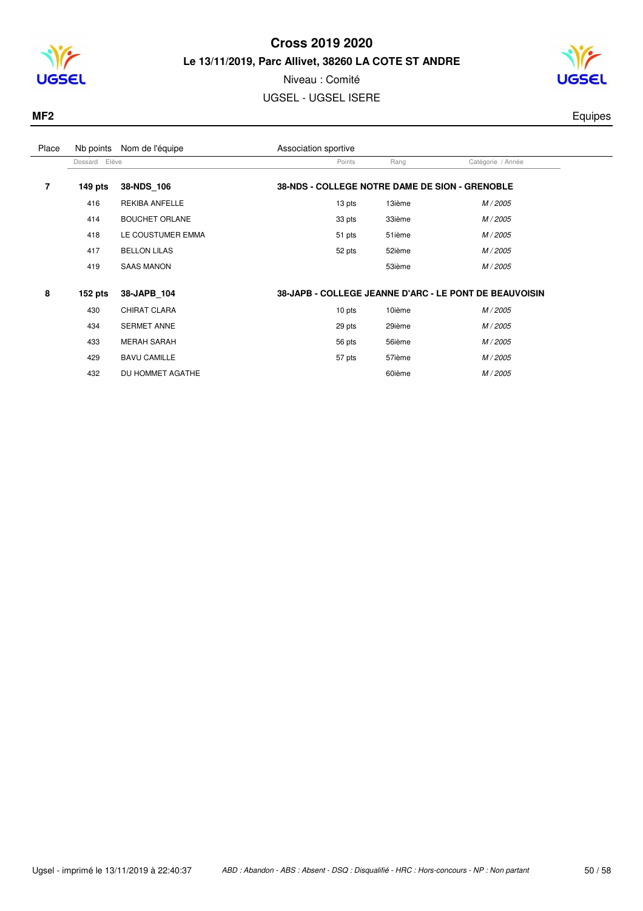# Cross 2019 2020

**Le 13/11/2019, Parc Allivet, 38260 LA COTE ST ANDRE**

Niveau : Comité

UGSEL - UGSEL ISERE

**MF2** Equipes

| Place | Nb points / Dossard | Nom de l'équipe / Elève | Association sportive / Points | Rang | Catégorie / Année |
|---|---|---|---|---|---|
| **7** | **149 pts** | **38-NDS_106** | **38-NDS - COLLEGE NOTRE DAME DE SION - GRENOBLE** | | |
| | 416 | REKIBA ANFELLE | 13 pts | 13ième | *M / 2005* |
| | 414 | BOUCHET ORLANE | 33 pts | 33ième | *M / 2005* |
| | 418 | LE COUSTUMER EMMA | 51 pts | 51ième | *M / 2005* |
| | 417 | BELLON LILAS | 52 pts | 52ième | *M / 2005* |
| | 419 | SAAS MANON | | 53ième | *M / 2005* |
| **8** | **152 pts** | **38-JAPB_104** | **38-JAPB - COLLEGE JEANNE D'ARC - LE PONT DE BEAUVOISIN** | | |
| | 430 | CHIRAT CLARA | 10 pts | 10ième | *M / 2005* |
| | 434 | SERMET ANNE | 29 pts | 29ième | *M / 2005* |
| | 433 | MERAH SARAH | 56 pts | 56ième | *M / 2005* |
| | 429 | BAVU CAMILLE | 57 pts | 57ième | *M / 2005* |
| | 432 | DU HOMMET AGATHE | | 60ième | *M / 2005* |

Ugsel - imprimé le 13/11/2019 à 22:40:37 — *ABD : Abandon - ABS : Absent - DSQ : Disqualifié - HRC : Hors-concours - NP : Non partant*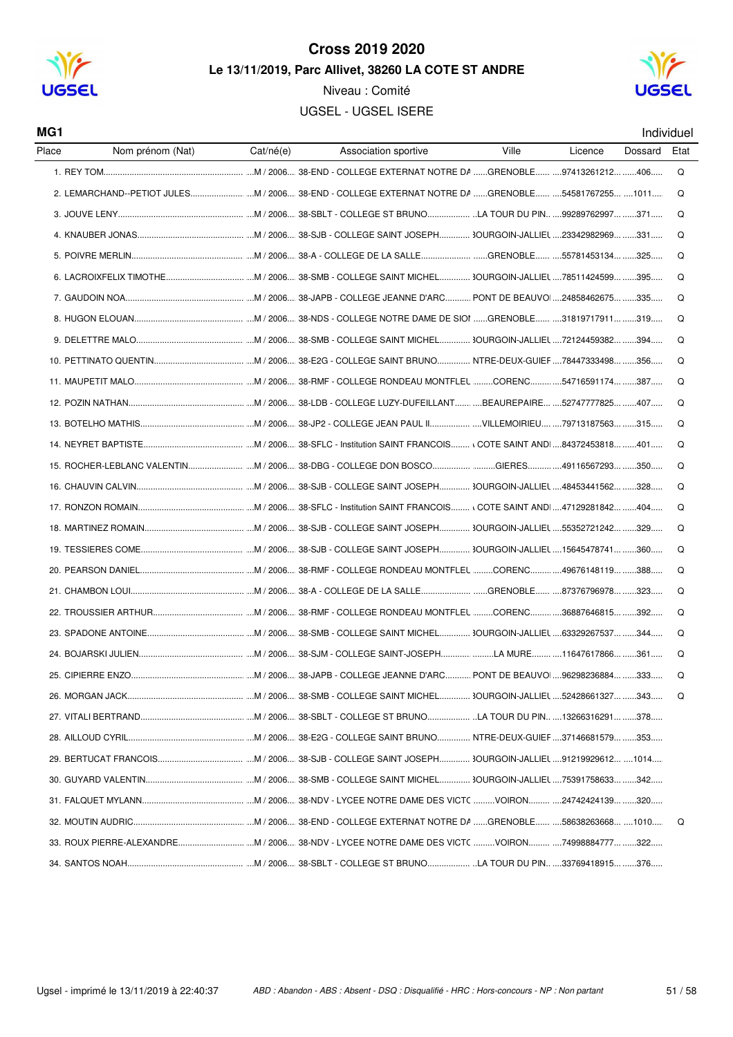# Cross 2019 2020

**Le 13/11/2019, Parc Allivet, 38260 LA COTE ST ANDRE**

Niveau : Comité

UGSEL - UGSEL ISERE

**MG1** Individuel

| Place | Nom prénom (Nat) | Cat/né(e) | Association sportive | Ville | Licence | Dossard | Etat |
|---|---|---|---|---|---|---|---|
| 1. | REY TOM | M / 2006 | 38-END - COLLEGE EXTERNAT NOTRE DA | GRENOBLE | 97413261212 | 406 | Q |
| 2. | LEMARCHAND--PETIOT JULES | M / 2006 | 38-END - COLLEGE EXTERNAT NOTRE DA | GRENOBLE | 54581767255 | 1011 | Q |
| 3. | JOUVE LENY | M / 2006 | 38-SBLT - COLLEGE ST BRUNO | LA TOUR DU PIN | 99289762997 | 371 | Q |
| 4. | KNAUBER JONAS | M / 2006 | 38-SJB - COLLEGE SAINT JOSEPH | BOURGOIN-JALLIEU | 23342982969 | 331 | Q |
| 5. | POIVRE MERLIN | M / 2006 | 38-A - COLLEGE DE LA SALLE | GRENOBLE | 55781453134 | 325 | Q |
| 6. | LACROIXFELIX TIMOTHE | M / 2006 | 38-SMB - COLLEGE SAINT MICHEL | BOURGOIN-JALLIEU | 78511424599 | 395 | Q |
| 7. | GAUDOIN NOA | M / 2006 | 38-JAPB - COLLEGE JEANNE D'ARC | PONT DE BEAUVOI | 24858462675 | 335 | Q |
| 8. | HUGON ELOUAN | M / 2006 | 38-NDS - COLLEGE NOTRE DAME DE SION | GRENOBLE | 31819717911 | 319 | Q |
| 9. | DELETTRE MALO | M / 2006 | 38-SMB - COLLEGE SAINT MICHEL | BOURGOIN-JALLIEU | 72124459382 | 394 | Q |
| 10. | PETTINATO QUENTIN | M / 2006 | 38-E2G - COLLEGE SAINT BRUNO | ENTRE-DEUX-GUIER | 78447333498 | 356 | Q |
| 11. | MAUPETIT MALO | M / 2006 | 38-RMF - COLLEGE RONDEAU MONTFLEU | CORENC | 54716591174 | 387 | Q |
| 12. | POZIN NATHAN | M / 2006 | 38-LDB - COLLEGE LUZY-DUFEILLANT | BEAUREPAIRE | 52747777825 | 407 | Q |
| 13. | BOTELHO MATHIS | M / 2006 | 38-JP2 - COLLEGE JEAN PAUL II | VILLEMOIRIEU | 79713187563 | 315 | Q |
| 14. | NEYRET BAPTISTE | M / 2006 | 38-SFLC - Institution SAINT FRANCOIS | LA COTE SAINT ANDRE | 84372453818 | 401 | Q |
| 15. | ROCHER-LEBLANC VALENTIN | M / 2006 | 38-DBG - COLLEGE DON BOSCO | GIERES | 49116567293 | 350 | Q |
| 16. | CHAUVIN CALVIN | M / 2006 | 38-SJB - COLLEGE SAINT JOSEPH | BOURGOIN-JALLIEU | 48453441562 | 328 | Q |
| 17. | RONZON ROMAIN | M / 2006 | 38-SFLC - Institution SAINT FRANCOIS | LA COTE SAINT ANDRE | 47129281842 | 404 | Q |
| 18. | MARTINEZ ROMAIN | M / 2006 | 38-SJB - COLLEGE SAINT JOSEPH | BOURGOIN-JALLIEU | 55352721242 | 329 | Q |
| 19. | TESSIERES COME | M / 2006 | 38-SJB - COLLEGE SAINT JOSEPH | BOURGOIN-JALLIEU | 15645478741 | 360 | Q |
| 20. | PEARSON DANIEL | M / 2006 | 38-RMF - COLLEGE RONDEAU MONTFLEU | CORENC | 49676148119 | 388 | Q |
| 21. | CHAMBON LOUI | M / 2006 | 38-A - COLLEGE DE LA SALLE | GRENOBLE | 87376796978 | 323 | Q |
| 22. | TROUSSIER ARTHUR | M / 2006 | 38-RMF - COLLEGE RONDEAU MONTFLEU | CORENC | 36887646815 | 392 | Q |
| 23. | SPADONE ANTOINE | M / 2006 | 38-SMB - COLLEGE SAINT MICHEL | BOURGOIN-JALLIEU | 63329267537 | 344 | Q |
| 24. | BOJARSKI JULIEN | M / 2006 | 38-SJM - COLLEGE SAINT-JOSEPH | LA MURE | 11647617866 | 361 | Q |
| 25. | CIPIERRE ENZO | M / 2006 | 38-JAPB - COLLEGE JEANNE D'ARC | PONT DE BEAUVOI | 96298236884 | 333 | Q |
| 26. | MORGAN JACK | M / 2006 | 38-SMB - COLLEGE SAINT MICHEL | BOURGOIN-JALLIEU | 52428661327 | 343 | Q |
| 27. | VITALI BERTRAND | M / 2006 | 38-SBLT - COLLEGE ST BRUNO | LA TOUR DU PIN | 13266316291 | 378 | |
| 28. | AILLOUD CYRIL | M / 2006 | 38-E2G - COLLEGE SAINT BRUNO | ENTRE-DEUX-GUIER | 37146681579 | 353 | |
| 29. | BERTUCAT FRANCOIS | M / 2006 | 38-SJB - COLLEGE SAINT JOSEPH | BOURGOIN-JALLIEU | 91219929612 | 1014 | |
| 30. | GUYARD VALENTIN | M / 2006 | 38-SMB - COLLEGE SAINT MICHEL | BOURGOIN-JALLIEU | 75391758633 | 342 | |
| 31. | FALQUET MYLANN | M / 2006 | 38-NDV - LYCEE NOTRE DAME DES VICTO | VOIRON | 24742424139 | 320 | |
| 32. | MOUTIN AUDRIC | M / 2006 | 38-END - COLLEGE EXTERNAT NOTRE DA | GRENOBLE | 58638263668 | 1010 | Q |
| 33. | ROUX PIERRE-ALEXANDRE | M / 2006 | 38-NDV - LYCEE NOTRE DAME DES VICTO | VOIRON | 74998884777 | 322 | |
| 34. | SANTOS NOAH | M / 2006 | 38-SBLT - COLLEGE ST BRUNO | LA TOUR DU PIN | 33769418915 | 376 | |

Ugsel - imprimé le 13/11/2019 à 22:40:37

*ABD : Abandon - ABS : Absent - DSQ : Disqualifié - HRC : Hors-concours - NP : Non partant*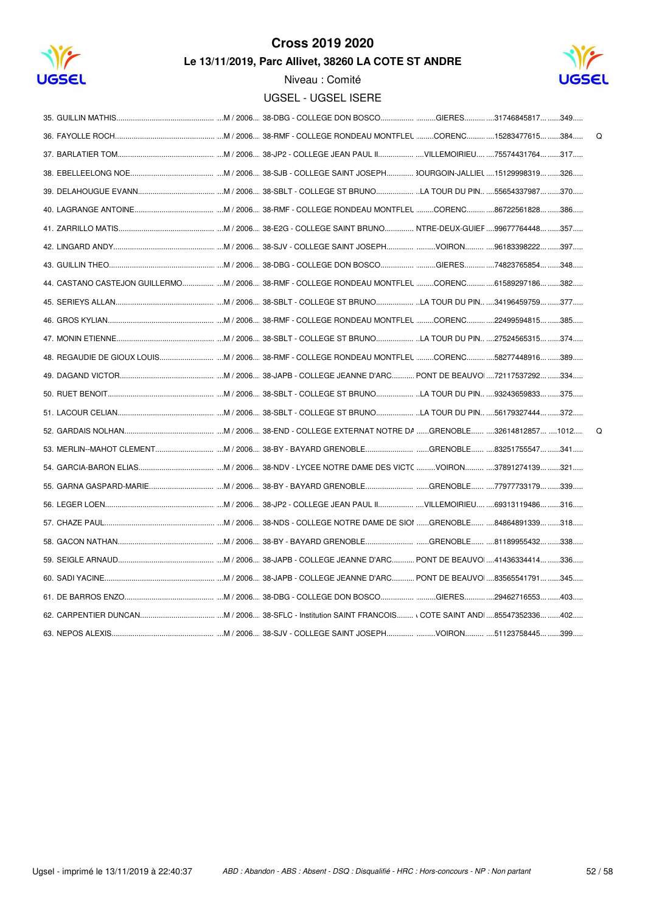# Cross 2019 2020

## Le 13/11/2019, Parc Allivet, 38260 LA COTE ST ANDRE

Niveau : Comité

UGSEL - UGSEL ISERE

| Rang | Nom | Sexe / Année | Établissement | Ville | Licence | Dossard | |
|---|---|---|---|---|---|---|---|
| 35. | GUILLIN MATHIS | M / 2006 | 38-DBG - COLLEGE DON BOSCO | GIERES | 31746845817 | 349 | |
| 36. | FAYOLLE ROCH | M / 2006 | 38-RMF - COLLEGE RONDEAU MONTFLEU | CORENC | 15283477615 | 384 | Q |
| 37. | BARLATIER TOM | M / 2006 | 38-JP2 - COLLEGE JEAN PAUL II | VILLEMOIRIEU | 75574431764 | 317 | |
| 38. | EBELLEELONG NOE | M / 2006 | 38-SJB - COLLEGE SAINT JOSEPH | BOURGOIN-JALLIEU | 15129998319 | 326 | |
| 39. | DELAHOUGUE EVANN | M / 2006 | 38-SBLT - COLLEGE ST BRUNO | LA TOUR DU PIN | 55654337987 | 370 | |
| 40. | LAGRANGE ANTOINE | M / 2006 | 38-RMF - COLLEGE RONDEAU MONTFLEU | CORENC | 86722561828 | 386 | |
| 41. | ZARRILLO MATIS | M / 2006 | 38-E2G - COLLEGE SAINT BRUNO | ENTRE-DEUX-GUIER | 99677764448 | 357 | |
| 42. | LINGARD ANDY | M / 2006 | 38-SJV - COLLEGE SAINT JOSEPH | VOIRON | 96183398222 | 397 | |
| 43. | GUILLIN THEO | M / 2006 | 38-DBG - COLLEGE DON BOSCO | GIERES | 74823765854 | 348 | |
| 44. | CASTANO CASTEJON GUILLERMO | M / 2006 | 38-RMF - COLLEGE RONDEAU MONTFLEU | CORENC | 61589297186 | 382 | |
| 45. | SERIEYS ALLAN | M / 2006 | 38-SBLT - COLLEGE ST BRUNO | LA TOUR DU PIN | 34196459759 | 377 | |
| 46. | GROS KYLIAN | M / 2006 | 38-RMF - COLLEGE RONDEAU MONTFLEU | CORENC | 22499594815 | 385 | |
| 47. | MONIN ETIENNE | M / 2006 | 38-SBLT - COLLEGE ST BRUNO | LA TOUR DU PIN | 27524565315 | 374 | |
| 48. | REGAUDIE DE GIOUX LOUIS | M / 2006 | 38-RMF - COLLEGE RONDEAU MONTFLEU | CORENC | 58277448916 | 389 | |
| 49. | DAGAND VICTOR | M / 2006 | 38-JAPB - COLLEGE JEANNE D'ARC | PONT DE BEAUVOI | 72117537292 | 334 | |
| 50. | RUET BENOIT | M / 2006 | 38-SBLT - COLLEGE ST BRUNO | LA TOUR DU PIN | 93243659833 | 375 | |
| 51. | LACOUR CELIAN | M / 2006 | 38-SBLT - COLLEGE ST BRUNO | LA TOUR DU PIN | 56179327444 | 372 | |
| 52. | GARDAIS NOLHAN | M / 2006 | 38-END - COLLEGE EXTERNAT NOTRE DA | GRENOBLE | 32614812857 | 1012 | Q |
| 53. | MERLIN--MAHOT CLEMENT | M / 2006 | 38-BY - BAYARD GRENOBLE | GRENOBLE | 83251755547 | 341 | |
| 54. | GARCIA-BARON ELIAS | M / 2006 | 38-NDV - LYCEE NOTRE DAME DES VICTO | VOIRON | 37891274139 | 321 | |
| 55. | GARNA GASPARD-MARIE | M / 2006 | 38-BY - BAYARD GRENOBLE | GRENOBLE | 77977733179 | 339 | |
| 56. | LEGER LOEN | M / 2006 | 38-JP2 - COLLEGE JEAN PAUL II | VILLEMOIRIEU | 69313119486 | 316 | |
| 57. | CHAZE PAUL | M / 2006 | 38-NDS - COLLEGE NOTRE DAME DE SION | GRENOBLE | 84864891339 | 318 | |
| 58. | GACON NATHAN | M / 2006 | 38-BY - BAYARD GRENOBLE | GRENOBLE | 81189955432 | 338 | |
| 59. | SEIGLE ARNAUD | M / 2006 | 38-JAPB - COLLEGE JEANNE D'ARC | PONT DE BEAUVOI | 41436334414 | 336 | |
| 60. | SADI YACINE | M / 2006 | 38-JAPB - COLLEGE JEANNE D'ARC | PONT DE BEAUVOI | 83565541791 | 345 | |
| 61. | DE BARROS ENZO | M / 2006 | 38-DBG - COLLEGE DON BOSCO | GIERES | 29462716553 | 403 | |
| 62. | CARPENTIER DUNCAN | M / 2006 | 38-SFLC - Institution SAINT FRANCOIS | COTE SAINT ANDI | 85547352336 | 402 | |
| 63. | NEPOS ALEXIS | M / 2006 | 38-SJV - COLLEGE SAINT JOSEPH | VOIRON | 51123758445 | 399 | |

Ugsel - imprimé le 13/11/2019 à 22:40:37

*ABD : Abandon - ABS : Absent - DSQ : Disqualifié - HRC : Hors-concours - NP : Non partant*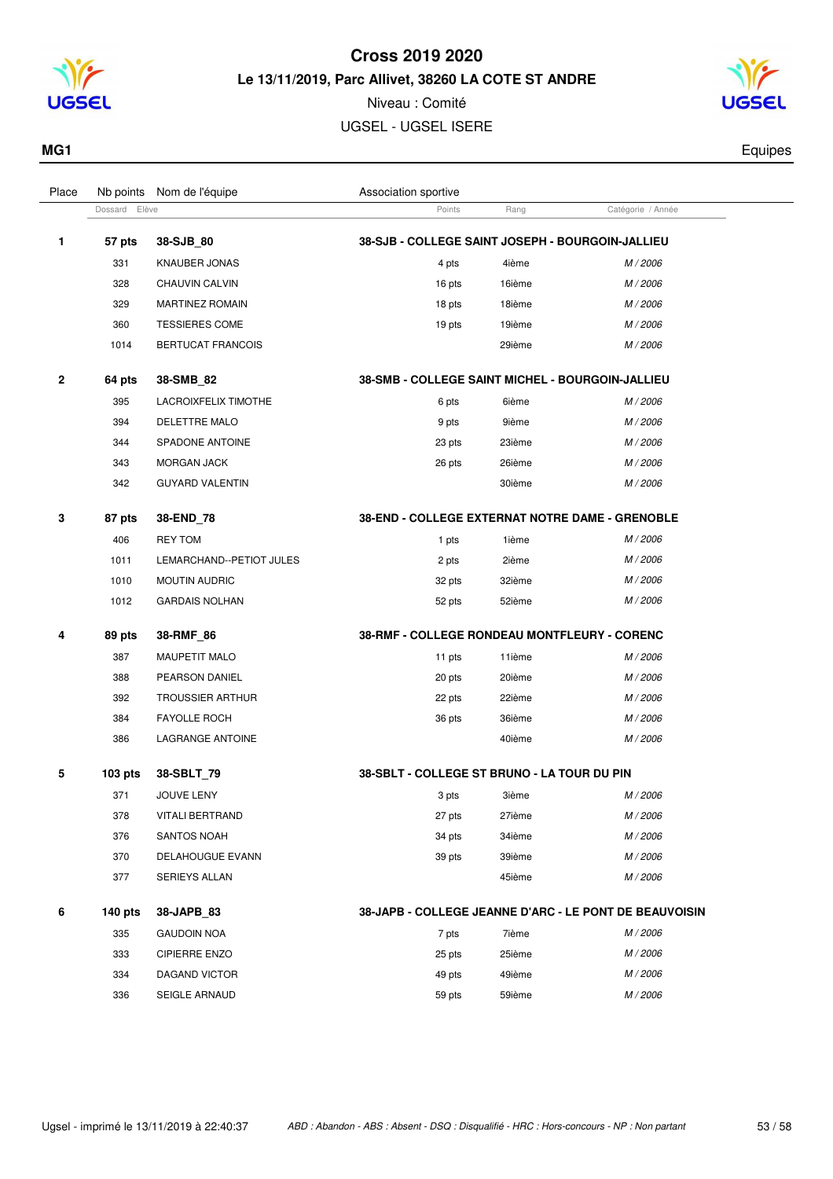# Cross 2019 2020

**Le 13/11/2019, Parc Allivet, 38260 LA COTE ST ANDRE**

Niveau : Comité

UGSEL - UGSEL ISERE

**MG1** — Equipes

| Place | Nb points / Dossard | Nom de l'équipe / Elève | Association sportive / Points | Rang | Catégorie / Année |
|---|---|---|---|---|---|
| **1** | **57 pts** | **38-SJB_80** | **38-SJB - COLLEGE SAINT JOSEPH - BOURGOIN-JALLIEU** | | |
| | 331 | KNAUBER JONAS | 4 pts | 4ième | M / 2006 |
| | 328 | CHAUVIN CALVIN | 16 pts | 16ième | M / 2006 |
| | 329 | MARTINEZ ROMAIN | 18 pts | 18ième | M / 2006 |
| | 360 | TESSIERES COME | 19 pts | 19ième | M / 2006 |
| | 1014 | BERTUCAT FRANCOIS | | 29ième | M / 2006 |
| **2** | **64 pts** | **38-SMB_82** | **38-SMB - COLLEGE SAINT MICHEL - BOURGOIN-JALLIEU** | | |
| | 395 | LACROIXFELIX TIMOTHE | 6 pts | 6ième | M / 2006 |
| | 394 | DELETTRE MALO | 9 pts | 9ième | M / 2006 |
| | 344 | SPADONE ANTOINE | 23 pts | 23ième | M / 2006 |
| | 343 | MORGAN JACK | 26 pts | 26ième | M / 2006 |
| | 342 | GUYARD VALENTIN | | 30ième | M / 2006 |
| **3** | **87 pts** | **38-END_78** | **38-END - COLLEGE EXTERNAT NOTRE DAME - GRENOBLE** | | |
| | 406 | REY TOM | 1 pts | 1ième | M / 2006 |
| | 1011 | LEMARCHAND--PETIOT JULES | 2 pts | 2ième | M / 2006 |
| | 1010 | MOUTIN AUDRIC | 32 pts | 32ième | M / 2006 |
| | 1012 | GARDAIS NOLHAN | 52 pts | 52ième | M / 2006 |
| **4** | **89 pts** | **38-RMF_86** | **38-RMF - COLLEGE RONDEAU MONTFLEURY - CORENC** | | |
| | 387 | MAUPETIT MALO | 11 pts | 11ième | M / 2006 |
| | 388 | PEARSON DANIEL | 20 pts | 20ième | M / 2006 |
| | 392 | TROUSSIER ARTHUR | 22 pts | 22ième | M / 2006 |
| | 384 | FAYOLLE ROCH | 36 pts | 36ième | M / 2006 |
| | 386 | LAGRANGE ANTOINE | | 40ième | M / 2006 |
| **5** | **103 pts** | **38-SBLT_79** | **38-SBLT - COLLEGE ST BRUNO - LA TOUR DU PIN** | | |
| | 371 | JOUVE LENY | 3 pts | 3ième | M / 2006 |
| | 378 | VITALI BERTRAND | 27 pts | 27ième | M / 2006 |
| | 376 | SANTOS NOAH | 34 pts | 34ième | M / 2006 |
| | 370 | DELAHOUGUE EVANN | 39 pts | 39ième | M / 2006 |
| | 377 | SERIEYS ALLAN | | 45ième | M / 2006 |
| **6** | **140 pts** | **38-JAPB_83** | **38-JAPB - COLLEGE JEANNE D'ARC - LE PONT DE BEAUVOISIN** | | |
| | 335 | GAUDOIN NOA | 7 pts | 7ième | M / 2006 |
| | 333 | CIPIERRE ENZO | 25 pts | 25ième | M / 2006 |
| | 334 | DAGAND VICTOR | 49 pts | 49ième | M / 2006 |
| | 336 | SEIGLE ARNAUD | 59 pts | 59ième | M / 2006 |

Ugsel - imprimé le 13/11/2019 à 22:40:37 — *ABD : Abandon - ABS : Absent - DSQ : Disqualifié - HRC : Hors-concours - NP : Non partant*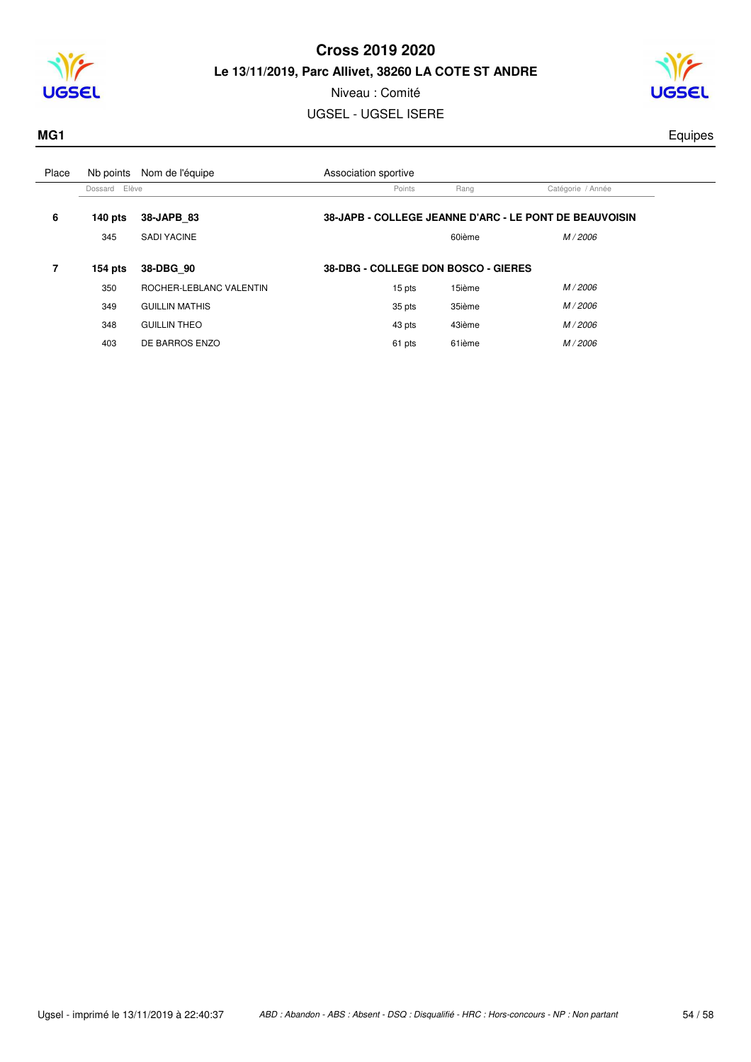# Cross 2019 2020

**Le 13/11/2019, Parc Allivet, 38260 LA COTE ST ANDRE**

Niveau : Comité

UGSEL - UGSEL ISERE

**MG1** Equipes

| Place | Nb points | Nom de l'équipe | Association sportive | | |
|---|---|---|---|---|---|
| | Dossard | Elève | Points | Rang | Catégorie / Année |
| **6** | **140 pts** | **38-JAPB_83** | **38-JAPB - COLLEGE JEANNE D'ARC - LE PONT DE BEAUVOISIN** | | |
| | 345 | SADI YACINE | | 60ième | *M / 2006* |
| **7** | **154 pts** | **38-DBG_90** | **38-DBG - COLLEGE DON BOSCO - GIERES** | | |
| | 350 | ROCHER-LEBLANC VALENTIN | 15 pts | 15ième | *M / 2006* |
| | 349 | GUILLIN MATHIS | 35 pts | 35ième | *M / 2006* |
| | 348 | GUILLIN THEO | 43 pts | 43ième | *M / 2006* |
| | 403 | DE BARROS ENZO | 61 pts | 61ième | *M / 2006* |

Ugsel - imprimé le 13/11/2019 à 22:40:37

*ABD : Abandon - ABS : Absent - DSQ : Disqualifié - HRC : Hors-concours - NP : Non partant*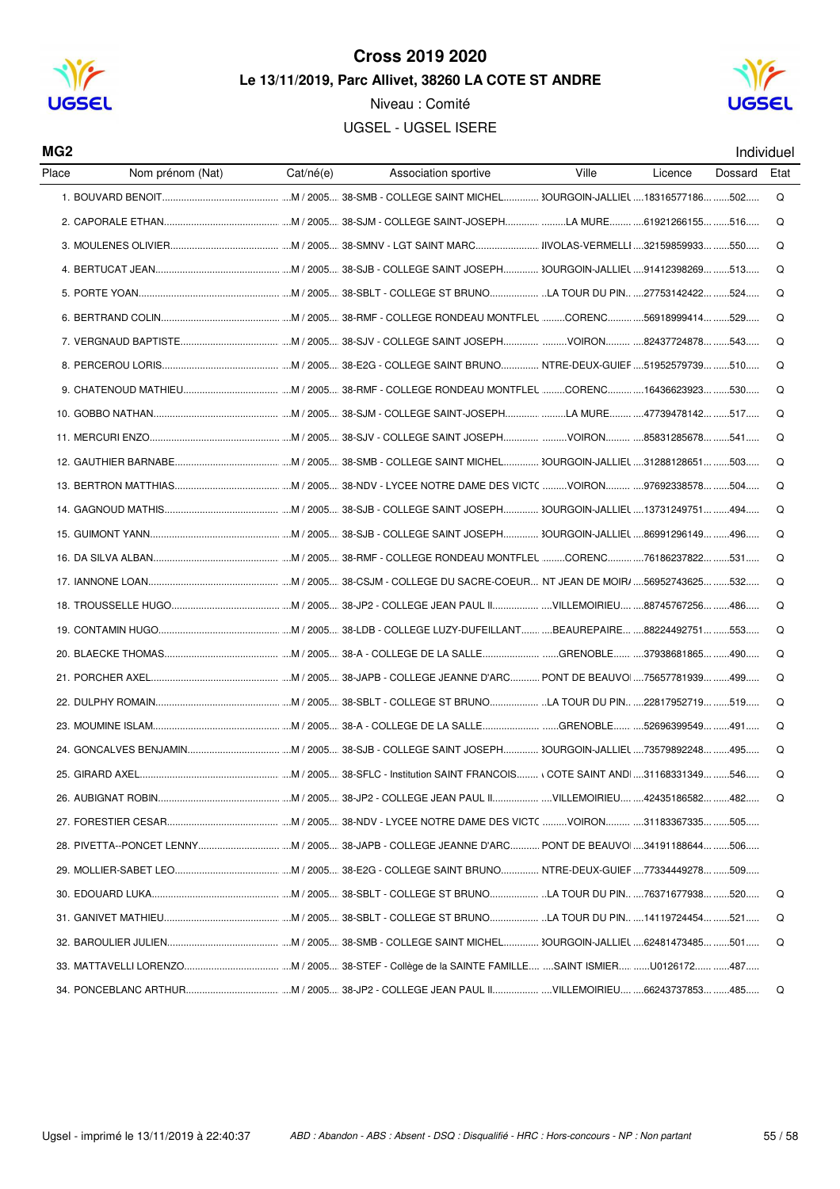# Cross 2019 2020

## Le 13/11/2019, Parc Allivet, 38260 LA COTE ST ANDRE

Niveau : Comité

UGSEL - UGSEL ISERE

**MG2** Individuel

| Place | Nom prénom (Nat) | Cat/né(e) | Association sportive | Ville | Licence | Dossard | Etat |
|---|---|---|---|---|---|---|---|
| 1. | BOUVARD BENOIT | M / 2005 | 38-SMB - COLLEGE SAINT MICHEL | 3OURGOIN-JALLIEU | 18316577186 | 502 | Q |
| 2. | CAPORALE ETHAN | M / 2005 | 38-SJM - COLLEGE SAINT-JOSEPH | LA MURE | 61921266155 | 516 | Q |
| 3. | MOULENES OLIVIER | M / 2005 | 38-SMNV - LGT SAINT MARC | IIVOLAS-VERMELLI | 32159859933 | 550 | Q |
| 4. | BERTUCAT JEAN | M / 2005 | 38-SJB - COLLEGE SAINT JOSEPH | 3OURGOIN-JALLIEU | 91412398269 | 513 | Q |
| 5. | PORTE YOAN | M / 2005 | 38-SBLT - COLLEGE ST BRUNO | LA TOUR DU PIN | 27753142422 | 524 | Q |
| 6. | BERTRAND COLIN | M / 2005 | 38-RMF - COLLEGE RONDEAU MONTFLEU | CORENC | 56918999414 | 529 | Q |
| 7. | VERGNAUD BAPTISTE | M / 2005 | 38-SJV - COLLEGE SAINT JOSEPH | VOIRON | 82437724878 | 543 | Q |
| 8. | PERCEROU LORIS | M / 2005 | 38-E2G - COLLEGE SAINT BRUNO | NTRE-DEUX-GUIEF | 51952579739 | 510 | Q |
| 9. | CHATENOUD MATHIEU | M / 2005 | 38-RMF - COLLEGE RONDEAU MONTFLEU | CORENC | 16436623923 | 530 | Q |
| 10. | GOBBO NATHAN | M / 2005 | 38-SJM - COLLEGE SAINT-JOSEPH | LA MURE | 47739478142 | 517 | Q |
| 11. | MERCURI ENZO | M / 2005 | 38-SJV - COLLEGE SAINT JOSEPH | VOIRON | 85831285678 | 541 | Q |
| 12. | GAUTHIER BARNABE | M / 2005 | 38-SMB - COLLEGE SAINT MICHEL | 3OURGOIN-JALLIEU | 31288128651 | 503 | Q |
| 13. | BERTRON MATTHIAS | M / 2005 | 38-NDV - LYCEE NOTRE DAME DES VICTO | VOIRON | 97692338578 | 504 | Q |
| 14. | GAGNOUD MATHIS | M / 2005 | 38-SJB - COLLEGE SAINT JOSEPH | 3OURGOIN-JALLIEU | 13731249751 | 494 | Q |
| 15. | GUIMONT YANN | M / 2005 | 38-SJB - COLLEGE SAINT JOSEPH | 3OURGOIN-JALLIEU | 86991296149 | 496 | Q |
| 16. | DA SILVA ALBAN | M / 2005 | 38-RMF - COLLEGE RONDEAU MONTFLEU | CORENC | 76186237822 | 531 | Q |
| 17. | IANNONE LOAN | M / 2005 | 38-CSJM - COLLEGE DU SACRE-COEUR | NT JEAN DE MOIR/ | 56952743625 | 532 | Q |
| 18. | TROUSSELLE HUGO | M / 2005 | 38-JP2 - COLLEGE JEAN PAUL II | VILLEMOIRIEU | 88745767256 | 486 | Q |
| 19. | CONTAMIN HUGO | M / 2005 | 38-LDB - COLLEGE LUZY-DUFEILLANT | BEAUREPAIRE | 88224492751 | 553 | Q |
| 20. | BLAECKE THOMAS | M / 2005 | 38-A - COLLEGE DE LA SALLE | GRENOBLE | 37938681865 | 490 | Q |
| 21. | PORCHER AXEL | M / 2005 | 38-JAPB - COLLEGE JEANNE D'ARC | PONT DE BEAUVOI | 75657781939 | 499 | Q |
| 22. | DULPHY ROMAIN | M / 2005 | 38-SBLT - COLLEGE ST BRUNO | LA TOUR DU PIN | 22817952719 | 519 | Q |
| 23. | MOUMINE ISLAM | M / 2005 | 38-A - COLLEGE DE LA SALLE | GRENOBLE | 52696399549 | 491 | Q |
| 24. | GONCALVES BENJAMIN | M / 2005 | 38-SJB - COLLEGE SAINT JOSEPH | 3OURGOIN-JALLIEU | 73579892248 | 495 | Q |
| 25. | GIRARD AXEL | M / 2005 | 38-SFLC - Institution SAINT FRANCOIS | COTE SAINT ANDI | 31168331349 | 546 | Q |
| 26. | AUBIGNAT ROBIN | M / 2005 | 38-JP2 - COLLEGE JEAN PAUL II | VILLEMOIRIEU | 42435186582 | 482 | Q |
| 27. | FORESTIER CESAR | M / 2005 | 38-NDV - LYCEE NOTRE DAME DES VICTO | VOIRON | 31183367335 | 505 | |
| 28. | PIVETTA--PONCET LENNY | M / 2005 | 38-JAPB - COLLEGE JEANNE D'ARC | PONT DE BEAUVOI | 34191188644 | 506 | |
| 29. | MOLLIER-SABET LEO | M / 2005 | 38-E2G - COLLEGE SAINT BRUNO | NTRE-DEUX-GUIEF | 77334449278 | 509 | |
| 30. | EDOUARD LUKA | M / 2005 | 38-SBLT - COLLEGE ST BRUNO | LA TOUR DU PIN | 76371677938 | 520 | Q |
| 31. | GANIVET MATHIEU | M / 2005 | 38-SBLT - COLLEGE ST BRUNO | LA TOUR DU PIN | 14119724454 | 521 | Q |
| 32. | BAROULIER JULIEN | M / 2005 | 38-SMB - COLLEGE SAINT MICHEL | 3OURGOIN-JALLIEU | 62481473485 | 501 | Q |
| 33. | MATTAVELLI LORENZO | M / 2005 | 38-STEF - Collège de la SAINTE FAMILLE | SAINT ISMIER | U0126172 | 487 | |
| 34. | PONCEBLANC ARTHUR | M / 2005 | 38-JP2 - COLLEGE JEAN PAUL II | VILLEMOIRIEU | 66243737853 | 485 | Q |

Ugsel - imprimé le 13/11/2019 à 22:40:37

*ABD : Abandon - ABS : Absent - DSQ : Disqualifié - HRC : Hors-concours - NP : Non partant*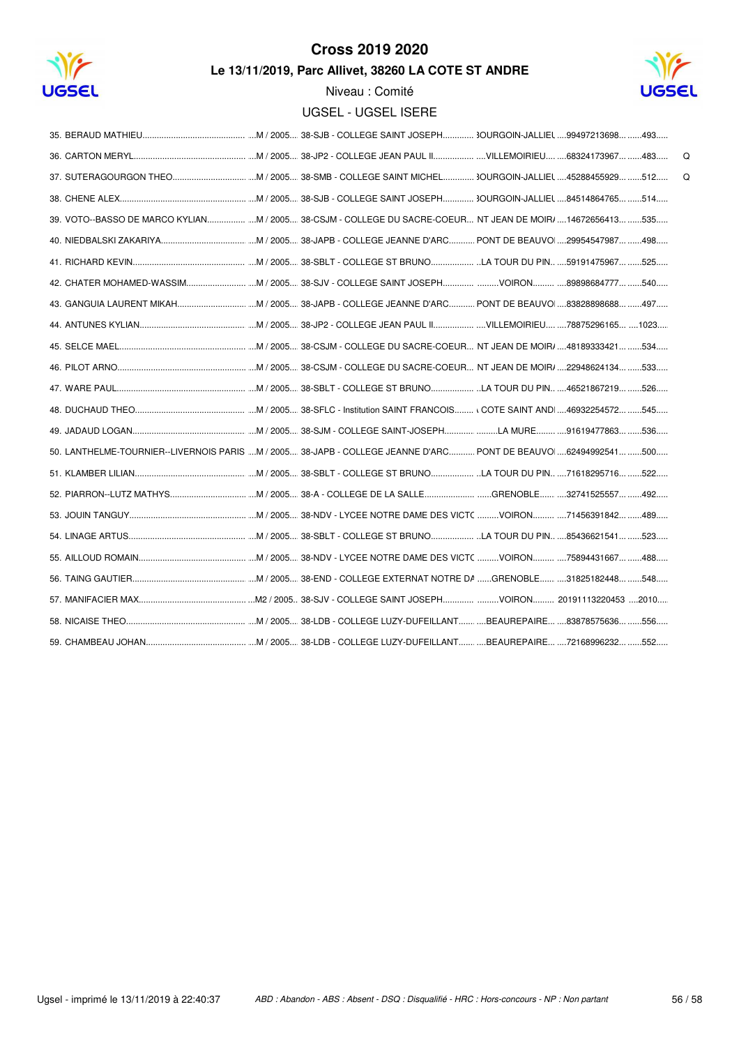# Cross 2019 2020

## Le 13/11/2019, Parc Allivet, 38260 LA COTE ST ANDRE

Niveau : Comité

UGSEL - UGSEL ISERE

| Rang | Nom | Cat. / Année | Établissement | Ville | Licence | Dossard | |
|---|---|---|---|---|---|---|---|
| 35. | BERAUD MATHIEU | M / 2005 | 38-SJB - COLLEGE SAINT JOSEPH | 3OURGOIN-JALLIEL | 99497213698 | 493 | |
| 36. | CARTON MERYL | M / 2005 | 38-JP2 - COLLEGE JEAN PAUL II | VILLEMOIRIEU | 68324173967 | 483 | Q |
| 37. | SUTERAGOURGON THEO | M / 2005 | 38-SMB - COLLEGE SAINT MICHEL | 3OURGOIN-JALLIEL | 45288455929 | 512 | Q |
| 38. | CHENE ALEX | M / 2005 | 38-SJB - COLLEGE SAINT JOSEPH | 3OURGOIN-JALLIEL | 84514864765 | 514 | |
| 39. | VOTO--BASSO DE MARCO KYLIAN | M / 2005 | 38-CSJM - COLLEGE DU SACRE-COEUR | NT JEAN DE MOIR/ | 14672656413 | 535 | |
| 40. | NIEDBALSKI ZAKARIYA | M / 2005 | 38-JAPB - COLLEGE JEANNE D'ARC | PONT DE BEAUVO | 29954547987 | 498 | |
| 41. | RICHARD KEVIN | M / 2005 | 38-SBLT - COLLEGE ST BRUNO | LA TOUR DU PIN | 59191475967 | 525 | |
| 42. | CHATER MOHAMED-WASSIM | M / 2005 | 38-SJV - COLLEGE SAINT JOSEPH | VOIRON | 89898684777 | 540 | |
| 43. | GANGUIA LAURENT MIKAH | M / 2005 | 38-JAPB - COLLEGE JEANNE D'ARC | PONT DE BEAUVO | 83828898688 | 497 | |
| 44. | ANTUNES KYLIAN | M / 2005 | 38-JP2 - COLLEGE JEAN PAUL II | VILLEMOIRIEU | 78875296165 | 1023 | |
| 45. | SELCE MAEL | M / 2005 | 38-CSJM - COLLEGE DU SACRE-COEUR | NT JEAN DE MOIR/ | 48189333421 | 534 | |
| 46. | PILOT ARNO | M / 2005 | 38-CSJM - COLLEGE DU SACRE-COEUR | NT JEAN DE MOIR/ | 22948624134 | 533 | |
| 47. | WARE PAUL | M / 2005 | 38-SBLT - COLLEGE ST BRUNO | LA TOUR DU PIN | 46521867219 | 526 | |
| 48. | DUCHAUD THEO | M / 2005 | 38-SFLC - Institution SAINT FRANCOIS | COTE SAINT ANDI | 46932254572 | 545 | |
| 49. | JADAUD LOGAN | M / 2005 | 38-SJM - COLLEGE SAINT-JOSEPH | LA MURE | 91619477863 | 536 | |
| 50. | LANTHELME-TOURNIER--LIVERNOIS PARIS | M / 2005 | 38-JAPB - COLLEGE JEANNE D'ARC | PONT DE BEAUVO | 62494992541 | 500 | |
| 51. | KLAMBER LILIAN | M / 2005 | 38-SBLT - COLLEGE ST BRUNO | LA TOUR DU PIN | 71618295716 | 522 | |
| 52. | PIARRON--LUTZ MATHYS | M / 2005 | 38-A - COLLEGE DE LA SALLE | GRENOBLE | 32741525557 | 492 | |
| 53. | JOUIN TANGUY | M / 2005 | 38-NDV - LYCEE NOTRE DAME DES VICTC | VOIRON | 71456391842 | 489 | |
| 54. | LINAGE ARTUS | M / 2005 | 38-SBLT - COLLEGE ST BRUNO | LA TOUR DU PIN | 85436621541 | 523 | |
| 55. | AILLOUD ROMAIN | M / 2005 | 38-NDV - LYCEE NOTRE DAME DES VICTC | VOIRON | 75894431667 | 488 | |
| 56. | TAING GAUTIER | M / 2005 | 38-END - COLLEGE EXTERNAT NOTRE DA | GRENOBLE | 31825182448 | 548 | |
| 57. | MANIFACIER MAX | M2 / 2005 | 38-SJV - COLLEGE SAINT JOSEPH | VOIRON | 20191113220453 | 2010 | |
| 58. | NICAISE THEO | M / 2005 | 38-LDB - COLLEGE LUZY-DUFEILLANT | BEAUREPAIRE | 83878575636 | 556 | |
| 59. | CHAMBEAU JOHAN | M / 2005 | 38-LDB - COLLEGE LUZY-DUFEILLANT | BEAUREPAIRE | 72168996232 | 552 | |

Ugsel - imprimé le 13/11/2019 à 22:40:37

*ABD : Abandon - ABS : Absent - DSQ : Disqualifié - HRC : Hors-concours - NP : Non partant*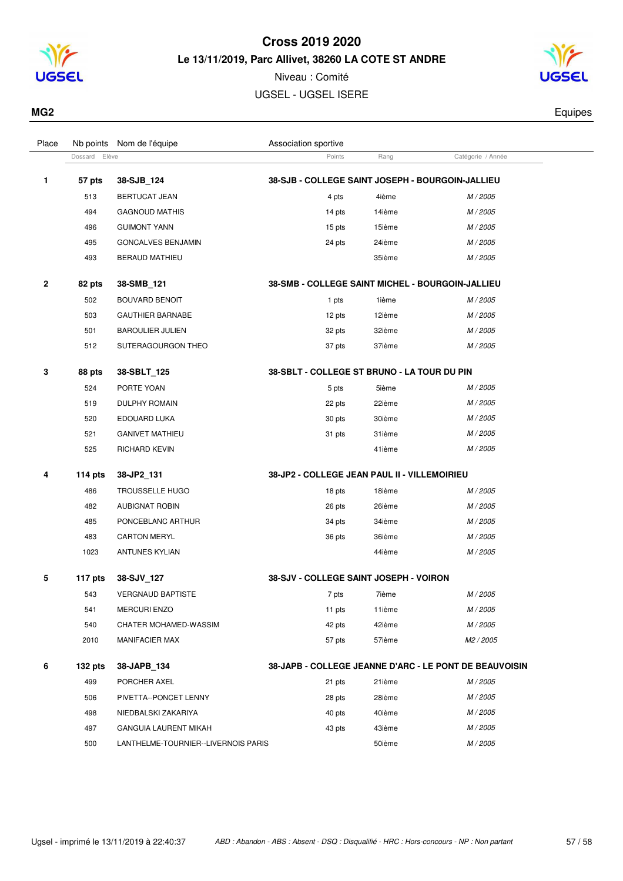# Cross 2019 2020

## Le 13/11/2019, Parc Allivet, 38260 LA COTE ST ANDRE

Niveau : Comité

UGSEL - UGSEL ISERE

**MG2** Equipes

| Place | Nb points | Nom de l'équipe | Association sportive | | |
|---|---|---|---|---|---|
| | Dossard | Elève | Points | Rang | Catégorie / Année |
| **1** | **57 pts** | **38-SJB_124** | **38-SJB - COLLEGE SAINT JOSEPH - BOURGOIN-JALLIEU** | | |
| | 513 | BERTUCAT JEAN | 4 pts | 4ième | *M / 2005* |
| | 494 | GAGNOUD MATHIS | 14 pts | 14ième | *M / 2005* |
| | 496 | GUIMONT YANN | 15 pts | 15ième | *M / 2005* |
| | 495 | GONCALVES BENJAMIN | 24 pts | 24ième | *M / 2005* |
| | 493 | BERAUD MATHIEU | | 35ième | *M / 2005* |
| **2** | **82 pts** | **38-SMB_121** | **38-SMB - COLLEGE SAINT MICHEL - BOURGOIN-JALLIEU** | | |
| | 502 | BOUVARD BENOIT | 1 pts | 1ième | *M / 2005* |
| | 503 | GAUTHIER BARNABE | 12 pts | 12ième | *M / 2005* |
| | 501 | BAROULIER JULIEN | 32 pts | 32ième | *M / 2005* |
| | 512 | SUTERAGOURGON THEO | 37 pts | 37ième | *M / 2005* |
| **3** | **88 pts** | **38-SBLT_125** | **38-SBLT - COLLEGE ST BRUNO - LA TOUR DU PIN** | | |
| | 524 | PORTE YOAN | 5 pts | 5ième | *M / 2005* |
| | 519 | DULPHY ROMAIN | 22 pts | 22ième | *M / 2005* |
| | 520 | EDOUARD LUKA | 30 pts | 30ième | *M / 2005* |
| | 521 | GANIVET MATHIEU | 31 pts | 31ième | *M / 2005* |
| | 525 | RICHARD KEVIN | | 41ième | *M / 2005* |
| **4** | **114 pts** | **38-JP2_131** | **38-JP2 - COLLEGE JEAN PAUL II - VILLEMOIRIEU** | | |
| | 486 | TROUSSELLE HUGO | 18 pts | 18ième | *M / 2005* |
| | 482 | AUBIGNAT ROBIN | 26 pts | 26ième | *M / 2005* |
| | 485 | PONCEBLANC ARTHUR | 34 pts | 34ième | *M / 2005* |
| | 483 | CARTON MERYL | 36 pts | 36ième | *M / 2005* |
| | 1023 | ANTUNES KYLIAN | | 44ième | *M / 2005* |
| **5** | **117 pts** | **38-SJV_127** | **38-SJV - COLLEGE SAINT JOSEPH - VOIRON** | | |
| | 543 | VERGNAUD BAPTISTE | 7 pts | 7ième | *M / 2005* |
| | 541 | MERCURI ENZO | 11 pts | 11ième | *M / 2005* |
| | 540 | CHATER MOHAMED-WASSIM | 42 pts | 42ième | *M / 2005* |
| | 2010 | MANIFACIER MAX | 57 pts | 57ième | *M2 / 2005* |
| **6** | **132 pts** | **38-JAPB_134** | **38-JAPB - COLLEGE JEANNE D'ARC - LE PONT DE BEAUVOISIN** | | |
| | 499 | PORCHER AXEL | 21 pts | 21ième | *M / 2005* |
| | 506 | PIVETTA--PONCET LENNY | 28 pts | 28ième | *M / 2005* |
| | 498 | NIEDBALSKI ZAKARIYA | 40 pts | 40ième | *M / 2005* |
| | 497 | GANGUIA LAURENT MIKAH | 43 pts | 43ième | *M / 2005* |
| | 500 | LANTHELME-TOURNIER--LIVERNOIS PARIS | | 50ième | *M / 2005* |

Ugsel - imprimé le 13/11/2019 à 22:40:37 *ABD : Abandon - ABS : Absent - DSQ : Disqualifié - HRC : Hors-concours - NP : Non partant*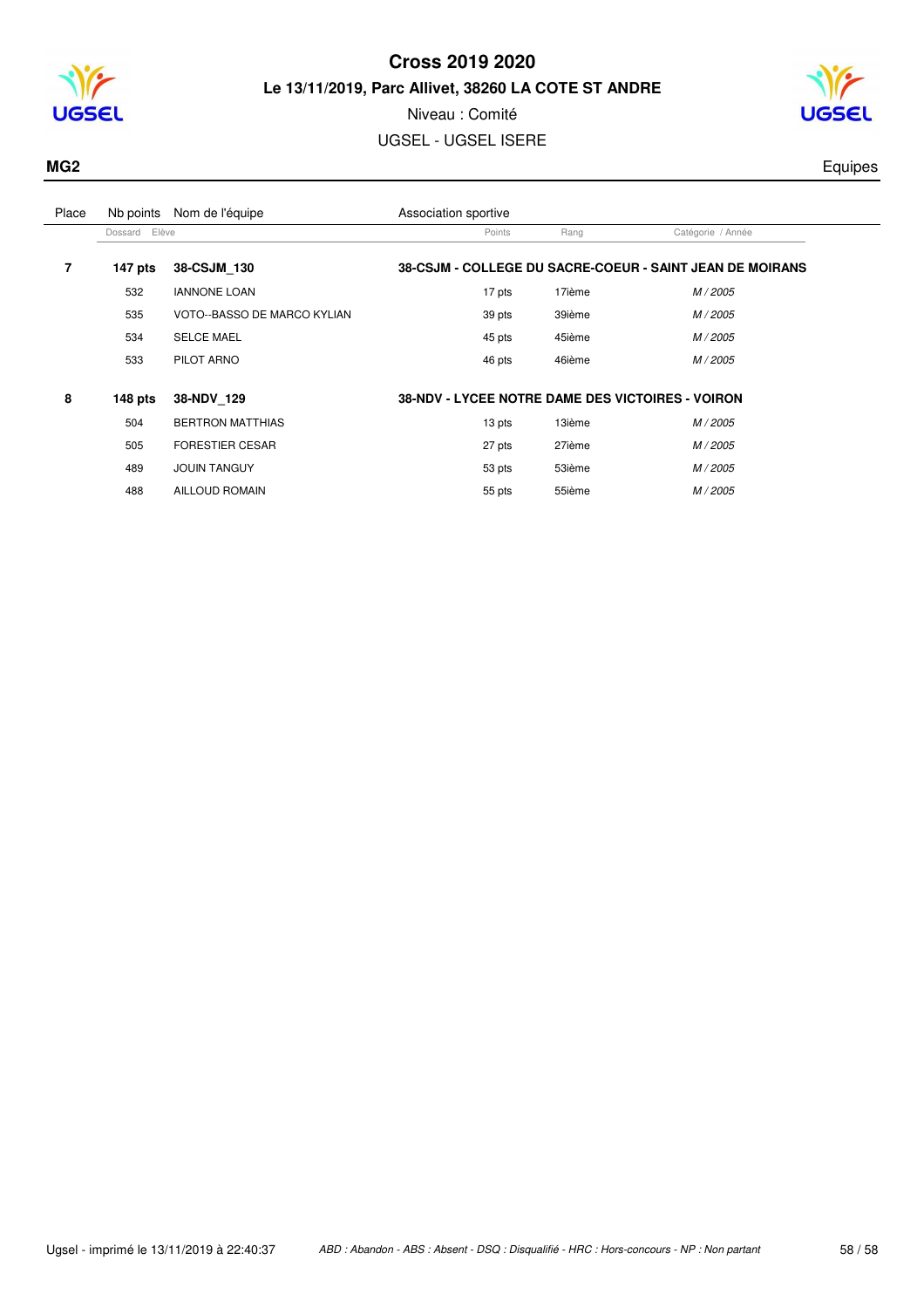# Cross 2019 2020

**Le 13/11/2019, Parc Allivet, 38260 LA COTE ST ANDRE**

Niveau : Comité

UGSEL - UGSEL ISERE

**MG2** Equipes

| Place | Nb points / Dossard | Nom de l'équipe / Elève | Association sportive / Points | Rang | Catégorie / Année |
|---|---|---|---|---|---|
| **7** | **147 pts** | **38-CSJM_130** | **38-CSJM - COLLEGE DU SACRE-COEUR - SAINT JEAN DE MOIRANS** | | |
| | 532 | IANNONE LOAN | 17 pts | 17ième | *M / 2005* |
| | 535 | VOTO--BASSO DE MARCO KYLIAN | 39 pts | 39ième | *M / 2005* |
| | 534 | SELCE MAEL | 45 pts | 45ième | *M / 2005* |
| | 533 | PILOT ARNO | 46 pts | 46ième | *M / 2005* |
| **8** | **148 pts** | **38-NDV_129** | **38-NDV - LYCEE NOTRE DAME DES VICTOIRES - VOIRON** | | |
| | 504 | BERTRON MATTHIAS | 13 pts | 13ième | *M / 2005* |
| | 505 | FORESTIER CESAR | 27 pts | 27ième | *M / 2005* |
| | 489 | JOUIN TANGUY | 53 pts | 53ième | *M / 2005* |
| | 488 | AILLOUD ROMAIN | 55 pts | 55ième | *M / 2005* |

Ugsel - imprimé le 13/11/2019 à 22:40:37

*ABD : Abandon - ABS : Absent - DSQ : Disqualifié - HRC : Hors-concours - NP : Non partant*